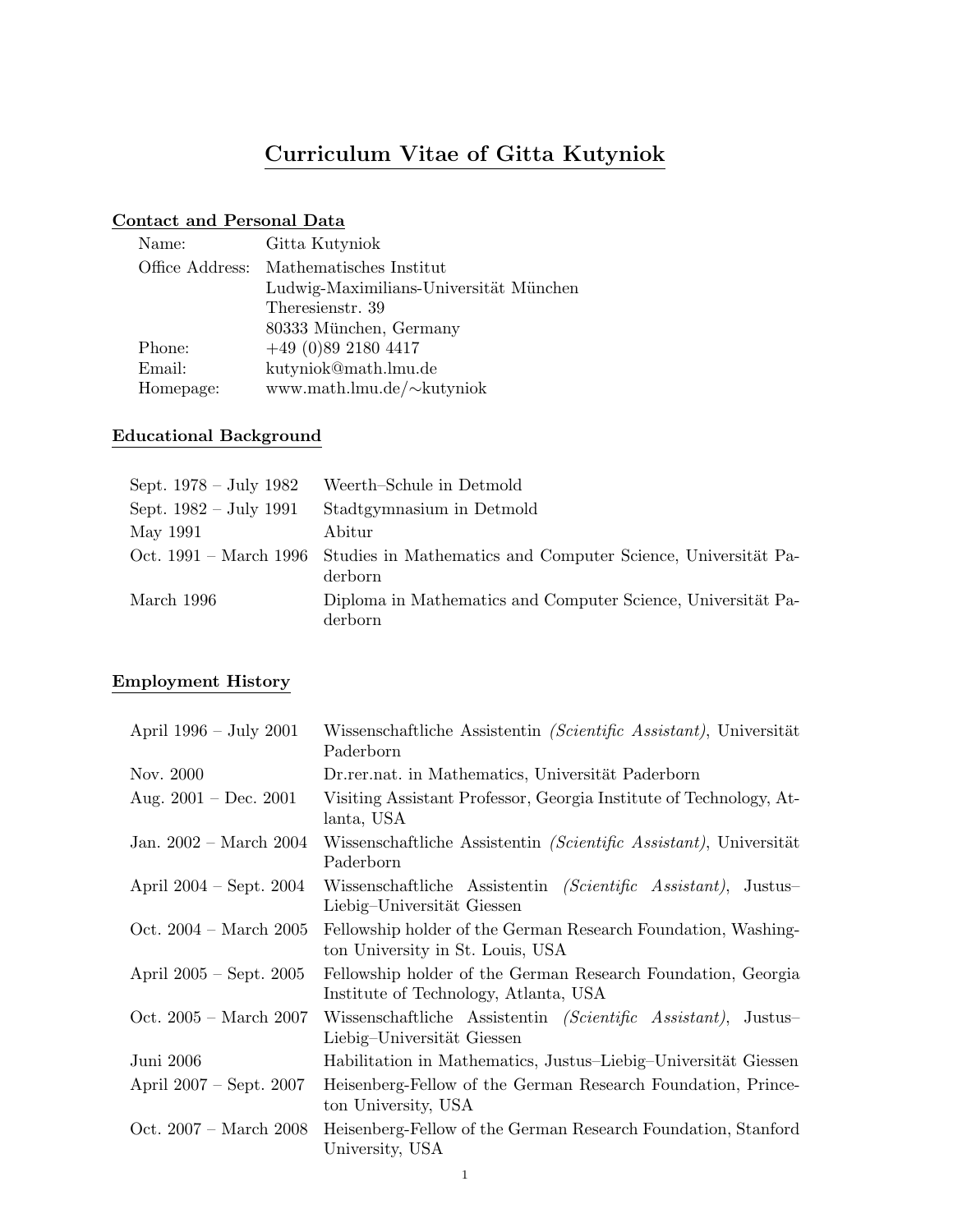# Curriculum Vitae of Gitta Kutyniok

## Contact and Personal Data

| | |
|---|---|
| Name: | Gitta Kutyniok |
| Office Address: | Mathematisches Institut<br>Ludwig-Maximilians-Universität München<br>Theresienstr. 39<br>80333 München, Germany |
| Phone: | +49 (0)89 2180 4417 |
| Email: | kutyniok@math.lmu.de |
| Homepage: | www.math.lmu.de/∼kutyniok |

## Educational Background

| | |
|---|---|
| Sept. 1978 – July 1982 | Weerth–Schule in Detmold |
| Sept. 1982 – July 1991 | Stadtgymnasium in Detmold |
| May 1991 | Abitur |
| Oct. 1991 – March 1996 | Studies in Mathematics and Computer Science, Universität Paderborn |
| March 1996 | Diploma in Mathematics and Computer Science, Universität Paderborn |

## Employment History

| | |
|---|---|
| April 1996 – July 2001 | Wissenschaftliche Assistentin *(Scientific Assistant)*, Universität Paderborn |
| Nov. 2000 | Dr.rer.nat. in Mathematics, Universität Paderborn |
| Aug. 2001 – Dec. 2001 | Visiting Assistant Professor, Georgia Institute of Technology, Atlanta, USA |
| Jan. 2002 – March 2004 | Wissenschaftliche Assistentin *(Scientific Assistant)*, Universität Paderborn |
| April 2004 – Sept. 2004 | Wissenschaftliche Assistentin *(Scientific Assistant)*, Justus–Liebig–Universität Giessen |
| Oct. 2004 – March 2005 | Fellowship holder of the German Research Foundation, Washington University in St. Louis, USA |
| April 2005 – Sept. 2005 | Fellowship holder of the German Research Foundation, Georgia Institute of Technology, Atlanta, USA |
| Oct. 2005 – March 2007 | Wissenschaftliche Assistentin *(Scientific Assistant)*, Justus–Liebig–Universität Giessen |
| Juni 2006 | Habilitation in Mathematics, Justus–Liebig–Universität Giessen |
| April 2007 – Sept. 2007 | Heisenberg-Fellow of the German Research Foundation, Princeton University, USA |
| Oct. 2007 – March 2008 | Heisenberg-Fellow of the German Research Foundation, Stanford University, USA |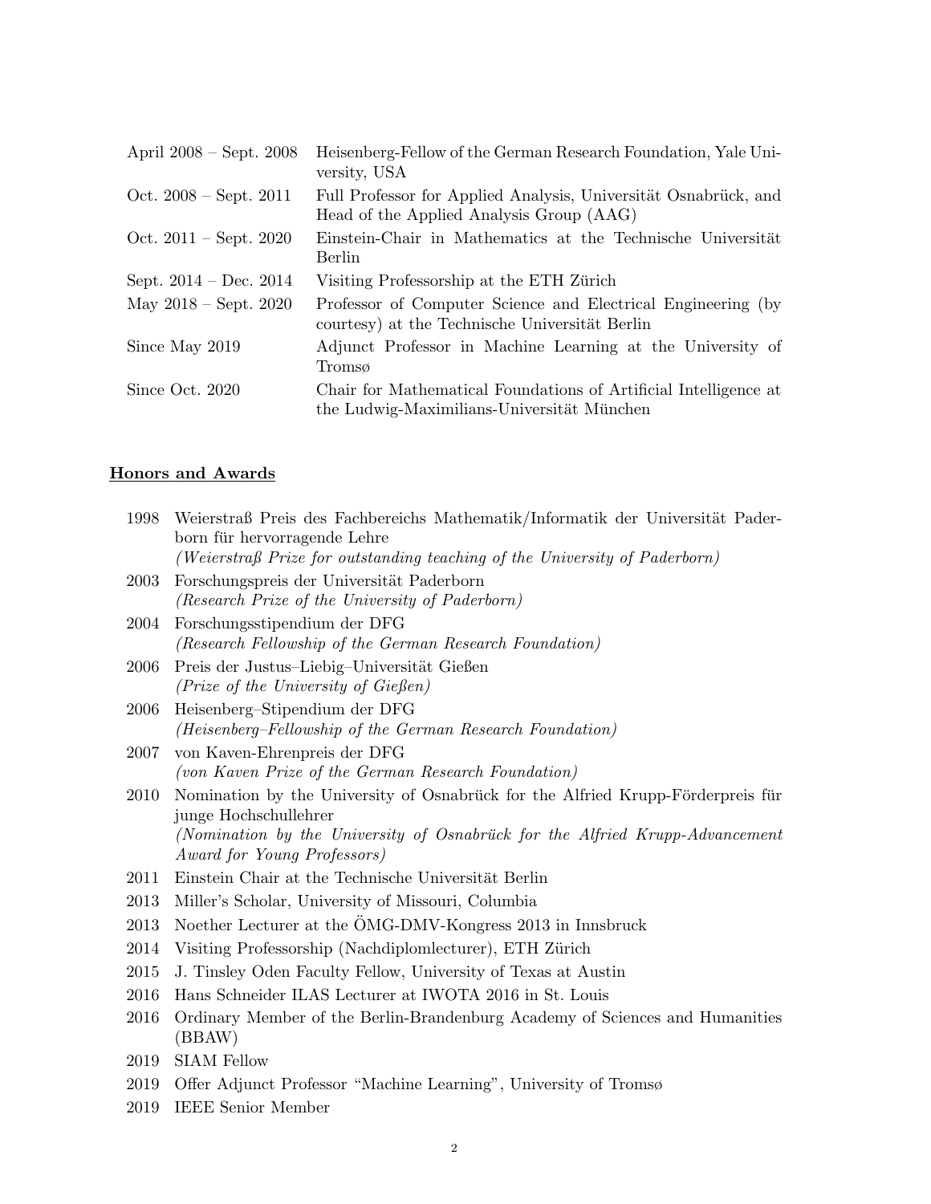| | |
|---|---|
| April 2008 – Sept. 2008 | Heisenberg-Fellow of the German Research Foundation, Yale University, USA |
| Oct. 2008 – Sept. 2011 | Full Professor for Applied Analysis, Universität Osnabrück, and Head of the Applied Analysis Group (AAG) |
| Oct. 2011 – Sept. 2020 | Einstein-Chair in Mathematics at the Technische Universität Berlin |
| Sept. 2014 – Dec. 2014 | Visiting Professorship at the ETH Zürich |
| May 2018 – Sept. 2020 | Professor of Computer Science and Electrical Engineering (by courtesy) at the Technische Universität Berlin |
| Since May 2019 | Adjunct Professor in Machine Learning at the University of Tromsø |
| Since Oct. 2020 | Chair for Mathematical Foundations of Artificial Intelligence at the Ludwig-Maximilians-Universität München |

## Honors and Awards

| | |
|---|---|
| 1998 | Weierstraß Preis des Fachbereichs Mathematik/Informatik der Universität Paderborn für hervorragende Lehre<br>*(Weierstraß Prize for outstanding teaching of the University of Paderborn)* |
| 2003 | Forschungspreis der Universität Paderborn<br>*(Research Prize of the University of Paderborn)* |
| 2004 | Forschungsstipendium der DFG<br>*(Research Fellowship of the German Research Foundation)* |
| 2006 | Preis der Justus–Liebig–Universität Gießen<br>*(Prize of the University of Gießen)* |
| 2006 | Heisenberg–Stipendium der DFG<br>*(Heisenberg–Fellowship of the German Research Foundation)* |
| 2007 | von Kaven-Ehrenpreis der DFG<br>*(von Kaven Prize of the German Research Foundation)* |
| 2010 | Nomination by the University of Osnabrück for the Alfried Krupp-Förderpreis für junge Hochschullehrer<br>*(Nomination by the University of Osnabrück for the Alfried Krupp-Advancement Award for Young Professors)* |
| 2011 | Einstein Chair at the Technische Universität Berlin |
| 2013 | Miller's Scholar, University of Missouri, Columbia |
| 2013 | Noether Lecturer at the ÖMG-DMV-Kongress 2013 in Innsbruck |
| 2014 | Visiting Professorship (Nachdiplomlecturer), ETH Zürich |
| 2015 | J. Tinsley Oden Faculty Fellow, University of Texas at Austin |
| 2016 | Hans Schneider ILAS Lecturer at IWOTA 2016 in St. Louis |
| 2016 | Ordinary Member of the Berlin-Brandenburg Academy of Sciences and Humanities (BBAW) |
| 2019 | SIAM Fellow |
| 2019 | Offer Adjunct Professor "Machine Learning", University of Tromsø |
| 2019 | IEEE Senior Member |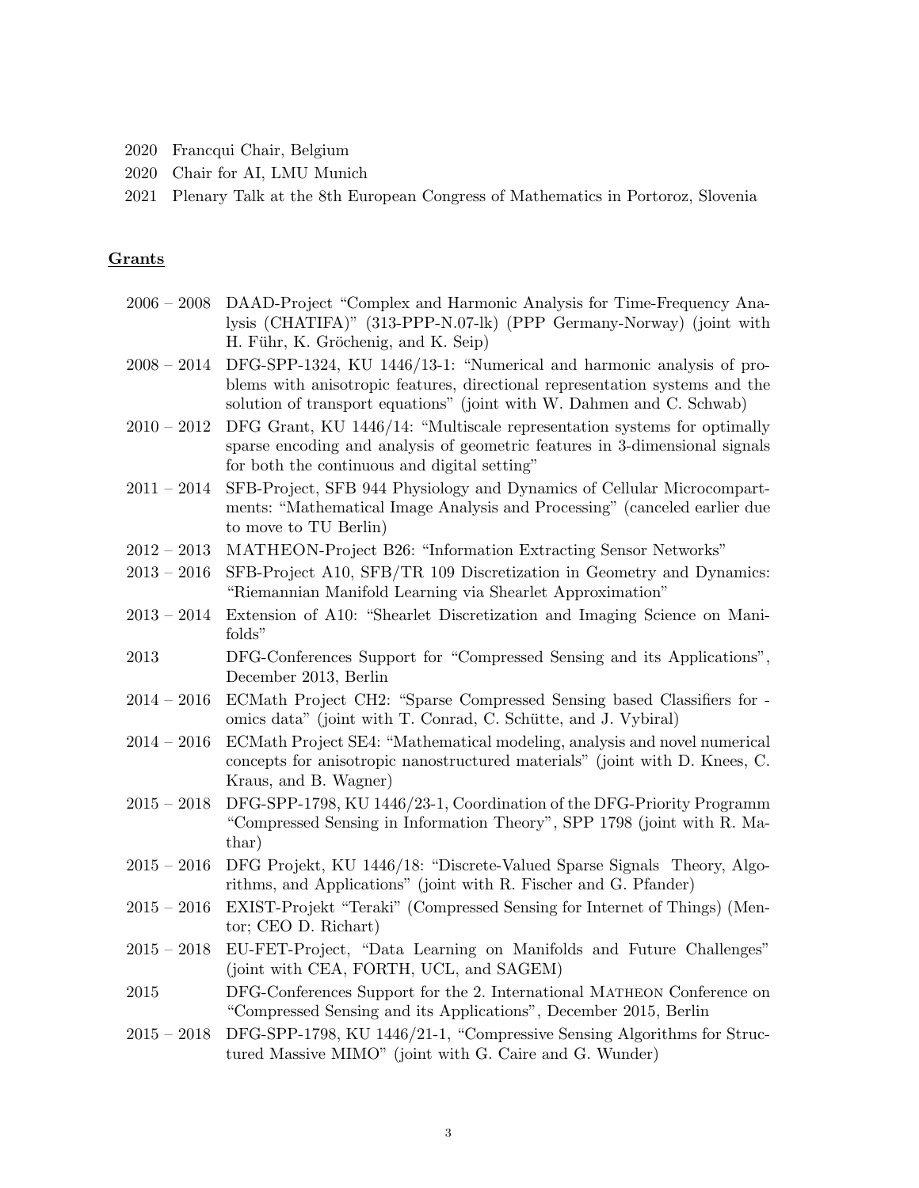2020 Francqui Chair, Belgium

2020 Chair for AI, LMU Munich

2021 Plenary Talk at the 8th European Congress of Mathematics in Portoroz, Slovenia

## Grants

2006 – 2008 DAAD-Project "Complex and Harmonic Analysis for Time-Frequency Analysis (CHATIFA)" (313-PPP-N.07-lk) (PPP Germany-Norway) (joint with H. Führ, K. Gröchenig, and K. Seip)

2008 – 2014 DFG-SPP-1324, KU 1446/13-1: "Numerical and harmonic analysis of problems with anisotropic features, directional representation systems and the solution of transport equations" (joint with W. Dahmen and C. Schwab)

2010 – 2012 DFG Grant, KU 1446/14: "Multiscale representation systems for optimally sparse encoding and analysis of geometric features in 3-dimensional signals for both the continuous and digital setting"

2011 – 2014 SFB-Project, SFB 944 Physiology and Dynamics of Cellular Microcompartments: "Mathematical Image Analysis and Processing" (canceled earlier due to move to TU Berlin)

2012 – 2013 MATHEON-Project B26: "Information Extracting Sensor Networks"

2013 – 2016 SFB-Project A10, SFB/TR 109 Discretization in Geometry and Dynamics: "Riemannian Manifold Learning via Shearlet Approximation"

2013 – 2014 Extension of A10: "Shearlet Discretization and Imaging Science on Manifolds"

2013 DFG-Conferences Support for "Compressed Sensing and its Applications", December 2013, Berlin

2014 – 2016 ECMath Project CH2: "Sparse Compressed Sensing based Classifiers for -omics data" (joint with T. Conrad, C. Schütte, and J. Vybiral)

2014 – 2016 ECMath Project SE4: "Mathematical modeling, analysis and novel numerical concepts for anisotropic nanostructured materials" (joint with D. Knees, C. Kraus, and B. Wagner)

2015 – 2018 DFG-SPP-1798, KU 1446/23-1, Coordination of the DFG-Priority Programm "Compressed Sensing in Information Theory", SPP 1798 (joint with R. Mathar)

2015 – 2016 DFG Projekt, KU 1446/18: "Discrete-Valued Sparse Signals Theory, Algorithms, and Applications" (joint with R. Fischer and G. Pfander)

2015 – 2016 EXIST-Projekt "Teraki" (Compressed Sensing for Internet of Things) (Mentor; CEO D. Richart)

2015 – 2018 EU-FET-Project, "Data Learning on Manifolds and Future Challenges" (joint with CEA, FORTH, UCL, and SAGEM)

2015 DFG-Conferences Support for the 2. International MATHEON Conference on "Compressed Sensing and its Applications", December 2015, Berlin

2015 – 2018 DFG-SPP-1798, KU 1446/21-1, "Compressive Sensing Algorithms for Structured Massive MIMO" (joint with G. Caire and G. Wunder)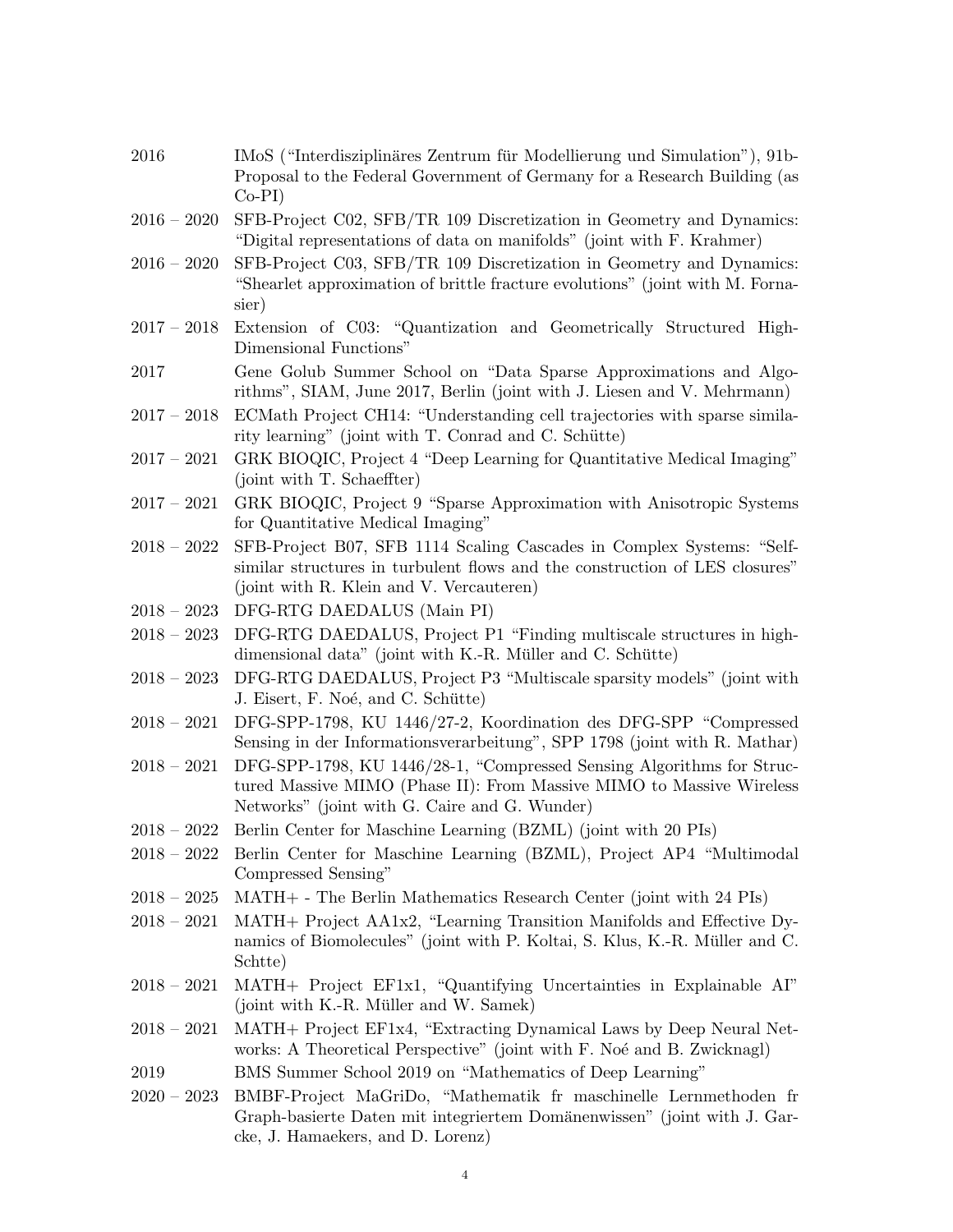2016 IMoS ("Interdisziplinäres Zentrum für Modellierung und Simulation"), 91b-Proposal to the Federal Government of Germany for a Research Building (as Co-PI)

2016 – 2020 SFB-Project C02, SFB/TR 109 Discretization in Geometry and Dynamics: "Digital representations of data on manifolds" (joint with F. Krahmer)

2016 – 2020 SFB-Project C03, SFB/TR 109 Discretization in Geometry and Dynamics: "Shearlet approximation of brittle fracture evolutions" (joint with M. Fornasier)

2017 – 2018 Extension of C03: "Quantization and Geometrically Structured High-Dimensional Functions"

2017 Gene Golub Summer School on "Data Sparse Approximations and Algorithms", SIAM, June 2017, Berlin (joint with J. Liesen and V. Mehrmann)

2017 – 2018 ECMath Project CH14: "Understanding cell trajectories with sparse similarity learning" (joint with T. Conrad and C. Schütte)

2017 – 2021 GRK BIOQIC, Project 4 "Deep Learning for Quantitative Medical Imaging" (joint with T. Schaeffter)

2017 – 2021 GRK BIOQIC, Project 9 "Sparse Approximation with Anisotropic Systems for Quantitative Medical Imaging"

2018 – 2022 SFB-Project B07, SFB 1114 Scaling Cascades in Complex Systems: "Self-similar structures in turbulent flows and the construction of LES closures" (joint with R. Klein and V. Vercauteren)

2018 – 2023 DFG-RTG DAEDALUS (Main PI)

2018 – 2023 DFG-RTG DAEDALUS, Project P1 "Finding multiscale structures in high-dimensional data" (joint with K.-R. Müller and C. Schütte)

2018 – 2023 DFG-RTG DAEDALUS, Project P3 "Multiscale sparsity models" (joint with J. Eisert, F. Noé, and C. Schütte)

2018 – 2021 DFG-SPP-1798, KU 1446/27-2, Koordination des DFG-SPP "Compressed Sensing in der Informationsverarbeitung", SPP 1798 (joint with R. Mathar)

2018 – 2021 DFG-SPP-1798, KU 1446/28-1, "Compressed Sensing Algorithms for Structured Massive MIMO (Phase II): From Massive MIMO to Massive Wireless Networks" (joint with G. Caire and G. Wunder)

2018 – 2022 Berlin Center for Maschine Learning (BZML) (joint with 20 PIs)

2018 – 2022 Berlin Center for Maschine Learning (BZML), Project AP4 "Multimodal Compressed Sensing"

2018 – 2025 MATH+ - The Berlin Mathematics Research Center (joint with 24 PIs)

2018 – 2021 MATH+ Project AA1x2, "Learning Transition Manifolds and Effective Dynamics of Biomolecules" (joint with P. Koltai, S. Klus, K.-R. Müller and C. Schtte)

2018 – 2021 MATH+ Project EF1x1, "Quantifying Uncertainties in Explainable AI" (joint with K.-R. Müller and W. Samek)

2018 – 2021 MATH+ Project EF1x4, "Extracting Dynamical Laws by Deep Neural Networks: A Theoretical Perspective" (joint with F. Noé and B. Zwicknagl)

2019 BMS Summer School 2019 on "Mathematics of Deep Learning"

2020 – 2023 BMBF-Project MaGriDo, "Mathematik fr maschinelle Lernmethoden fr Graph-basierte Daten mit integriertem Domänenwissen" (joint with J. Garcke, J. Hamaekers, and D. Lorenz)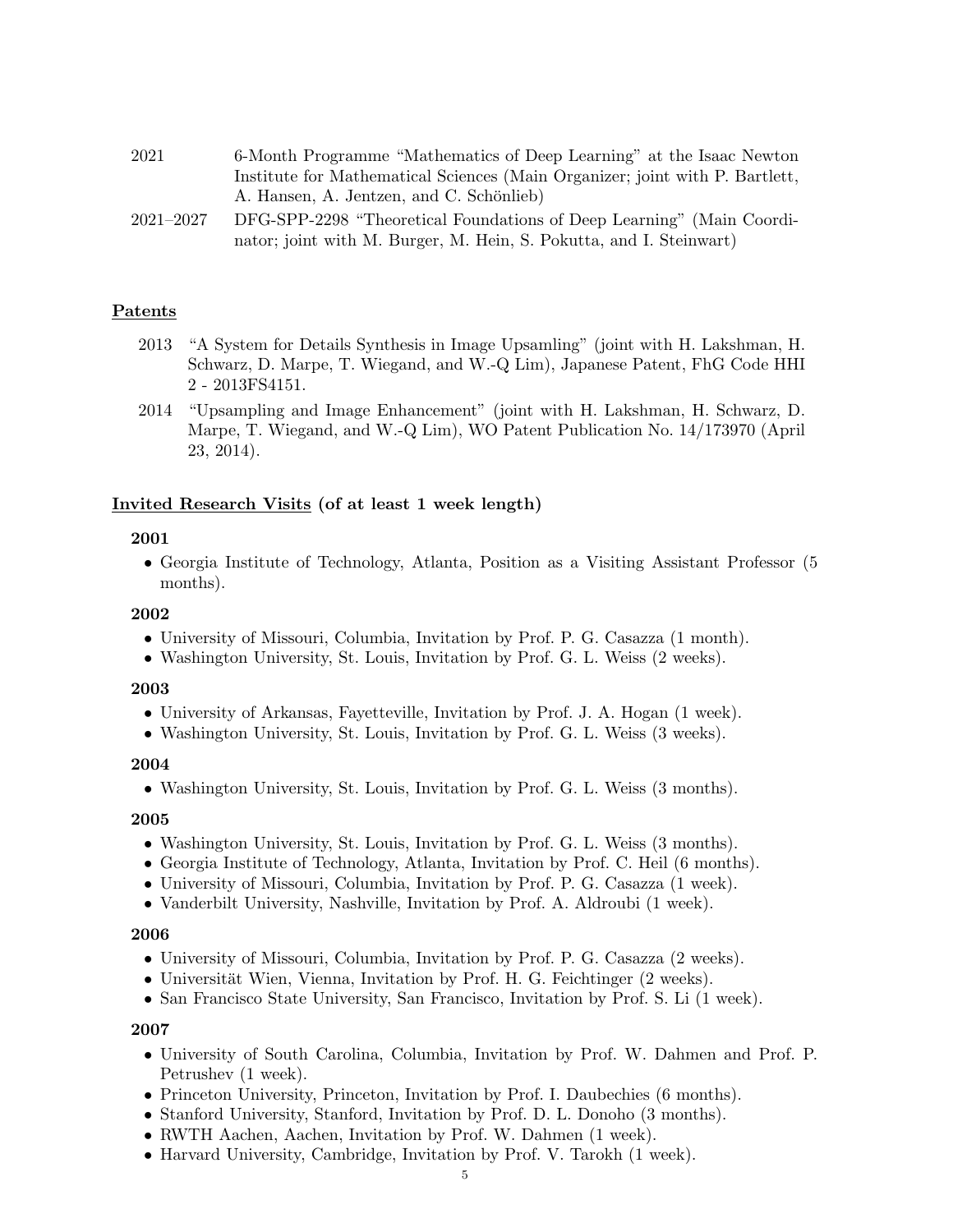2021 6-Month Programme "Mathematics of Deep Learning" at the Isaac Newton Institute for Mathematical Sciences (Main Organizer; joint with P. Bartlett, A. Hansen, A. Jentzen, and C. Schönlieb)

2021–2027 DFG-SPP-2298 "Theoretical Foundations of Deep Learning" (Main Coordinator; joint with M. Burger, M. Hein, S. Pokutta, and I. Steinwart)

## Patents

2013 "A System for Details Synthesis in Image Upsamling" (joint with H. Lakshman, H. Schwarz, D. Marpe, T. Wiegand, and W.-Q Lim), Japanese Patent, FhG Code HHI 2 - 2013FS4151.

2014 "Upsampling and Image Enhancement" (joint with H. Lakshman, H. Schwarz, D. Marpe, T. Wiegand, and W.-Q Lim), WO Patent Publication No. 14/173970 (April 23, 2014).

## Invited Research Visits (of at least 1 week length)

### 2001

- Georgia Institute of Technology, Atlanta, Position as a Visiting Assistant Professor (5 months).

### 2002

- University of Missouri, Columbia, Invitation by Prof. P. G. Casazza (1 month).
- Washington University, St. Louis, Invitation by Prof. G. L. Weiss (2 weeks).

### 2003

- University of Arkansas, Fayetteville, Invitation by Prof. J. A. Hogan (1 week).
- Washington University, St. Louis, Invitation by Prof. G. L. Weiss (3 weeks).

### 2004

- Washington University, St. Louis, Invitation by Prof. G. L. Weiss (3 months).

### 2005

- Washington University, St. Louis, Invitation by Prof. G. L. Weiss (3 months).
- Georgia Institute of Technology, Atlanta, Invitation by Prof. C. Heil (6 months).
- University of Missouri, Columbia, Invitation by Prof. P. G. Casazza (1 week).
- Vanderbilt University, Nashville, Invitation by Prof. A. Aldroubi (1 week).

### 2006

- University of Missouri, Columbia, Invitation by Prof. P. G. Casazza (2 weeks).
- Universität Wien, Vienna, Invitation by Prof. H. G. Feichtinger (2 weeks).
- San Francisco State University, San Francisco, Invitation by Prof. S. Li (1 week).

### 2007

- University of South Carolina, Columbia, Invitation by Prof. W. Dahmen and Prof. P. Petrushev (1 week).
- Princeton University, Princeton, Invitation by Prof. I. Daubechies (6 months).
- Stanford University, Stanford, Invitation by Prof. D. L. Donoho (3 months).
- RWTH Aachen, Aachen, Invitation by Prof. W. Dahmen (1 week).
- Harvard University, Cambridge, Invitation by Prof. V. Tarokh (1 week).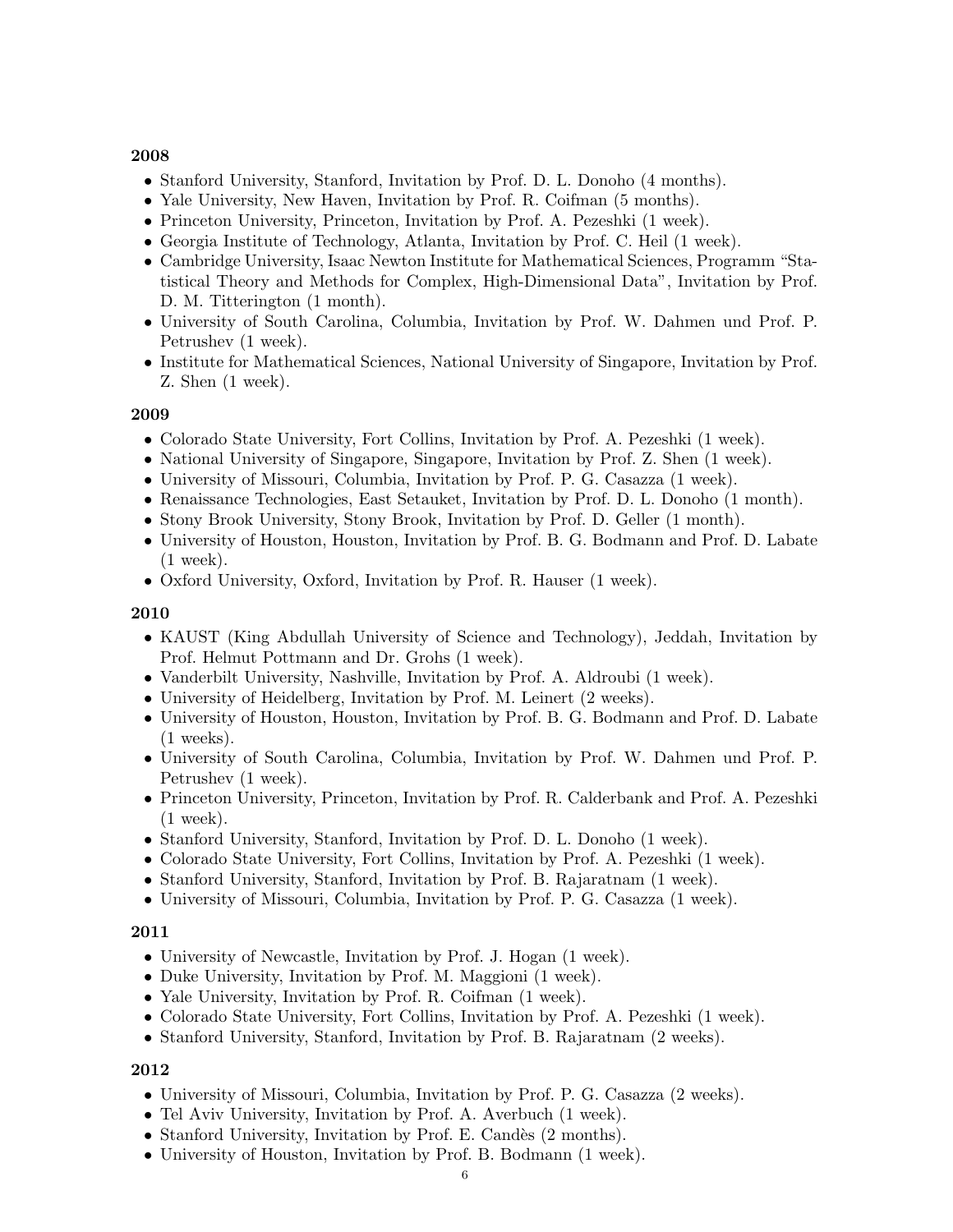**2008**

- Stanford University, Stanford, Invitation by Prof. D. L. Donoho (4 months).
- Yale University, New Haven, Invitation by Prof. R. Coifman (5 months).
- Princeton University, Princeton, Invitation by Prof. A. Pezeshki (1 week).
- Georgia Institute of Technology, Atlanta, Invitation by Prof. C. Heil (1 week).
- Cambridge University, Isaac Newton Institute for Mathematical Sciences, Programm "Statistical Theory and Methods for Complex, High-Dimensional Data", Invitation by Prof. D. M. Titterington (1 month).
- University of South Carolina, Columbia, Invitation by Prof. W. Dahmen und Prof. P. Petrushev (1 week).
- Institute for Mathematical Sciences, National University of Singapore, Invitation by Prof. Z. Shen (1 week).

**2009**

- Colorado State University, Fort Collins, Invitation by Prof. A. Pezeshki (1 week).
- National University of Singapore, Singapore, Invitation by Prof. Z. Shen (1 week).
- University of Missouri, Columbia, Invitation by Prof. P. G. Casazza (1 week).
- Renaissance Technologies, East Setauket, Invitation by Prof. D. L. Donoho (1 month).
- Stony Brook University, Stony Brook, Invitation by Prof. D. Geller (1 month).
- University of Houston, Houston, Invitation by Prof. B. G. Bodmann and Prof. D. Labate (1 week).
- Oxford University, Oxford, Invitation by Prof. R. Hauser (1 week).

**2010**

- KAUST (King Abdullah University of Science and Technology), Jeddah, Invitation by Prof. Helmut Pottmann and Dr. Grohs (1 week).
- Vanderbilt University, Nashville, Invitation by Prof. A. Aldroubi (1 week).
- University of Heidelberg, Invitation by Prof. M. Leinert (2 weeks).
- University of Houston, Houston, Invitation by Prof. B. G. Bodmann and Prof. D. Labate (1 weeks).
- University of South Carolina, Columbia, Invitation by Prof. W. Dahmen und Prof. P. Petrushev (1 week).
- Princeton University, Princeton, Invitation by Prof. R. Calderbank and Prof. A. Pezeshki (1 week).
- Stanford University, Stanford, Invitation by Prof. D. L. Donoho (1 week).
- Colorado State University, Fort Collins, Invitation by Prof. A. Pezeshki (1 week).
- Stanford University, Stanford, Invitation by Prof. B. Rajaratnam (1 week).
- University of Missouri, Columbia, Invitation by Prof. P. G. Casazza (1 week).

**2011**

- University of Newcastle, Invitation by Prof. J. Hogan (1 week).
- Duke University, Invitation by Prof. M. Maggioni (1 week).
- Yale University, Invitation by Prof. R. Coifman (1 week).
- Colorado State University, Fort Collins, Invitation by Prof. A. Pezeshki (1 week).
- Stanford University, Stanford, Invitation by Prof. B. Rajaratnam (2 weeks).

**2012**

- University of Missouri, Columbia, Invitation by Prof. P. G. Casazza (2 weeks).
- Tel Aviv University, Invitation by Prof. A. Averbuch (1 week).
- Stanford University, Invitation by Prof. E. Candès (2 months).
- University of Houston, Invitation by Prof. B. Bodmann (1 week).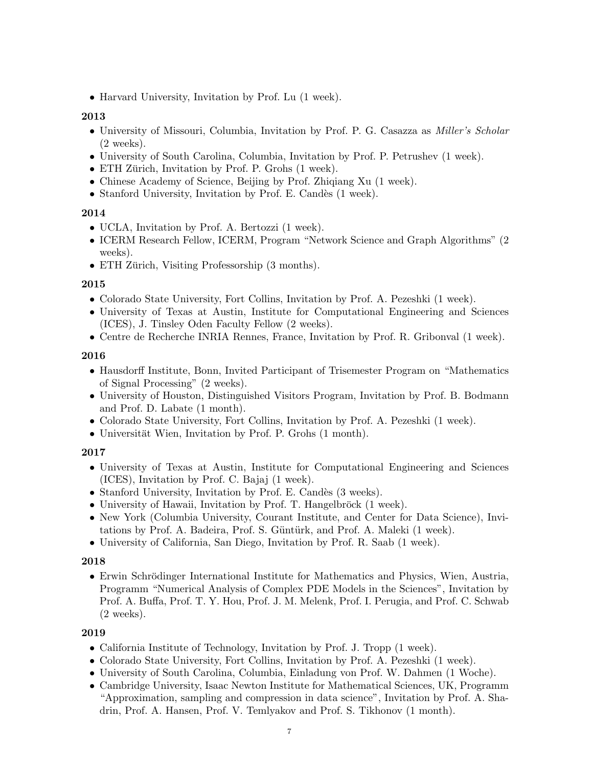- Harvard University, Invitation by Prof. Lu (1 week).

**2013**

- University of Missouri, Columbia, Invitation by Prof. P. G. Casazza as *Miller's Scholar* (2 weeks).
- University of South Carolina, Columbia, Invitation by Prof. P. Petrushev (1 week).
- ETH Zürich, Invitation by Prof. P. Grohs (1 week).
- Chinese Academy of Science, Beijing by Prof. Zhiqiang Xu (1 week).
- Stanford University, Invitation by Prof. E. Candès (1 week).

**2014**

- UCLA, Invitation by Prof. A. Bertozzi (1 week).
- ICERM Research Fellow, ICERM, Program "Network Science and Graph Algorithms" (2 weeks).
- ETH Zürich, Visiting Professorship (3 months).

**2015**

- Colorado State University, Fort Collins, Invitation by Prof. A. Pezeshki (1 week).
- University of Texas at Austin, Institute for Computational Engineering and Sciences (ICES), J. Tinsley Oden Faculty Fellow (2 weeks).
- Centre de Recherche INRIA Rennes, France, Invitation by Prof. R. Gribonval (1 week).

**2016**

- Hausdorff Institute, Bonn, Invited Participant of Trisemester Program on "Mathematics of Signal Processing" (2 weeks).
- University of Houston, Distinguished Visitors Program, Invitation by Prof. B. Bodmann and Prof. D. Labate (1 month).
- Colorado State University, Fort Collins, Invitation by Prof. A. Pezeshki (1 week).
- Universität Wien, Invitation by Prof. P. Grohs (1 month).

**2017**

- University of Texas at Austin, Institute for Computational Engineering and Sciences (ICES), Invitation by Prof. C. Bajaj (1 week).
- Stanford University, Invitation by Prof. E. Candès (3 weeks).
- University of Hawaii, Invitation by Prof. T. Hangelbröck (1 week).
- New York (Columbia University, Courant Institute, and Center for Data Science), Invitations by Prof. A. Badeira, Prof. S. Güntürk, and Prof. A. Maleki (1 week).
- University of California, San Diego, Invitation by Prof. R. Saab (1 week).

**2018**

- Erwin Schrödinger International Institute for Mathematics and Physics, Wien, Austria, Programm "Numerical Analysis of Complex PDE Models in the Sciences", Invitation by Prof. A. Buffa, Prof. T. Y. Hou, Prof. J. M. Melenk, Prof. I. Perugia, and Prof. C. Schwab (2 weeks).

**2019**

- California Institute of Technology, Invitation by Prof. J. Tropp (1 week).
- Colorado State University, Fort Collins, Invitation by Prof. A. Pezeshki (1 week).
- University of South Carolina, Columbia, Einladung von Prof. W. Dahmen (1 Woche).
- Cambridge University, Isaac Newton Institute for Mathematical Sciences, UK, Programm "Approximation, sampling and compression in data science", Invitation by Prof. A. Shadrin, Prof. A. Hansen, Prof. V. Temlyakov and Prof. S. Tikhonov (1 month).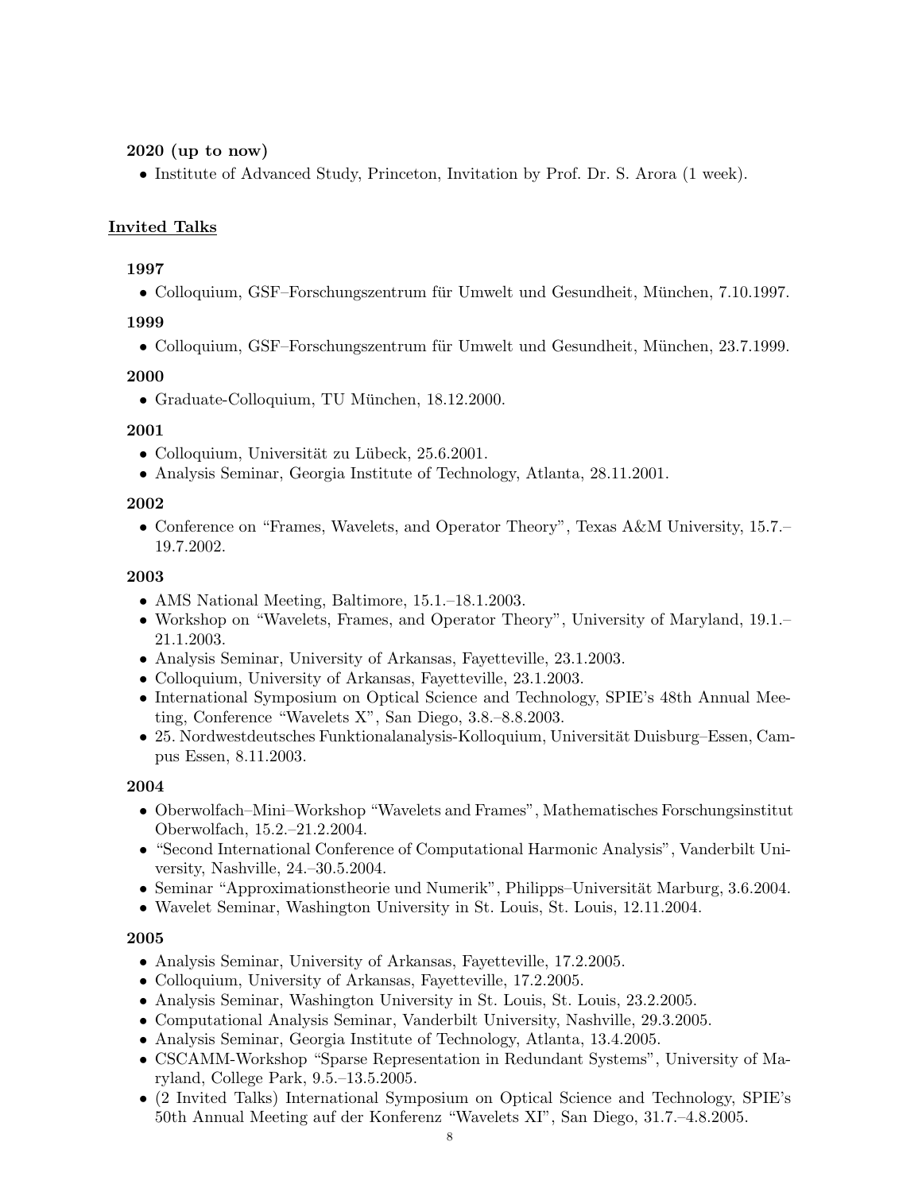**2020 (up to now)**

- Institute of Advanced Study, Princeton, Invitation by Prof. Dr. S. Arora (1 week).

## Invited Talks

**1997**

- Colloquium, GSF–Forschungszentrum für Umwelt und Gesundheit, München, 7.10.1997.

**1999**

- Colloquium, GSF–Forschungszentrum für Umwelt und Gesundheit, München, 23.7.1999.

**2000**

- Graduate-Colloquium, TU München, 18.12.2000.

**2001**

- Colloquium, Universität zu Lübeck, 25.6.2001.
- Analysis Seminar, Georgia Institute of Technology, Atlanta, 28.11.2001.

**2002**

- Conference on "Frames, Wavelets, and Operator Theory", Texas A&M University, 15.7.–19.7.2002.

**2003**

- AMS National Meeting, Baltimore, 15.1.–18.1.2003.
- Workshop on "Wavelets, Frames, and Operator Theory", University of Maryland, 19.1.–21.1.2003.
- Analysis Seminar, University of Arkansas, Fayetteville, 23.1.2003.
- Colloquium, University of Arkansas, Fayetteville, 23.1.2003.
- International Symposium on Optical Science and Technology, SPIE's 48th Annual Meeting, Conference "Wavelets X", San Diego, 3.8.–8.8.2003.
- 25. Nordwestdeutsches Funktionalanalysis-Kolloquium, Universität Duisburg–Essen, Campus Essen, 8.11.2003.

**2004**

- Oberwolfach–Mini–Workshop "Wavelets and Frames", Mathematisches Forschungsinstitut Oberwolfach, 15.2.–21.2.2004.
- "Second International Conference of Computational Harmonic Analysis", Vanderbilt University, Nashville, 24.–30.5.2004.
- Seminar "Approximationstheorie und Numerik", Philipps–Universität Marburg, 3.6.2004.
- Wavelet Seminar, Washington University in St. Louis, St. Louis, 12.11.2004.

**2005**

- Analysis Seminar, University of Arkansas, Fayetteville, 17.2.2005.
- Colloquium, University of Arkansas, Fayetteville, 17.2.2005.
- Analysis Seminar, Washington University in St. Louis, St. Louis, 23.2.2005.
- Computational Analysis Seminar, Vanderbilt University, Nashville, 29.3.2005.
- Analysis Seminar, Georgia Institute of Technology, Atlanta, 13.4.2005.
- CSCAMM-Workshop "Sparse Representation in Redundant Systems", University of Maryland, College Park, 9.5.–13.5.2005.
- (2 Invited Talks) International Symposium on Optical Science and Technology, SPIE's 50th Annual Meeting auf der Konferenz "Wavelets XI", San Diego, 31.7.–4.8.2005.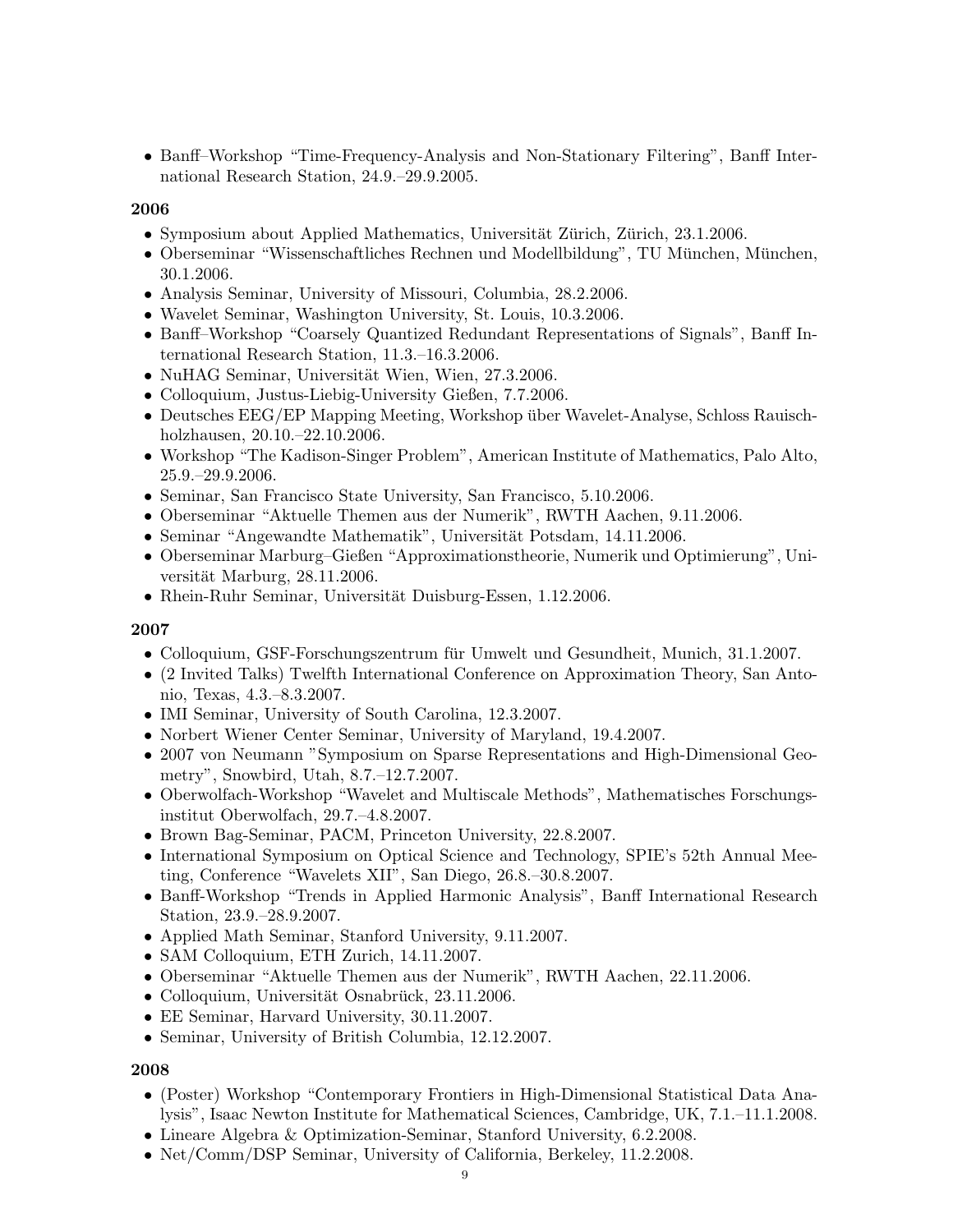- Banff–Workshop "Time-Frequency-Analysis and Non-Stationary Filtering", Banff International Research Station, 24.9.–29.9.2005.

**2006**

- Symposium about Applied Mathematics, Universität Zürich, Zürich, 23.1.2006.
- Oberseminar "Wissenschaftliches Rechnen und Modellbildung", TU München, München, 30.1.2006.
- Analysis Seminar, University of Missouri, Columbia, 28.2.2006.
- Wavelet Seminar, Washington University, St. Louis, 10.3.2006.
- Banff–Workshop "Coarsely Quantized Redundant Representations of Signals", Banff International Research Station, 11.3.–16.3.2006.
- NuHAG Seminar, Universität Wien, Wien, 27.3.2006.
- Colloquium, Justus-Liebig-University Gießen, 7.7.2006.
- Deutsches EEG/EP Mapping Meeting, Workshop über Wavelet-Analyse, Schloss Rauischholzhausen, 20.10.–22.10.2006.
- Workshop "The Kadison-Singer Problem", American Institute of Mathematics, Palo Alto, 25.9.–29.9.2006.
- Seminar, San Francisco State University, San Francisco, 5.10.2006.
- Oberseminar "Aktuelle Themen aus der Numerik", RWTH Aachen, 9.11.2006.
- Seminar "Angewandte Mathematik", Universität Potsdam, 14.11.2006.
- Oberseminar Marburg–Gießen "Approximationstheorie, Numerik und Optimierung", Universität Marburg, 28.11.2006.
- Rhein-Ruhr Seminar, Universität Duisburg-Essen, 1.12.2006.

**2007**

- Colloquium, GSF-Forschungszentrum für Umwelt und Gesundheit, Munich, 31.1.2007.
- (2 Invited Talks) Twelfth International Conference on Approximation Theory, San Antonio, Texas, 4.3.–8.3.2007.
- IMI Seminar, University of South Carolina, 12.3.2007.
- Norbert Wiener Center Seminar, University of Maryland, 19.4.2007.
- 2007 von Neumann "Symposium on Sparse Representations and High-Dimensional Geometry", Snowbird, Utah, 8.7.–12.7.2007.
- Oberwolfach-Workshop "Wavelet and Multiscale Methods", Mathematisches Forschungsinstitut Oberwolfach, 29.7.–4.8.2007.
- Brown Bag-Seminar, PACM, Princeton University, 22.8.2007.
- International Symposium on Optical Science and Technology, SPIE's 52th Annual Meeting, Conference "Wavelets XII", San Diego, 26.8.–30.8.2007.
- Banff-Workshop "Trends in Applied Harmonic Analysis", Banff International Research Station, 23.9.–28.9.2007.
- Applied Math Seminar, Stanford University, 9.11.2007.
- SAM Colloquium, ETH Zurich, 14.11.2007.
- Oberseminar "Aktuelle Themen aus der Numerik", RWTH Aachen, 22.11.2006.
- Colloquium, Universität Osnabrück, 23.11.2006.
- EE Seminar, Harvard University, 30.11.2007.
- Seminar, University of British Columbia, 12.12.2007.

**2008**

- (Poster) Workshop "Contemporary Frontiers in High-Dimensional Statistical Data Analysis", Isaac Newton Institute for Mathematical Sciences, Cambridge, UK, 7.1.–11.1.2008.
- Lineare Algebra & Optimization-Seminar, Stanford University, 6.2.2008.
- Net/Comm/DSP Seminar, University of California, Berkeley, 11.2.2008.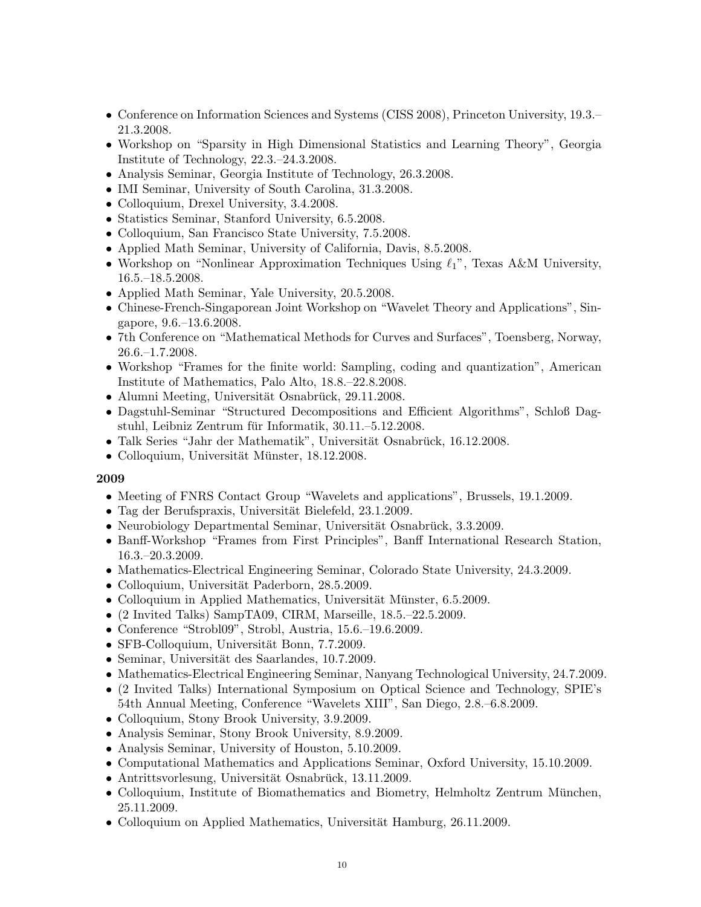- Conference on Information Sciences and Systems (CISS 2008), Princeton University, 19.3.–21.3.2008.
- Workshop on "Sparsity in High Dimensional Statistics and Learning Theory", Georgia Institute of Technology, 22.3.–24.3.2008.
- Analysis Seminar, Georgia Institute of Technology, 26.3.2008.
- IMI Seminar, University of South Carolina, 31.3.2008.
- Colloquium, Drexel University, 3.4.2008.
- Statistics Seminar, Stanford University, 6.5.2008.
- Colloquium, San Francisco State University, 7.5.2008.
- Applied Math Seminar, University of California, Davis, 8.5.2008.
- Workshop on "Nonlinear Approximation Techniques Using $\ell_1$", Texas A&M University, 16.5.–18.5.2008.
- Applied Math Seminar, Yale University, 20.5.2008.
- Chinese-French-Singaporean Joint Workshop on "Wavelet Theory and Applications", Singapore, 9.6.–13.6.2008.
- 7th Conference on "Mathematical Methods for Curves and Surfaces", Toensberg, Norway, 26.6.–1.7.2008.
- Workshop "Frames for the finite world: Sampling, coding and quantization", American Institute of Mathematics, Palo Alto, 18.8.–22.8.2008.
- Alumni Meeting, Universität Osnabrück, 29.11.2008.
- Dagstuhl-Seminar "Structured Decompositions and Efficient Algorithms", Schloß Dagstuhl, Leibniz Zentrum für Informatik, 30.11.–5.12.2008.
- Talk Series "Jahr der Mathematik", Universität Osnabrück, 16.12.2008.
- Colloquium, Universität Münster, 18.12.2008.

**2009**

- Meeting of FNRS Contact Group "Wavelets and applications", Brussels, 19.1.2009.
- Tag der Berufspraxis, Universität Bielefeld, 23.1.2009.
- Neurobiology Departmental Seminar, Universität Osnabrück, 3.3.2009.
- Banff-Workshop "Frames from First Principles", Banff International Research Station, 16.3.–20.3.2009.
- Mathematics-Electrical Engineering Seminar, Colorado State University, 24.3.2009.
- Colloquium, Universität Paderborn, 28.5.2009.
- Colloquium in Applied Mathematics, Universität Münster, 6.5.2009.
- (2 Invited Talks) SampTA09, CIRM, Marseille, 18.5.–22.5.2009.
- Conference "Strobl09", Strobl, Austria, 15.6.–19.6.2009.
- SFB-Colloquium, Universität Bonn, 7.7.2009.
- Seminar, Universität des Saarlandes, 10.7.2009.
- Mathematics-Electrical Engineering Seminar, Nanyang Technological University, 24.7.2009.
- (2 Invited Talks) International Symposium on Optical Science and Technology, SPIE's 54th Annual Meeting, Conference "Wavelets XIII", San Diego, 2.8.–6.8.2009.
- Colloquium, Stony Brook University, 3.9.2009.
- Analysis Seminar, Stony Brook University, 8.9.2009.
- Analysis Seminar, University of Houston, 5.10.2009.
- Computational Mathematics and Applications Seminar, Oxford University, 15.10.2009.
- Antrittsvorlesung, Universität Osnabrück, 13.11.2009.
- Colloquium, Institute of Biomathematics and Biometry, Helmholtz Zentrum München, 25.11.2009.
- Colloquium on Applied Mathematics, Universität Hamburg, 26.11.2009.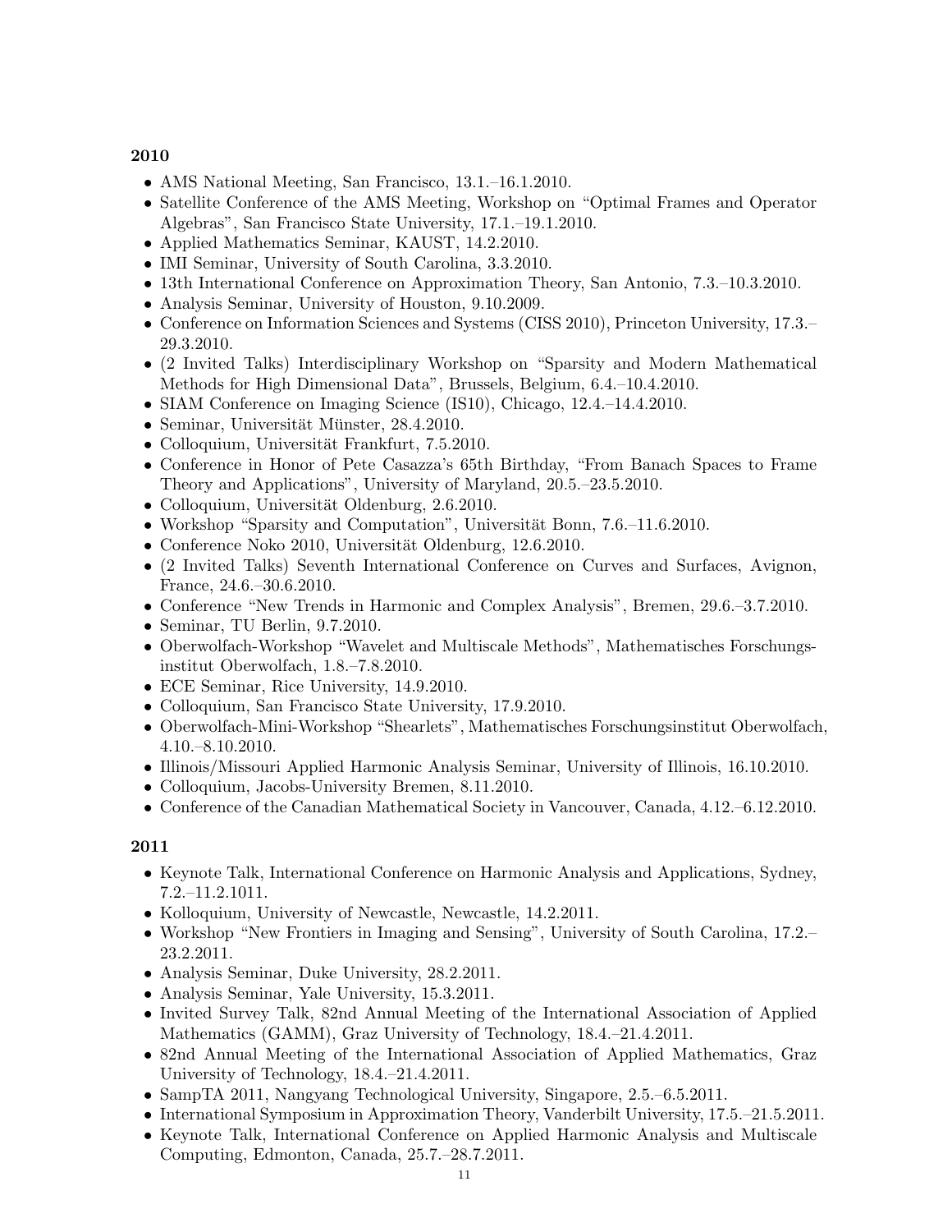**2010**

- AMS National Meeting, San Francisco, 13.1.–16.1.2010.
- Satellite Conference of the AMS Meeting, Workshop on "Optimal Frames and Operator Algebras", San Francisco State University, 17.1.–19.1.2010.
- Applied Mathematics Seminar, KAUST, 14.2.2010.
- IMI Seminar, University of South Carolina, 3.3.2010.
- 13th International Conference on Approximation Theory, San Antonio, 7.3.–10.3.2010.
- Analysis Seminar, University of Houston, 9.10.2009.
- Conference on Information Sciences and Systems (CISS 2010), Princeton University, 17.3.–29.3.2010.
- (2 Invited Talks) Interdisciplinary Workshop on "Sparsity and Modern Mathematical Methods for High Dimensional Data", Brussels, Belgium, 6.4.–10.4.2010.
- SIAM Conference on Imaging Science (IS10), Chicago, 12.4.–14.4.2010.
- Seminar, Universität Münster, 28.4.2010.
- Colloquium, Universität Frankfurt, 7.5.2010.
- Conference in Honor of Pete Casazza's 65th Birthday, "From Banach Spaces to Frame Theory and Applications", University of Maryland, 20.5.–23.5.2010.
- Colloquium, Universität Oldenburg, 2.6.2010.
- Workshop "Sparsity and Computation", Universität Bonn, 7.6.–11.6.2010.
- Conference Noko 2010, Universität Oldenburg, 12.6.2010.
- (2 Invited Talks) Seventh International Conference on Curves and Surfaces, Avignon, France, 24.6.–30.6.2010.
- Conference "New Trends in Harmonic and Complex Analysis", Bremen, 29.6.–3.7.2010.
- Seminar, TU Berlin, 9.7.2010.
- Oberwolfach-Workshop "Wavelet and Multiscale Methods", Mathematisches Forschungsinstitut Oberwolfach, 1.8.–7.8.2010.
- ECE Seminar, Rice University, 14.9.2010.
- Colloquium, San Francisco State University, 17.9.2010.
- Oberwolfach-Mini-Workshop "Shearlets", Mathematisches Forschungsinstitut Oberwolfach, 4.10.–8.10.2010.
- Illinois/Missouri Applied Harmonic Analysis Seminar, University of Illinois, 16.10.2010.
- Colloquium, Jacobs-University Bremen, 8.11.2010.
- Conference of the Canadian Mathematical Society in Vancouver, Canada, 4.12.–6.12.2010.

**2011**

- Keynote Talk, International Conference on Harmonic Analysis and Applications, Sydney, 7.2.–11.2.1011.
- Kolloquium, University of Newcastle, Newcastle, 14.2.2011.
- Workshop "New Frontiers in Imaging and Sensing", University of South Carolina, 17.2.–23.2.2011.
- Analysis Seminar, Duke University, 28.2.2011.
- Analysis Seminar, Yale University, 15.3.2011.
- Invited Survey Talk, 82nd Annual Meeting of the International Association of Applied Mathematics (GAMM), Graz University of Technology, 18.4.–21.4.2011.
- 82nd Annual Meeting of the International Association of Applied Mathematics, Graz University of Technology, 18.4.–21.4.2011.
- SampTA 2011, Nangyang Technological University, Singapore, 2.5.–6.5.2011.
- International Symposium in Approximation Theory, Vanderbilt University, 17.5.–21.5.2011.
- Keynote Talk, International Conference on Applied Harmonic Analysis and Multiscale Computing, Edmonton, Canada, 25.7.–28.7.2011.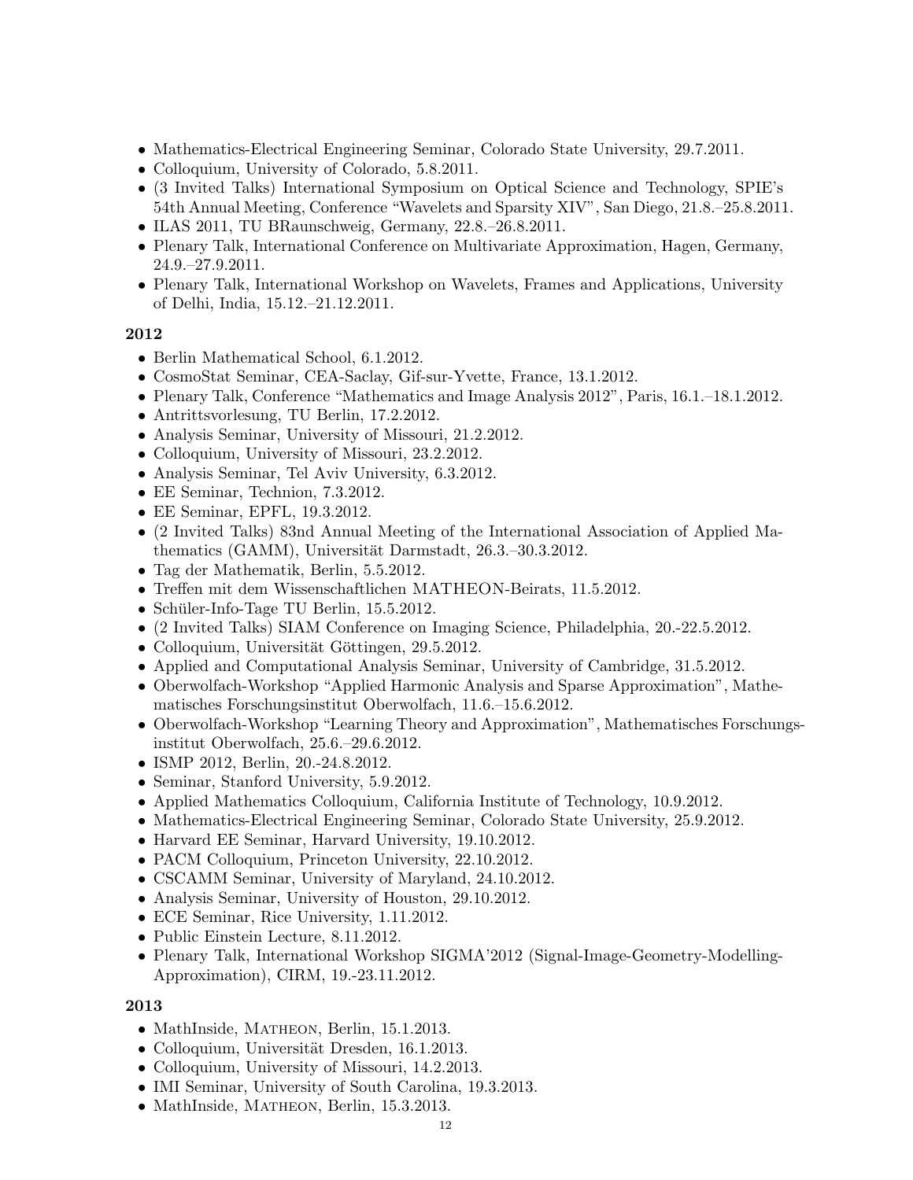- Mathematics-Electrical Engineering Seminar, Colorado State University, 29.7.2011.
- Colloquium, University of Colorado, 5.8.2011.
- (3 Invited Talks) International Symposium on Optical Science and Technology, SPIE's 54th Annual Meeting, Conference "Wavelets and Sparsity XIV", San Diego, 21.8.–25.8.2011.
- ILAS 2011, TU BRaunschweig, Germany, 22.8.–26.8.2011.
- Plenary Talk, International Conference on Multivariate Approximation, Hagen, Germany, 24.9.–27.9.2011.
- Plenary Talk, International Workshop on Wavelets, Frames and Applications, University of Delhi, India, 15.12.–21.12.2011.

**2012**

- Berlin Mathematical School, 6.1.2012.
- CosmoStat Seminar, CEA-Saclay, Gif-sur-Yvette, France, 13.1.2012.
- Plenary Talk, Conference "Mathematics and Image Analysis 2012", Paris, 16.1.–18.1.2012.
- Antrittsvorlesung, TU Berlin, 17.2.2012.
- Analysis Seminar, University of Missouri, 21.2.2012.
- Colloquium, University of Missouri, 23.2.2012.
- Analysis Seminar, Tel Aviv University, 6.3.2012.
- EE Seminar, Technion, 7.3.2012.
- EE Seminar, EPFL, 19.3.2012.
- (2 Invited Talks) 83nd Annual Meeting of the International Association of Applied Mathematics (GAMM), Universität Darmstadt, 26.3.–30.3.2012.
- Tag der Mathematik, Berlin, 5.5.2012.
- Treffen mit dem Wissenschaftlichen MATHEON-Beirats, 11.5.2012.
- Schüler-Info-Tage TU Berlin, 15.5.2012.
- (2 Invited Talks) SIAM Conference on Imaging Science, Philadelphia, 20.-22.5.2012.
- Colloquium, Universität Göttingen, 29.5.2012.
- Applied and Computational Analysis Seminar, University of Cambridge, 31.5.2012.
- Oberwolfach-Workshop "Applied Harmonic Analysis and Sparse Approximation", Mathematisches Forschungsinstitut Oberwolfach, 11.6.–15.6.2012.
- Oberwolfach-Workshop "Learning Theory and Approximation", Mathematisches Forschungsinstitut Oberwolfach, 25.6.–29.6.2012.
- ISMP 2012, Berlin, 20.-24.8.2012.
- Seminar, Stanford University, 5.9.2012.
- Applied Mathematics Colloquium, California Institute of Technology, 10.9.2012.
- Mathematics-Electrical Engineering Seminar, Colorado State University, 25.9.2012.
- Harvard EE Seminar, Harvard University, 19.10.2012.
- PACM Colloquium, Princeton University, 22.10.2012.
- CSCAMM Seminar, University of Maryland, 24.10.2012.
- Analysis Seminar, University of Houston, 29.10.2012.
- ECE Seminar, Rice University, 1.11.2012.
- Public Einstein Lecture, 8.11.2012.
- Plenary Talk, International Workshop SIGMA'2012 (Signal-Image-Geometry-Modelling-Approximation), CIRM, 19.-23.11.2012.

**2013**

- MathInside, Matheon, Berlin, 15.1.2013.
- Colloquium, Universität Dresden, 16.1.2013.
- Colloquium, University of Missouri, 14.2.2013.
- IMI Seminar, University of South Carolina, 19.3.2013.
- MathInside, Matheon, Berlin, 15.3.2013.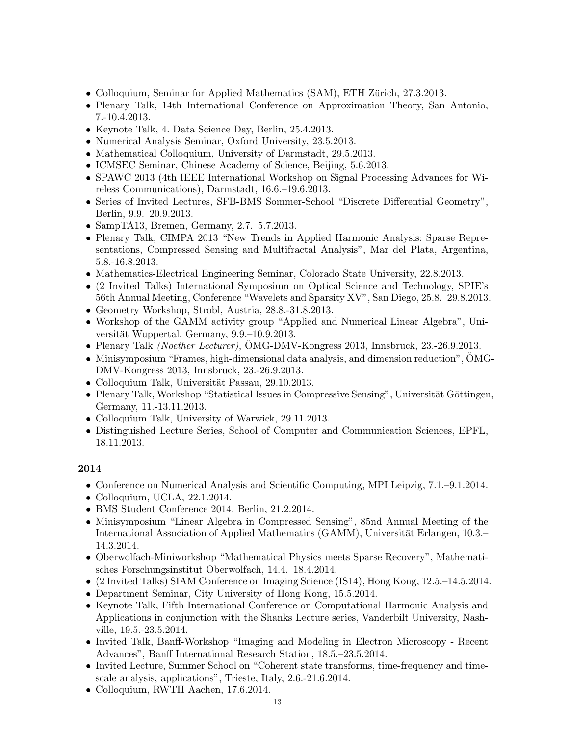- Colloquium, Seminar for Applied Mathematics (SAM), ETH Zürich, 27.3.2013.
- Plenary Talk, 14th International Conference on Approximation Theory, San Antonio, 7.-10.4.2013.
- Keynote Talk, 4. Data Science Day, Berlin, 25.4.2013.
- Numerical Analysis Seminar, Oxford University, 23.5.2013.
- Mathematical Colloquium, University of Darmstadt, 29.5.2013.
- ICMSEC Seminar, Chinese Academy of Science, Beijing, 5.6.2013.
- SPAWC 2013 (4th IEEE International Workshop on Signal Processing Advances for Wireless Communications), Darmstadt, 16.6.–19.6.2013.
- Series of Invited Lectures, SFB-BMS Sommer-School "Discrete Differential Geometry", Berlin, 9.9.–20.9.2013.
- SampTA13, Bremen, Germany, 2.7.–5.7.2013.
- Plenary Talk, CIMPA 2013 "New Trends in Applied Harmonic Analysis: Sparse Representations, Compressed Sensing and Multifractal Analysis", Mar del Plata, Argentina, 5.8.-16.8.2013.
- Mathematics-Electrical Engineering Seminar, Colorado State University, 22.8.2013.
- (2 Invited Talks) International Symposium on Optical Science and Technology, SPIE's 56th Annual Meeting, Conference "Wavelets and Sparsity XV", San Diego, 25.8.–29.8.2013.
- Geometry Workshop, Strobl, Austria, 28.8.-31.8.2013.
- Workshop of the GAMM activity group "Applied and Numerical Linear Algebra", Universität Wuppertal, Germany, 9.9.–10.9.2013.
- Plenary Talk *(Noether Lecturer)*, ÖMG-DMV-Kongress 2013, Innsbruck, 23.-26.9.2013.
- Minisymposium "Frames, high-dimensional data analysis, and dimension reduction", ÖMG-DMV-Kongress 2013, Innsbruck, 23.-26.9.2013.
- Colloquium Talk, Universität Passau, 29.10.2013.
- Plenary Talk, Workshop "Statistical Issues in Compressive Sensing", Universität Göttingen, Germany, 11.-13.11.2013.
- Colloquium Talk, University of Warwick, 29.11.2013.
- Distinguished Lecture Series, School of Computer and Communication Sciences, EPFL, 18.11.2013.

**2014**

- Conference on Numerical Analysis and Scientific Computing, MPI Leipzig, 7.1.–9.1.2014.
- Colloquium, UCLA, 22.1.2014.
- BMS Student Conference 2014, Berlin, 21.2.2014.
- Minisymposium "Linear Algebra in Compressed Sensing", 85nd Annual Meeting of the International Association of Applied Mathematics (GAMM), Universität Erlangen, 10.3.–14.3.2014.
- Oberwolfach-Miniworkshop "Mathematical Physics meets Sparse Recovery", Mathematisches Forschungsinstitut Oberwolfach, 14.4.–18.4.2014.
- (2 Invited Talks) SIAM Conference on Imaging Science (IS14), Hong Kong, 12.5.–14.5.2014.
- Department Seminar, City University of Hong Kong, 15.5.2014.
- Keynote Talk, Fifth International Conference on Computational Harmonic Analysis and Applications in conjunction with the Shanks Lecture series, Vanderbilt University, Nashville, 19.5.-23.5.2014.
- Invited Talk, Banff-Workshop "Imaging and Modeling in Electron Microscopy - Recent Advances", Banff International Research Station, 18.5.–23.5.2014.
- Invited Lecture, Summer School on "Coherent state transforms, time-frequency and time-scale analysis, applications", Trieste, Italy, 2.6.-21.6.2014.
- Colloquium, RWTH Aachen, 17.6.2014.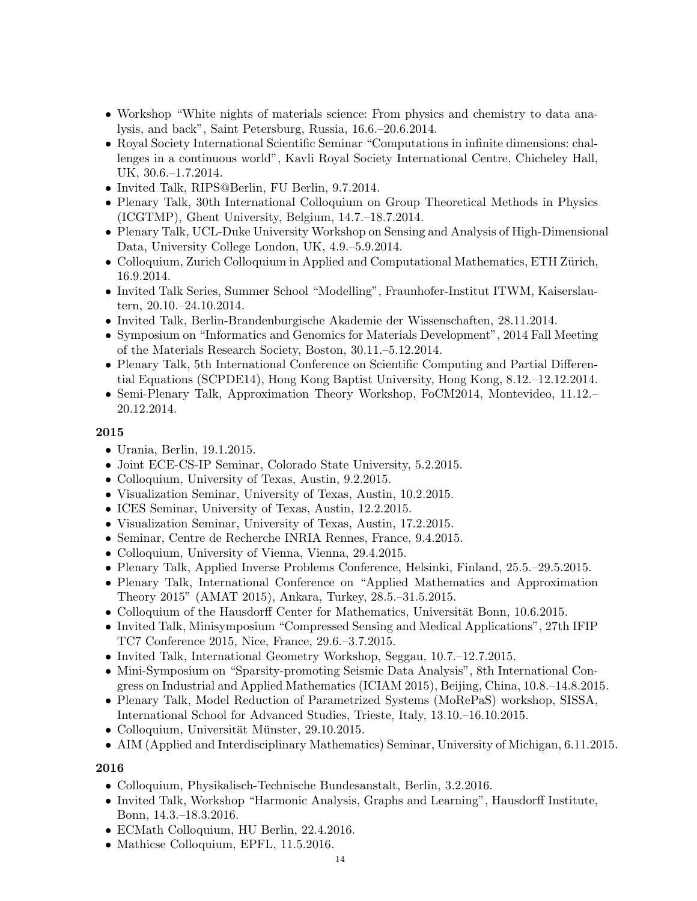- Workshop "White nights of materials science: From physics and chemistry to data analysis, and back", Saint Petersburg, Russia, 16.6.–20.6.2014.
- Royal Society International Scientific Seminar "Computations in infinite dimensions: challenges in a continuous world", Kavli Royal Society International Centre, Chicheley Hall, UK, 30.6.–1.7.2014.
- Invited Talk, RIPS@Berlin, FU Berlin, 9.7.2014.
- Plenary Talk, 30th International Colloquium on Group Theoretical Methods in Physics (ICGTMP), Ghent University, Belgium, 14.7.–18.7.2014.
- Plenary Talk, UCL-Duke University Workshop on Sensing and Analysis of High-Dimensional Data, University College London, UK, 4.9.–5.9.2014.
- Colloquium, Zurich Colloquium in Applied and Computational Mathematics, ETH Zürich, 16.9.2014.
- Invited Talk Series, Summer School "Modelling", Fraunhofer-Institut ITWM, Kaiserslautern, 20.10.–24.10.2014.
- Invited Talk, Berlin-Brandenburgische Akademie der Wissenschaften, 28.11.2014.
- Symposium on "Informatics and Genomics for Materials Development", 2014 Fall Meeting of the Materials Research Society, Boston, 30.11.–5.12.2014.
- Plenary Talk, 5th International Conference on Scientific Computing and Partial Differential Equations (SCPDE14), Hong Kong Baptist University, Hong Kong, 8.12.–12.12.2014.
- Semi-Plenary Talk, Approximation Theory Workshop, FoCM2014, Montevideo, 11.12.–20.12.2014.

**2015**

- Urania, Berlin, 19.1.2015.
- Joint ECE-CS-IP Seminar, Colorado State University, 5.2.2015.
- Colloquium, University of Texas, Austin, 9.2.2015.
- Visualization Seminar, University of Texas, Austin, 10.2.2015.
- ICES Seminar, University of Texas, Austin, 12.2.2015.
- Visualization Seminar, University of Texas, Austin, 17.2.2015.
- Seminar, Centre de Recherche INRIA Rennes, France, 9.4.2015.
- Colloquium, University of Vienna, Vienna, 29.4.2015.
- Plenary Talk, Applied Inverse Problems Conference, Helsinki, Finland, 25.5.–29.5.2015.
- Plenary Talk, International Conference on "Applied Mathematics and Approximation Theory 2015" (AMAT 2015), Ankara, Turkey, 28.5.–31.5.2015.
- Colloquium of the Hausdorff Center for Mathematics, Universität Bonn, 10.6.2015.
- Invited Talk, Minisymposium "Compressed Sensing and Medical Applications", 27th IFIP TC7 Conference 2015, Nice, France, 29.6.–3.7.2015.
- Invited Talk, International Geometry Workshop, Seggau, 10.7.–12.7.2015.
- Mini-Symposium on "Sparsity-promoting Seismic Data Analysis", 8th International Congress on Industrial and Applied Mathematics (ICIAM 2015), Beijing, China, 10.8.–14.8.2015.
- Plenary Talk, Model Reduction of Parametrized Systems (MoRePaS) workshop, SISSA, International School for Advanced Studies, Trieste, Italy, 13.10.–16.10.2015.
- Colloquium, Universität Münster, 29.10.2015.
- AIM (Applied and Interdisciplinary Mathematics) Seminar, University of Michigan, 6.11.2015.

**2016**

- Colloquium, Physikalisch-Technische Bundesanstalt, Berlin, 3.2.2016.
- Invited Talk, Workshop "Harmonic Analysis, Graphs and Learning", Hausdorff Institute, Bonn, 14.3.–18.3.2016.
- ECMath Colloquium, HU Berlin, 22.4.2016.
- Mathicse Colloquium, EPFL, 11.5.2016.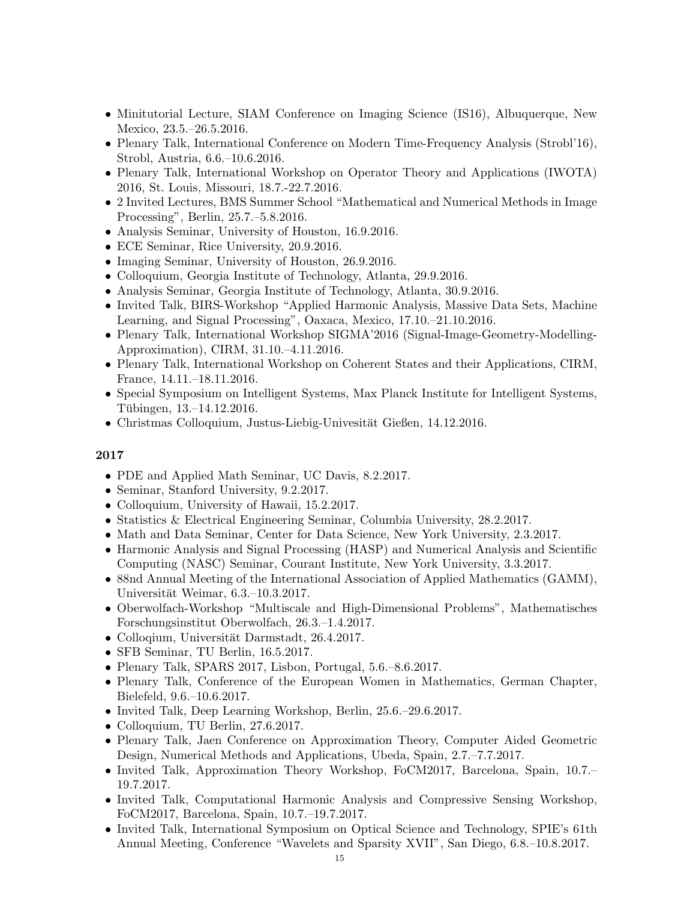- Minitutorial Lecture, SIAM Conference on Imaging Science (IS16), Albuquerque, New Mexico, 23.5.–26.5.2016.
- Plenary Talk, International Conference on Modern Time-Frequency Analysis (Strobl'16), Strobl, Austria, 6.6.–10.6.2016.
- Plenary Talk, International Workshop on Operator Theory and Applications (IWOTA) 2016, St. Louis, Missouri, 18.7.-22.7.2016.
- 2 Invited Lectures, BMS Summer School "Mathematical and Numerical Methods in Image Processing", Berlin, 25.7.–5.8.2016.
- Analysis Seminar, University of Houston, 16.9.2016.
- ECE Seminar, Rice University, 20.9.2016.
- Imaging Seminar, University of Houston, 26.9.2016.
- Colloquium, Georgia Institute of Technology, Atlanta, 29.9.2016.
- Analysis Seminar, Georgia Institute of Technology, Atlanta, 30.9.2016.
- Invited Talk, BIRS-Workshop "Applied Harmonic Analysis, Massive Data Sets, Machine Learning, and Signal Processing", Oaxaca, Mexico, 17.10.–21.10.2016.
- Plenary Talk, International Workshop SIGMA'2016 (Signal-Image-Geometry-Modelling-Approximation), CIRM, 31.10.–4.11.2016.
- Plenary Talk, International Workshop on Coherent States and their Applications, CIRM, France, 14.11.–18.11.2016.
- Special Symposium on Intelligent Systems, Max Planck Institute for Intelligent Systems, Tübingen, 13.–14.12.2016.
- Christmas Colloquium, Justus-Liebig-Univesität Gießen, 14.12.2016.

**2017**

- PDE and Applied Math Seminar, UC Davis, 8.2.2017.
- Seminar, Stanford University, 9.2.2017.
- Colloquium, University of Hawaii, 15.2.2017.
- Statistics & Electrical Engineering Seminar, Columbia University, 28.2.2017.
- Math and Data Seminar, Center for Data Science, New York University, 2.3.2017.
- Harmonic Analysis and Signal Processing (HASP) and Numerical Analysis and Scientific Computing (NASC) Seminar, Courant Institute, New York University, 3.3.2017.
- 88nd Annual Meeting of the International Association of Applied Mathematics (GAMM), Universität Weimar, 6.3.–10.3.2017.
- Oberwolfach-Workshop "Multiscale and High-Dimensional Problems", Mathematisches Forschungsinstitut Oberwolfach, 26.3.–1.4.2017.
- Colloqium, Universität Darmstadt, 26.4.2017.
- SFB Seminar, TU Berlin, 16.5.2017.
- Plenary Talk, SPARS 2017, Lisbon, Portugal, 5.6.–8.6.2017.
- Plenary Talk, Conference of the European Women in Mathematics, German Chapter, Bielefeld, 9.6.–10.6.2017.
- Invited Talk, Deep Learning Workshop, Berlin, 25.6.–29.6.2017.
- Colloquium, TU Berlin, 27.6.2017.
- Plenary Talk, Jaen Conference on Approximation Theory, Computer Aided Geometric Design, Numerical Methods and Applications, Ubeda, Spain, 2.7.–7.7.2017.
- Invited Talk, Approximation Theory Workshop, FoCM2017, Barcelona, Spain, 10.7.–19.7.2017.
- Invited Talk, Computational Harmonic Analysis and Compressive Sensing Workshop, FoCM2017, Barcelona, Spain, 10.7.–19.7.2017.
- Invited Talk, International Symposium on Optical Science and Technology, SPIE's 61th Annual Meeting, Conference "Wavelets and Sparsity XVII", San Diego, 6.8.–10.8.2017.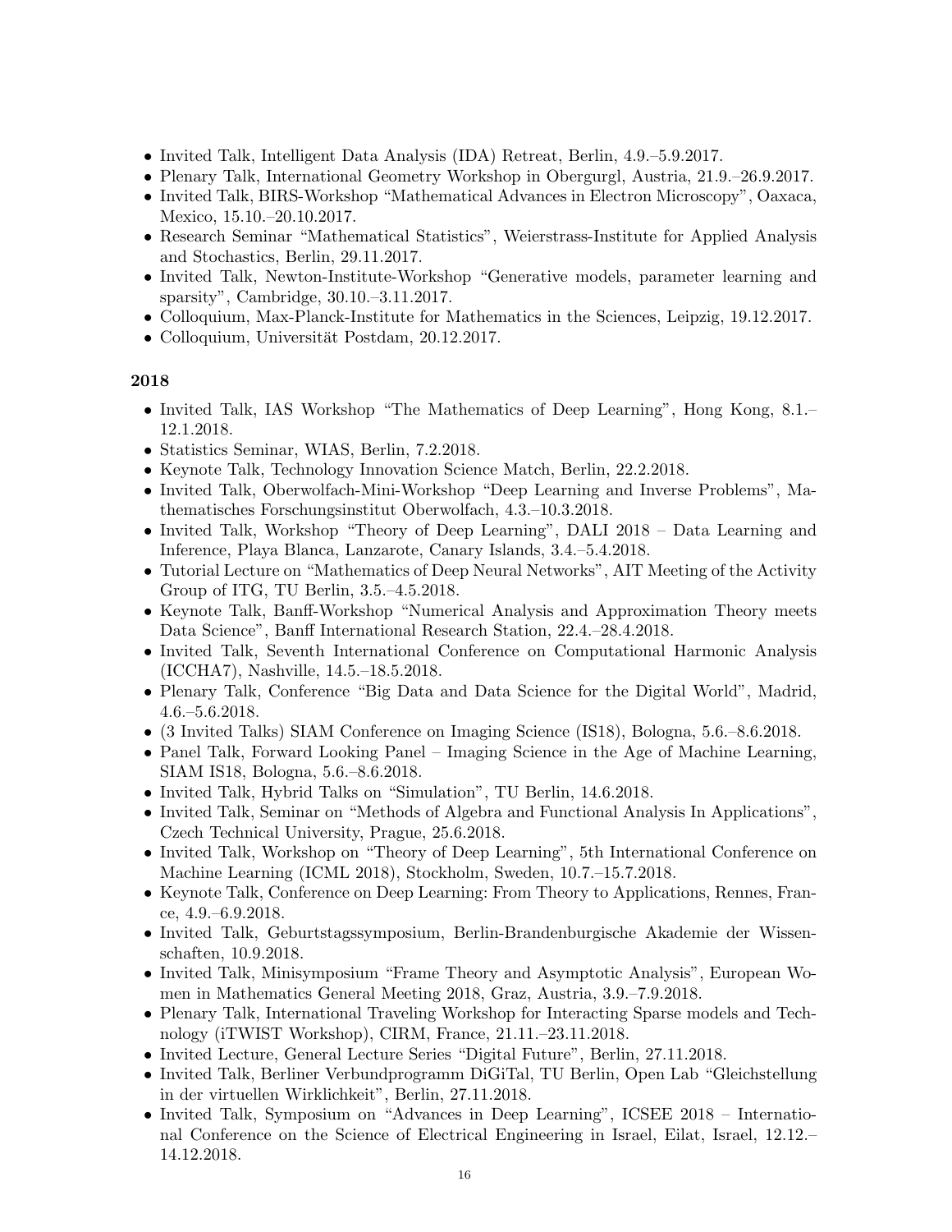- Invited Talk, Intelligent Data Analysis (IDA) Retreat, Berlin, 4.9.–5.9.2017.
- Plenary Talk, International Geometry Workshop in Obergurgl, Austria, 21.9.–26.9.2017.
- Invited Talk, BIRS-Workshop "Mathematical Advances in Electron Microscopy", Oaxaca, Mexico, 15.10.–20.10.2017.
- Research Seminar "Mathematical Statistics", Weierstrass-Institute for Applied Analysis and Stochastics, Berlin, 29.11.2017.
- Invited Talk, Newton-Institute-Workshop "Generative models, parameter learning and sparsity", Cambridge, 30.10.–3.11.2017.
- Colloquium, Max-Planck-Institute for Mathematics in the Sciences, Leipzig, 19.12.2017.
- Colloquium, Universität Postdam, 20.12.2017.

**2018**

- Invited Talk, IAS Workshop "The Mathematics of Deep Learning", Hong Kong, 8.1.–12.1.2018.
- Statistics Seminar, WIAS, Berlin, 7.2.2018.
- Keynote Talk, Technology Innovation Science Match, Berlin, 22.2.2018.
- Invited Talk, Oberwolfach-Mini-Workshop "Deep Learning and Inverse Problems", Mathematisches Forschungsinstitut Oberwolfach, 4.3.–10.3.2018.
- Invited Talk, Workshop "Theory of Deep Learning", DALI 2018 – Data Learning and Inference, Playa Blanca, Lanzarote, Canary Islands, 3.4.–5.4.2018.
- Tutorial Lecture on "Mathematics of Deep Neural Networks", AIT Meeting of the Activity Group of ITG, TU Berlin, 3.5.–4.5.2018.
- Keynote Talk, Banff-Workshop "Numerical Analysis and Approximation Theory meets Data Science", Banff International Research Station, 22.4.–28.4.2018.
- Invited Talk, Seventh International Conference on Computational Harmonic Analysis (ICCHA7), Nashville, 14.5.–18.5.2018.
- Plenary Talk, Conference "Big Data and Data Science for the Digital World", Madrid, 4.6.–5.6.2018.
- (3 Invited Talks) SIAM Conference on Imaging Science (IS18), Bologna, 5.6.–8.6.2018.
- Panel Talk, Forward Looking Panel – Imaging Science in the Age of Machine Learning, SIAM IS18, Bologna, 5.6.–8.6.2018.
- Invited Talk, Hybrid Talks on "Simulation", TU Berlin, 14.6.2018.
- Invited Talk, Seminar on "Methods of Algebra and Functional Analysis In Applications", Czech Technical University, Prague, 25.6.2018.
- Invited Talk, Workshop on "Theory of Deep Learning", 5th International Conference on Machine Learning (ICML 2018), Stockholm, Sweden, 10.7.–15.7.2018.
- Keynote Talk, Conference on Deep Learning: From Theory to Applications, Rennes, France, 4.9.–6.9.2018.
- Invited Talk, Geburtstagssymposium, Berlin-Brandenburgische Akademie der Wissenschaften, 10.9.2018.
- Invited Talk, Minisymposium "Frame Theory and Asymptotic Analysis", European Women in Mathematics General Meeting 2018, Graz, Austria, 3.9.–7.9.2018.
- Plenary Talk, International Traveling Workshop for Interacting Sparse models and Technology (iTWIST Workshop), CIRM, France, 21.11.–23.11.2018.
- Invited Lecture, General Lecture Series "Digital Future", Berlin, 27.11.2018.
- Invited Talk, Berliner Verbundprogramm DiGiTal, TU Berlin, Open Lab "Gleichstellung in der virtuellen Wirklichkeit", Berlin, 27.11.2018.
- Invited Talk, Symposium on "Advances in Deep Learning", ICSEE 2018 – International Conference on the Science of Electrical Engineering in Israel, Eilat, Israel, 12.12.–14.12.2018.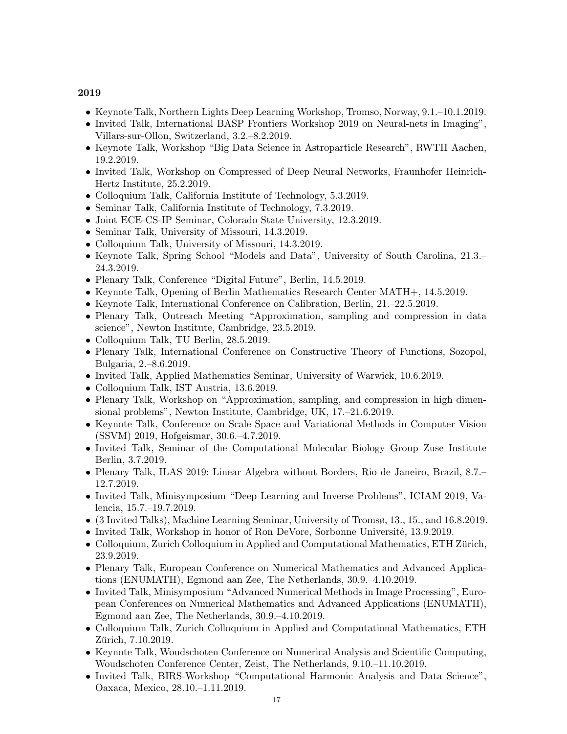**2019**

- Keynote Talk, Northern Lights Deep Learning Workshop, Tromso, Norway, 9.1.–10.1.2019.
- Invited Talk, International BASP Frontiers Workshop 2019 on Neural-nets in Imaging", Villars-sur-Ollon, Switzerland, 3.2.–8.2.2019.
- Keynote Talk, Workshop "Big Data Science in Astroparticle Research", RWTH Aachen, 19.2.2019.
- Invited Talk, Workshop on Compressed of Deep Neural Networks, Fraunhofer Heinrich-Hertz Institute, 25.2.2019.
- Colloquium Talk, California Institute of Technology, 5.3.2019.
- Seminar Talk, California Institute of Technology, 7.3.2019.
- Joint ECE-CS-IP Seminar, Colorado State University, 12.3.2019.
- Seminar Talk, University of Missouri, 14.3.2019.
- Colloquium Talk, University of Missouri, 14.3.2019.
- Keynote Talk, Spring School "Models and Data", University of South Carolina, 21.3.–24.3.2019.
- Plenary Talk, Conference "Digital Future", Berlin, 14.5.2019.
- Keynote Talk, Opening of Berlin Mathematics Research Center MATH+, 14.5.2019.
- Keynote Talk, International Conference on Calibration, Berlin, 21.–22.5.2019.
- Plenary Talk, Outreach Meeting "Approximation, sampling and compression in data science", Newton Institute, Cambridge, 23.5.2019.
- Colloquium Talk, TU Berlin, 28.5.2019.
- Plenary Talk, International Conference on Constructive Theory of Functions, Sozopol, Bulgaria, 2.–8.6.2019.
- Invited Talk, Applied Mathematics Seminar, University of Warwick, 10.6.2019.
- Colloquium Talk, IST Austria, 13.6.2019.
- Plenary Talk, Workshop on "Approximation, sampling, and compression in high dimensional problems", Newton Institute, Cambridge, UK, 17.–21.6.2019.
- Keynote Talk, Conference on Scale Space and Variational Methods in Computer Vision (SSVM) 2019, Hofgeismar, 30.6.–4.7.2019.
- Invited Talk, Seminar of the Computational Molecular Biology Group Zuse Institute Berlin, 3.7.2019.
- Plenary Talk, ILAS 2019: Linear Algebra without Borders, Rio de Janeiro, Brazil, 8.7.–12.7.2019.
- Invited Talk, Minisymposium "Deep Learning and Inverse Problems", ICIAM 2019, Valencia, 15.7.–19.7.2019.
- (3 Invited Talks), Machine Learning Seminar, University of Tromsø, 13., 15., and 16.8.2019.
- Invited Talk, Workshop in honor of Ron DeVore, Sorbonne Université, 13.9.2019.
- Colloquium, Zurich Colloquium in Applied and Computational Mathematics, ETH Zürich, 23.9.2019.
- Plenary Talk, European Conference on Numerical Mathematics and Advanced Applications (ENUMATH), Egmond aan Zee, The Netherlands, 30.9.–4.10.2019.
- Invited Talk, Minisymposium "Advanced Numerical Methods in Image Processing", European Conferences on Numerical Mathematics and Advanced Applications (ENUMATH), Egmond aan Zee, The Netherlands, 30.9.–4.10.2019.
- Colloquium Talk, Zurich Colloquium in Applied and Computational Mathematics, ETH Zürich, 7.10.2019.
- Keynote Talk, Woudschoten Conference on Numerical Analysis and Scientific Computing, Woudschoten Conference Center, Zeist, The Netherlands, 9.10.–11.10.2019.
- Invited Talk, BIRS-Workshop "Computational Harmonic Analysis and Data Science", Oaxaca, Mexico, 28.10.–1.11.2019.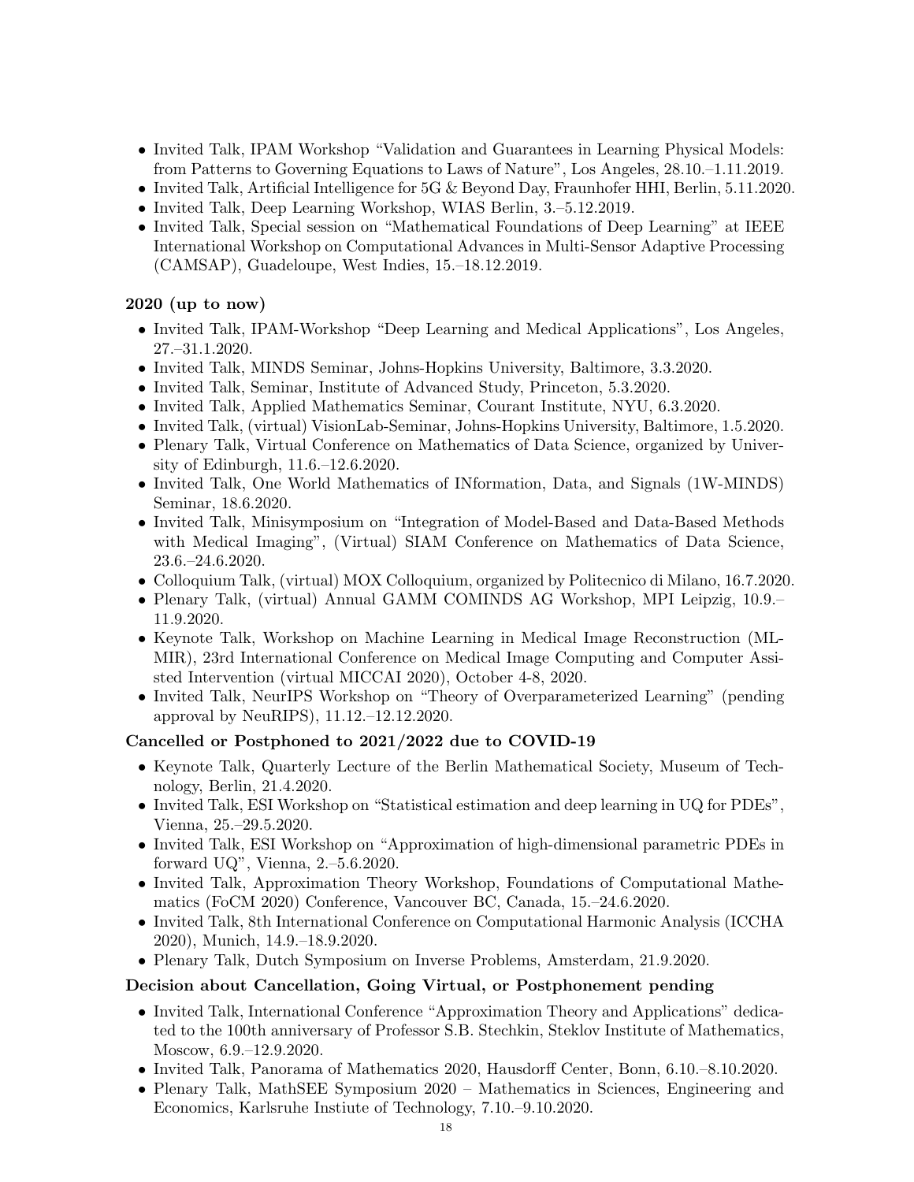- Invited Talk, IPAM Workshop "Validation and Guarantees in Learning Physical Models: from Patterns to Governing Equations to Laws of Nature", Los Angeles, 28.10.–1.11.2019.
- Invited Talk, Artificial Intelligence for 5G & Beyond Day, Fraunhofer HHI, Berlin, 5.11.2020.
- Invited Talk, Deep Learning Workshop, WIAS Berlin, 3.–5.12.2019.
- Invited Talk, Special session on "Mathematical Foundations of Deep Learning" at IEEE International Workshop on Computational Advances in Multi-Sensor Adaptive Processing (CAMSAP), Guadeloupe, West Indies, 15.–18.12.2019.

**2020 (up to now)**

- Invited Talk, IPAM-Workshop "Deep Learning and Medical Applications", Los Angeles, 27.–31.1.2020.
- Invited Talk, MINDS Seminar, Johns-Hopkins University, Baltimore, 3.3.2020.
- Invited Talk, Seminar, Institute of Advanced Study, Princeton, 5.3.2020.
- Invited Talk, Applied Mathematics Seminar, Courant Institute, NYU, 6.3.2020.
- Invited Talk, (virtual) VisionLab-Seminar, Johns-Hopkins University, Baltimore, 1.5.2020.
- Plenary Talk, Virtual Conference on Mathematics of Data Science, organized by University of Edinburgh, 11.6.–12.6.2020.
- Invited Talk, One World Mathematics of INformation, Data, and Signals (1W-MINDS) Seminar, 18.6.2020.
- Invited Talk, Minisymposium on "Integration of Model-Based and Data-Based Methods with Medical Imaging", (Virtual) SIAM Conference on Mathematics of Data Science, 23.6.–24.6.2020.
- Colloquium Talk, (virtual) MOX Colloquium, organized by Politecnico di Milano, 16.7.2020.
- Plenary Talk, (virtual) Annual GAMM COMINDS AG Workshop, MPI Leipzig, 10.9.–11.9.2020.
- Keynote Talk, Workshop on Machine Learning in Medical Image Reconstruction (MLMIR), 23rd International Conference on Medical Image Computing and Computer Assisted Intervention (virtual MICCAI 2020), October 4-8, 2020.
- Invited Talk, NeurIPS Workshop on "Theory of Overparameterized Learning" (pending approval by NeuRIPS), 11.12.–12.12.2020.

**Cancelled or Postphoned to 2021/2022 due to COVID-19**

- Keynote Talk, Quarterly Lecture of the Berlin Mathematical Society, Museum of Technology, Berlin, 21.4.2020.
- Invited Talk, ESI Workshop on "Statistical estimation and deep learning in UQ for PDEs", Vienna, 25.–29.5.2020.
- Invited Talk, ESI Workshop on "Approximation of high-dimensional parametric PDEs in forward UQ", Vienna, 2.–5.6.2020.
- Invited Talk, Approximation Theory Workshop, Foundations of Computational Mathematics (FoCM 2020) Conference, Vancouver BC, Canada, 15.–24.6.2020.
- Invited Talk, 8th International Conference on Computational Harmonic Analysis (ICCHA 2020), Munich, 14.9.–18.9.2020.
- Plenary Talk, Dutch Symposium on Inverse Problems, Amsterdam, 21.9.2020.

**Decision about Cancellation, Going Virtual, or Postphonement pending**

- Invited Talk, International Conference "Approximation Theory and Applications" dedicated to the 100th anniversary of Professor S.B. Stechkin, Steklov Institute of Mathematics, Moscow, 6.9.–12.9.2020.
- Invited Talk, Panorama of Mathematics 2020, Hausdorff Center, Bonn, 6.10.–8.10.2020.
- Plenary Talk, MathSEE Symposium 2020 – Mathematics in Sciences, Engineering and Economics, Karlsruhe Instiute of Technology, 7.10.–9.10.2020.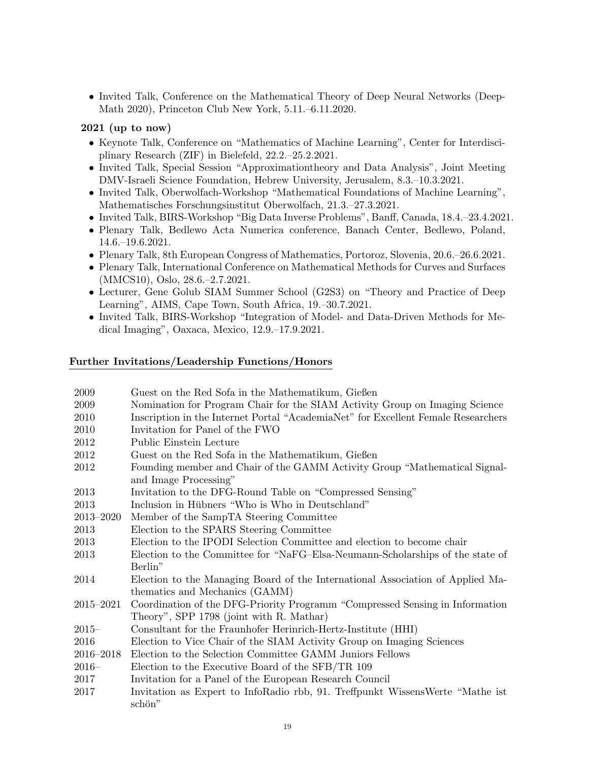- Invited Talk, Conference on the Mathematical Theory of Deep Neural Networks (DeepMath 2020), Princeton Club New York, 5.11.–6.11.2020.

**2021 (up to now)**

- Keynote Talk, Conference on "Mathematics of Machine Learning", Center for Interdisciplinary Research (ZIF) in Bielefeld, 22.2.–25.2.2021.
- Invited Talk, Special Session "Approximationtheory and Data Analysis", Joint Meeting DMV-Israeli Science Foundation, Hebrew University, Jerusalem, 8.3.–10.3.2021.
- Invited Talk, Oberwolfach-Workshop "Mathematical Foundations of Machine Learning", Mathematisches Forschungsinstitut Oberwolfach, 21.3.–27.3.2021.
- Invited Talk, BIRS-Workshop "Big Data Inverse Problems", Banff, Canada, 18.4.–23.4.2021.
- Plenary Talk, Bedlewo Acta Numerica conference, Banach Center, Bedlewo, Poland, 14.6.–19.6.2021.
- Plenary Talk, 8th European Congress of Mathematics, Portoroz, Slovenia, 20.6.–26.6.2021.
- Plenary Talk, International Conference on Mathematical Methods for Curves and Surfaces (MMCS10), Oslo, 28.6.–2.7.2021.
- Lecturer, Gene Golub SIAM Summer School (G2S3) on "Theory and Practice of Deep Learning", AIMS, Cape Town, South Africa, 19.–30.7.2021.
- Invited Talk, BIRS-Workshop "Integration of Model- and Data-Driven Methods for Medical Imaging", Oaxaca, Mexico, 12.9.–17.9.2021.

## Further Invitations/Leadership Functions/Honors

| | |
|---|---|
| 2009 | Guest on the Red Sofa in the Mathematikum, Gießen |
| 2009 | Nomination for Program Chair for the SIAM Activity Group on Imaging Science |
| 2010 | Inscription in the Internet Portal "AcademiaNet" for Excellent Female Researchers |
| 2010 | Invitation for Panel of the FWO |
| 2012 | Public Einstein Lecture |
| 2012 | Guest on the Red Sofa in the Mathematikum, Gießen |
| 2012 | Founding member and Chair of the GAMM Activity Group "Mathematical Signal- and Image Processing" |
| 2013 | Invitation to the DFG-Round Table on "Compressed Sensing" |
| 2013 | Inclusion in Hübners "Who is Who in Deutschland" |
| 2013–2020 | Member of the SampTA Steering Committee |
| 2013 | Election to the SPARS Steering Committee |
| 2013 | Election to the IPODI Selection Committee and election to become chair |
| 2013 | Election to the Committee for "NaFG–Elsa-Neumann-Scholarships of the state of Berlin" |
| 2014 | Election to the Managing Board of the International Association of Applied Mathematics and Mechanics (GAMM) |
| 2015–2021 | Coordination of the DFG-Priority Programm "Compressed Sensing in Information Theory", SPP 1798 (joint with R. Mathar) |
| 2015– | Consultant for the Fraunhofer Herinrich-Hertz-Institute (HHI) |
| 2016 | Election to Vice Chair of the SIAM Activity Group on Imaging Sciences |
| 2016–2018 | Election to the Selection Committee GAMM Juniors Fellows |
| 2016– | Election to the Executive Board of the SFB/TR 109 |
| 2017 | Invitation for a Panel of the European Research Council |
| 2017 | Invitation as Expert to InfoRadio rbb, 91. Treffpunkt WissensWerte "Mathe ist schön" |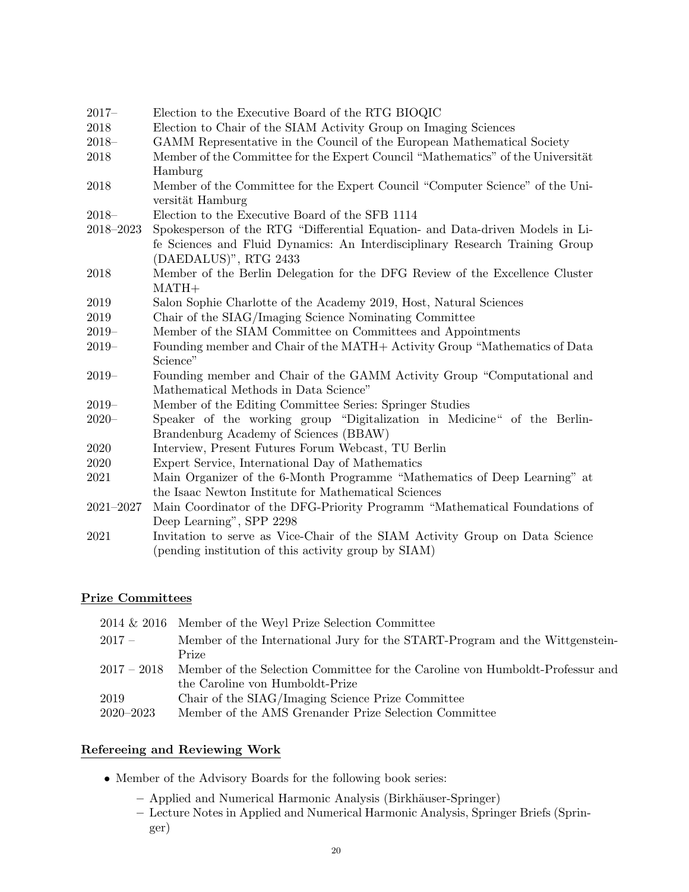| | |
|---|---|
| 2017– | Election to the Executive Board of the RTG BIOQIC |
| 2018 | Election to Chair of the SIAM Activity Group on Imaging Sciences |
| 2018– | GAMM Representative in the Council of the European Mathematical Society |
| 2018 | Member of the Committee for the Expert Council "Mathematics" of the Universität Hamburg |
| 2018 | Member of the Committee for the Expert Council "Computer Science" of the Universität Hamburg |
| 2018– | Election to the Executive Board of the SFB 1114 |
| 2018–2023 | Spokesperson of the RTG "Differential Equation- and Data-driven Models in Life Sciences and Fluid Dynamics: An Interdisciplinary Research Training Group (DAEDALUS)", RTG 2433 |
| 2018 | Member of the Berlin Delegation for the DFG Review of the Excellence Cluster MATH+ |
| 2019 | Salon Sophie Charlotte of the Academy 2019, Host, Natural Sciences |
| 2019 | Chair of the SIAG/Imaging Science Nominating Committee |
| 2019– | Member of the SIAM Committee on Committees and Appointments |
| 2019– | Founding member and Chair of the MATH+ Activity Group "Mathematics of Data Science" |
| 2019– | Founding member and Chair of the GAMM Activity Group "Computational and Mathematical Methods in Data Science" |
| 2019– | Member of the Editing Committee Series: Springer Studies |
| 2020– | Speaker of the working group "Digitalization in Medicine" of the Berlin-Brandenburg Academy of Sciences (BBAW) |
| 2020 | Interview, Present Futures Forum Webcast, TU Berlin |
| 2020 | Expert Service, International Day of Mathematics |
| 2021 | Main Organizer of the 6-Month Programme "Mathematics of Deep Learning" at the Isaac Newton Institute for Mathematical Sciences |
| 2021–2027 | Main Coordinator of the DFG-Priority Programm "Mathematical Foundations of Deep Learning", SPP 2298 |
| 2021 | Invitation to serve as Vice-Chair of the SIAM Activity Group on Data Science (pending institution of this activity group by SIAM) |

## Prize Committees

| | |
|---|---|
| 2014 & 2016 | Member of the Weyl Prize Selection Committee |
| 2017 – | Member of the International Jury for the START-Program and the Wittgenstein-Prize |
| 2017 – 2018 | Member of the Selection Committee for the Caroline von Humboldt-Professur and the Caroline von Humboldt-Prize |
| 2019 | Chair of the SIAG/Imaging Science Prize Committee |
| 2020–2023 | Member of the AMS Grenander Prize Selection Committee |

## Refereeing and Reviewing Work

- Member of the Advisory Boards for the following book series:
  - Applied and Numerical Harmonic Analysis (Birkhäuser-Springer)
  - Lecture Notes in Applied and Numerical Harmonic Analysis, Springer Briefs (Springer)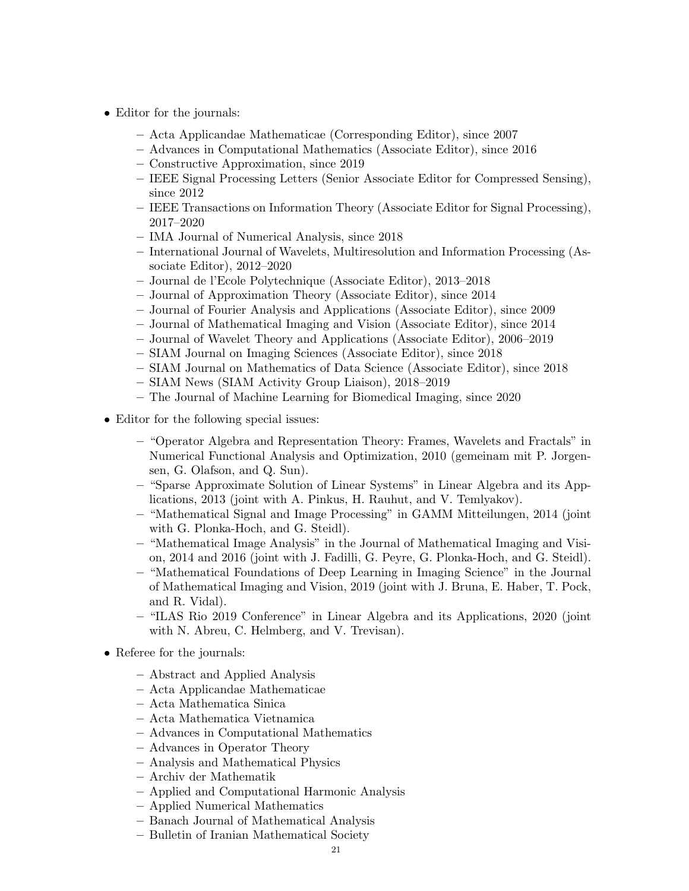- Editor for the journals:
  - Acta Applicandae Mathematicae (Corresponding Editor), since 2007
  - Advances in Computational Mathematics (Associate Editor), since 2016
  - Constructive Approximation, since 2019
  - IEEE Signal Processing Letters (Senior Associate Editor for Compressed Sensing), since 2012
  - IEEE Transactions on Information Theory (Associate Editor for Signal Processing), 2017–2020
  - IMA Journal of Numerical Analysis, since 2018
  - International Journal of Wavelets, Multiresolution and Information Processing (Associate Editor), 2012–2020
  - Journal de l'Ecole Polytechnique (Associate Editor), 2013–2018
  - Journal of Approximation Theory (Associate Editor), since 2014
  - Journal of Fourier Analysis and Applications (Associate Editor), since 2009
  - Journal of Mathematical Imaging and Vision (Associate Editor), since 2014
  - Journal of Wavelet Theory and Applications (Associate Editor), 2006–2019
  - SIAM Journal on Imaging Sciences (Associate Editor), since 2018
  - SIAM Journal on Mathematics of Data Science (Associate Editor), since 2018
  - SIAM News (SIAM Activity Group Liaison), 2018–2019
  - The Journal of Machine Learning for Biomedical Imaging, since 2020
- Editor for the following special issues:
  - "Operator Algebra and Representation Theory: Frames, Wavelets and Fractals" in Numerical Functional Analysis and Optimization, 2010 (gemeinam mit P. Jorgensen, G. Olafson, and Q. Sun).
  - "Sparse Approximate Solution of Linear Systems" in Linear Algebra and its Applications, 2013 (joint with A. Pinkus, H. Rauhut, and V. Temlyakov).
  - "Mathematical Signal and Image Processing" in GAMM Mitteilungen, 2014 (joint with G. Plonka-Hoch, and G. Steidl).
  - "Mathematical Image Analysis" in the Journal of Mathematical Imaging and Vision, 2014 and 2016 (joint with J. Fadilli, G. Peyre, G. Plonka-Hoch, and G. Steidl).
  - "Mathematical Foundations of Deep Learning in Imaging Science" in the Journal of Mathematical Imaging and Vision, 2019 (joint with J. Bruna, E. Haber, T. Pock, and R. Vidal).
  - "ILAS Rio 2019 Conference" in Linear Algebra and its Applications, 2020 (joint with N. Abreu, C. Helmberg, and V. Trevisan).
- Referee for the journals:
  - Abstract and Applied Analysis
  - Acta Applicandae Mathematicae
  - Acta Mathematica Sinica
  - Acta Mathematica Vietnamica
  - Advances in Computational Mathematics
  - Advances in Operator Theory
  - Analysis and Mathematical Physics
  - Archiv der Mathematik
  - Applied and Computational Harmonic Analysis
  - Applied Numerical Mathematics
  - Banach Journal of Mathematical Analysis
  - Bulletin of Iranian Mathematical Society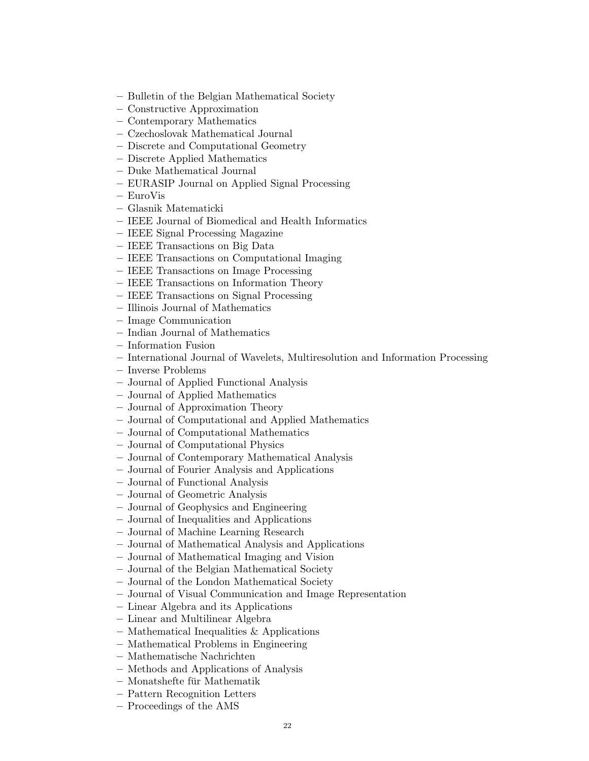– Bulletin of the Belgian Mathematical Society
– Constructive Approximation
– Contemporary Mathematics
– Czechoslovak Mathematical Journal
– Discrete and Computational Geometry
– Discrete Applied Mathematics
– Duke Mathematical Journal
– EURASIP Journal on Applied Signal Processing
– EuroVis
– Glasnik Matematicki
– IEEE Journal of Biomedical and Health Informatics
– IEEE Signal Processing Magazine
– IEEE Transactions on Big Data
– IEEE Transactions on Computational Imaging
– IEEE Transactions on Image Processing
– IEEE Transactions on Information Theory
– IEEE Transactions on Signal Processing
– Illinois Journal of Mathematics
– Image Communication
– Indian Journal of Mathematics
– Information Fusion
– International Journal of Wavelets, Multiresolution and Information Processing
– Inverse Problems
– Journal of Applied Functional Analysis
– Journal of Applied Mathematics
– Journal of Approximation Theory
– Journal of Computational and Applied Mathematics
– Journal of Computational Mathematics
– Journal of Computational Physics
– Journal of Contemporary Mathematical Analysis
– Journal of Fourier Analysis and Applications
– Journal of Functional Analysis
– Journal of Geometric Analysis
– Journal of Geophysics and Engineering
– Journal of Inequalities and Applications
– Journal of Machine Learning Research
– Journal of Mathematical Analysis and Applications
– Journal of Mathematical Imaging and Vision
– Journal of the Belgian Mathematical Society
– Journal of the London Mathematical Society
– Journal of Visual Communication and Image Representation
– Linear Algebra and its Applications
– Linear and Multilinear Algebra
– Mathematical Inequalities & Applications
– Mathematical Problems in Engineering
– Mathematische Nachrichten
– Methods and Applications of Analysis
– Monatshefte für Mathematik
– Pattern Recognition Letters
– Proceedings of the AMS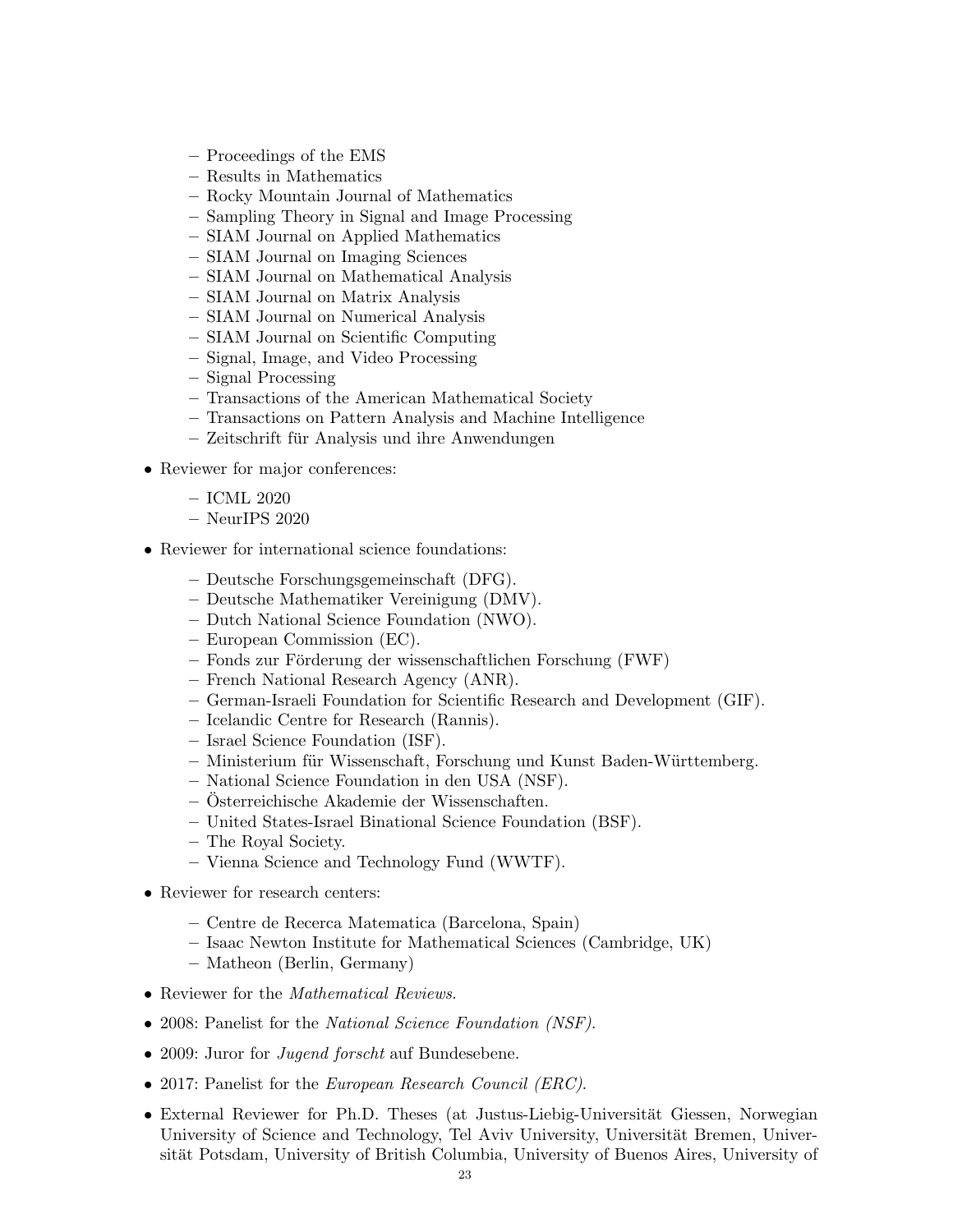- Proceedings of the EMS
  - Results in Mathematics
  - Rocky Mountain Journal of Mathematics
  - Sampling Theory in Signal and Image Processing
  - SIAM Journal on Applied Mathematics
  - SIAM Journal on Imaging Sciences
  - SIAM Journal on Mathematical Analysis
  - SIAM Journal on Matrix Analysis
  - SIAM Journal on Numerical Analysis
  - SIAM Journal on Scientific Computing
  - Signal, Image, and Video Processing
  - Signal Processing
  - Transactions of the American Mathematical Society
  - Transactions on Pattern Analysis and Machine Intelligence
  - Zeitschrift für Analysis und ihre Anwendungen

- Reviewer for major conferences:
  - ICML 2020
  - NeurIPS 2020

- Reviewer for international science foundations:
  - Deutsche Forschungsgemeinschaft (DFG).
  - Deutsche Mathematiker Vereinigung (DMV).
  - Dutch National Science Foundation (NWO).
  - European Commission (EC).
  - Fonds zur Förderung der wissenschaftlichen Forschung (FWF)
  - French National Research Agency (ANR).
  - German-Israeli Foundation for Scientific Research and Development (GIF).
  - Icelandic Centre for Research (Rannis).
  - Israel Science Foundation (ISF).
  - Ministerium für Wissenschaft, Forschung und Kunst Baden-Württemberg.
  - National Science Foundation in den USA (NSF).
  - Österreichische Akademie der Wissenschaften.
  - United States-Israel Binational Science Foundation (BSF).
  - The Royal Society.
  - Vienna Science and Technology Fund (WWTF).

- Reviewer for research centers:
  - Centre de Recerca Matematica (Barcelona, Spain)
  - Isaac Newton Institute for Mathematical Sciences (Cambridge, UK)
  - Matheon (Berlin, Germany)

- Reviewer for the *Mathematical Reviews*.

- 2008: Panelist for the *National Science Foundation (NSF)*.

- 2009: Juror for *Jugend forscht* auf Bundesebene.

- 2017: Panelist for the *European Research Council (ERC)*.

- External Reviewer for Ph.D. Theses (at Justus-Liebig-Universität Giessen, Norwegian University of Science and Technology, Tel Aviv University, Universität Bremen, Universität Potsdam, University of British Columbia, University of Buenos Aires, University of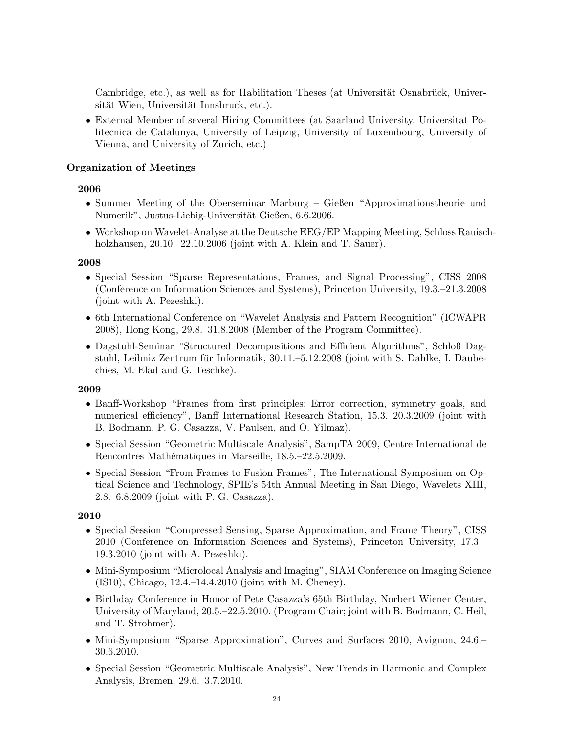Cambridge, etc.), as well as for Habilitation Theses (at Universität Osnabrück, Universität Wien, Universität Innsbruck, etc.).

- External Member of several Hiring Committees (at Saarland University, Universitat Politecnica de Catalunya, University of Leipzig, University of Luxembourg, University of Vienna, and University of Zurich, etc.)

## Organization of Meetings

### 2006

- Summer Meeting of the Oberseminar Marburg – Gießen "Approximationstheorie und Numerik", Justus-Liebig-Universität Gießen, 6.6.2006.
- Workshop on Wavelet-Analyse at the Deutsche EEG/EP Mapping Meeting, Schloss Rauischholzhausen, 20.10.–22.10.2006 (joint with A. Klein and T. Sauer).

### 2008

- Special Session "Sparse Representations, Frames, and Signal Processing", CISS 2008 (Conference on Information Sciences and Systems), Princeton University, 19.3.–21.3.2008 (joint with A. Pezeshki).
- 6th International Conference on "Wavelet Analysis and Pattern Recognition" (ICWAPR 2008), Hong Kong, 29.8.–31.8.2008 (Member of the Program Committee).
- Dagstuhl-Seminar "Structured Decompositions and Efficient Algorithms", Schloß Dagstuhl, Leibniz Zentrum für Informatik, 30.11.–5.12.2008 (joint with S. Dahlke, I. Daubechies, M. Elad and G. Teschke).

### 2009

- Banff-Workshop "Frames from first principles: Error correction, symmetry goals, and numerical efficiency", Banff International Research Station, 15.3.–20.3.2009 (joint with B. Bodmann, P. G. Casazza, V. Paulsen, and O. Yilmaz).
- Special Session "Geometric Multiscale Analysis", SampTA 2009, Centre International de Rencontres Mathématiques in Marseille, 18.5.–22.5.2009.
- Special Session "From Frames to Fusion Frames", The International Symposium on Optical Science and Technology, SPIE's 54th Annual Meeting in San Diego, Wavelets XIII, 2.8.–6.8.2009 (joint with P. G. Casazza).

### 2010

- Special Session "Compressed Sensing, Sparse Approximation, and Frame Theory", CISS 2010 (Conference on Information Sciences and Systems), Princeton University, 17.3.–19.3.2010 (joint with A. Pezeshki).
- Mini-Symposium "Microlocal Analysis and Imaging", SIAM Conference on Imaging Science (IS10), Chicago, 12.4.–14.4.2010 (joint with M. Cheney).
- Birthday Conference in Honor of Pete Casazza's 65th Birthday, Norbert Wiener Center, University of Maryland, 20.5.–22.5.2010. (Program Chair; joint with B. Bodmann, C. Heil, and T. Strohmer).
- Mini-Symposium "Sparse Approximation", Curves and Surfaces 2010, Avignon, 24.6.–30.6.2010.
- Special Session "Geometric Multiscale Analysis", New Trends in Harmonic and Complex Analysis, Bremen, 29.6.–3.7.2010.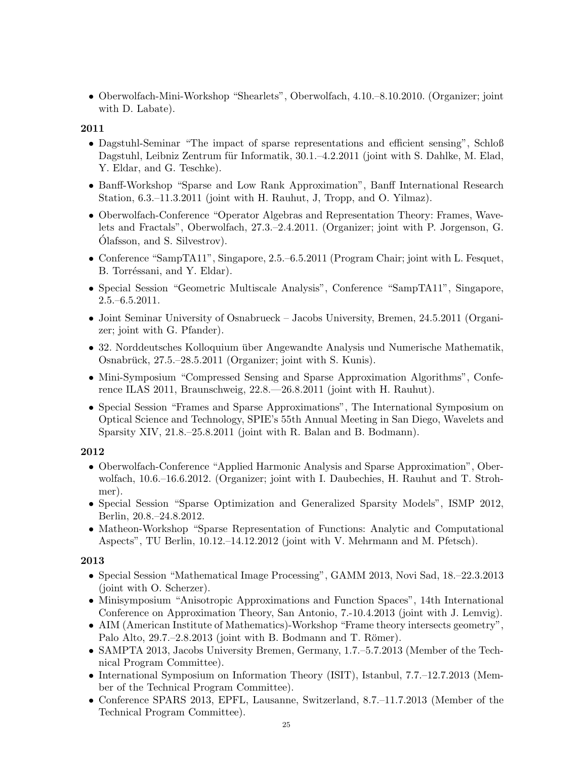- Oberwolfach-Mini-Workshop "Shearlets", Oberwolfach, 4.10.–8.10.2010. (Organizer; joint with D. Labate).

**2011**

- Dagstuhl-Seminar "The impact of sparse representations and efficient sensing", Schloß Dagstuhl, Leibniz Zentrum für Informatik, 30.1.–4.2.2011 (joint with S. Dahlke, M. Elad, Y. Eldar, and G. Teschke).
- Banff-Workshop "Sparse and Low Rank Approximation", Banff International Research Station, 6.3.–11.3.2011 (joint with H. Rauhut, J, Tropp, and O. Yilmaz).
- Oberwolfach-Conference "Operator Algebras and Representation Theory: Frames, Wavelets and Fractals", Oberwolfach, 27.3.–2.4.2011. (Organizer; joint with P. Jorgenson, G. Ólafsson, and S. Silvestrov).
- Conference "SampTA11", Singapore, 2.5.–6.5.2011 (Program Chair; joint with L. Fesquet, B. Torréssani, and Y. Eldar).
- Special Session "Geometric Multiscale Analysis", Conference "SampTA11", Singapore, 2.5.–6.5.2011.
- Joint Seminar University of Osnabrueck – Jacobs University, Bremen, 24.5.2011 (Organizer; joint with G. Pfander).
- 32. Norddeutsches Kolloquium über Angewandte Analysis und Numerische Mathematik, Osnabrück, 27.5.–28.5.2011 (Organizer; joint with S. Kunis).
- Mini-Symposium "Compressed Sensing and Sparse Approximation Algorithms", Conference ILAS 2011, Braunschweig, 22.8.—26.8.2011 (joint with H. Rauhut).
- Special Session "Frames and Sparse Approximations", The International Symposium on Optical Science and Technology, SPIE's 55th Annual Meeting in San Diego, Wavelets and Sparsity XIV, 21.8.–25.8.2011 (joint with R. Balan and B. Bodmann).

**2012**

- Oberwolfach-Conference "Applied Harmonic Analysis and Sparse Approximation", Oberwolfach, 10.6.–16.6.2012. (Organizer; joint with I. Daubechies, H. Rauhut and T. Strohmer).
- Special Session "Sparse Optimization and Generalized Sparsity Models", ISMP 2012, Berlin, 20.8.–24.8.2012.
- Matheon-Workshop "Sparse Representation of Functions: Analytic and Computational Aspects", TU Berlin, 10.12.–14.12.2012 (joint with V. Mehrmann and M. Pfetsch).

**2013**

- Special Session "Mathematical Image Processing", GAMM 2013, Novi Sad, 18.–22.3.2013 (joint with O. Scherzer).
- Minisymposium "Anisotropic Approximations and Function Spaces", 14th International Conference on Approximation Theory, San Antonio, 7.-10.4.2013 (joint with J. Lemvig).
- AIM (American Institute of Mathematics)-Workshop "Frame theory intersects geometry", Palo Alto, 29.7.–2.8.2013 (joint with B. Bodmann and T. Römer).
- SAMPTA 2013, Jacobs University Bremen, Germany, 1.7.–5.7.2013 (Member of the Technical Program Committee).
- International Symposium on Information Theory (ISIT), Istanbul, 7.7.–12.7.2013 (Member of the Technical Program Committee).
- Conference SPARS 2013, EPFL, Lausanne, Switzerland, 8.7.–11.7.2013 (Member of the Technical Program Committee).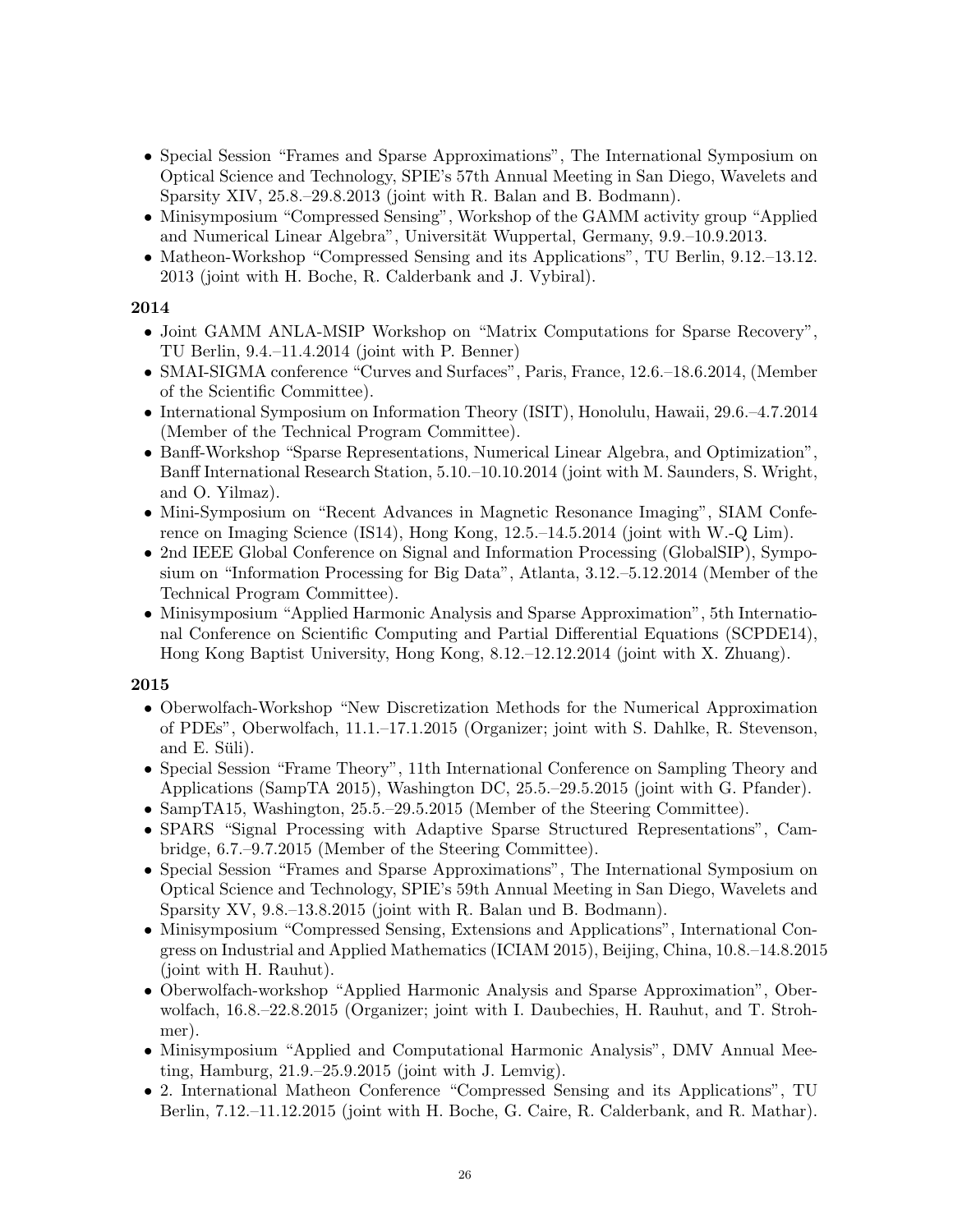- Special Session "Frames and Sparse Approximations", The International Symposium on Optical Science and Technology, SPIE's 57th Annual Meeting in San Diego, Wavelets and Sparsity XIV, 25.8.–29.8.2013 (joint with R. Balan and B. Bodmann).
- Minisymposium "Compressed Sensing", Workshop of the GAMM activity group "Applied and Numerical Linear Algebra", Universität Wuppertal, Germany, 9.9.–10.9.2013.
- Matheon-Workshop "Compressed Sensing and its Applications", TU Berlin, 9.12.–13.12. 2013 (joint with H. Boche, R. Calderbank and J. Vybiral).

**2014**

- Joint GAMM ANLA-MSIP Workshop on "Matrix Computations for Sparse Recovery", TU Berlin, 9.4.–11.4.2014 (joint with P. Benner)
- SMAI-SIGMA conference "Curves and Surfaces", Paris, France, 12.6.–18.6.2014, (Member of the Scientific Committee).
- International Symposium on Information Theory (ISIT), Honolulu, Hawaii, 29.6.–4.7.2014 (Member of the Technical Program Committee).
- Banff-Workshop "Sparse Representations, Numerical Linear Algebra, and Optimization", Banff International Research Station, 5.10.–10.10.2014 (joint with M. Saunders, S. Wright, and O. Yilmaz).
- Mini-Symposium on "Recent Advances in Magnetic Resonance Imaging", SIAM Conference on Imaging Science (IS14), Hong Kong, 12.5.–14.5.2014 (joint with W.-Q Lim).
- 2nd IEEE Global Conference on Signal and Information Processing (GlobalSIP), Symposium on "Information Processing for Big Data", Atlanta, 3.12.–5.12.2014 (Member of the Technical Program Committee).
- Minisymposium "Applied Harmonic Analysis and Sparse Approximation", 5th International Conference on Scientific Computing and Partial Differential Equations (SCPDE14), Hong Kong Baptist University, Hong Kong, 8.12.–12.12.2014 (joint with X. Zhuang).

**2015**

- Oberwolfach-Workshop "New Discretization Methods for the Numerical Approximation of PDEs", Oberwolfach, 11.1.–17.1.2015 (Organizer; joint with S. Dahlke, R. Stevenson, and E. Süli).
- Special Session "Frame Theory", 11th International Conference on Sampling Theory and Applications (SampTA 2015), Washington DC, 25.5.–29.5.2015 (joint with G. Pfander).
- SampTA15, Washington, 25.5.–29.5.2015 (Member of the Steering Committee).
- SPARS "Signal Processing with Adaptive Sparse Structured Representations", Cambridge, 6.7.–9.7.2015 (Member of the Steering Committee).
- Special Session "Frames and Sparse Approximations", The International Symposium on Optical Science and Technology, SPIE's 59th Annual Meeting in San Diego, Wavelets and Sparsity XV, 9.8.–13.8.2015 (joint with R. Balan und B. Bodmann).
- Minisymposium "Compressed Sensing, Extensions and Applications", International Congress on Industrial and Applied Mathematics (ICIAM 2015), Beijing, China, 10.8.–14.8.2015 (joint with H. Rauhut).
- Oberwolfach-workshop "Applied Harmonic Analysis and Sparse Approximation", Oberwolfach, 16.8.–22.8.2015 (Organizer; joint with I. Daubechies, H. Rauhut, and T. Strohmer).
- Minisymposium "Applied and Computational Harmonic Analysis", DMV Annual Meeting, Hamburg, 21.9.–25.9.2015 (joint with J. Lemvig).
- 2. International Matheon Conference "Compressed Sensing and its Applications", TU Berlin, 7.12.–11.12.2015 (joint with H. Boche, G. Caire, R. Calderbank, and R. Mathar).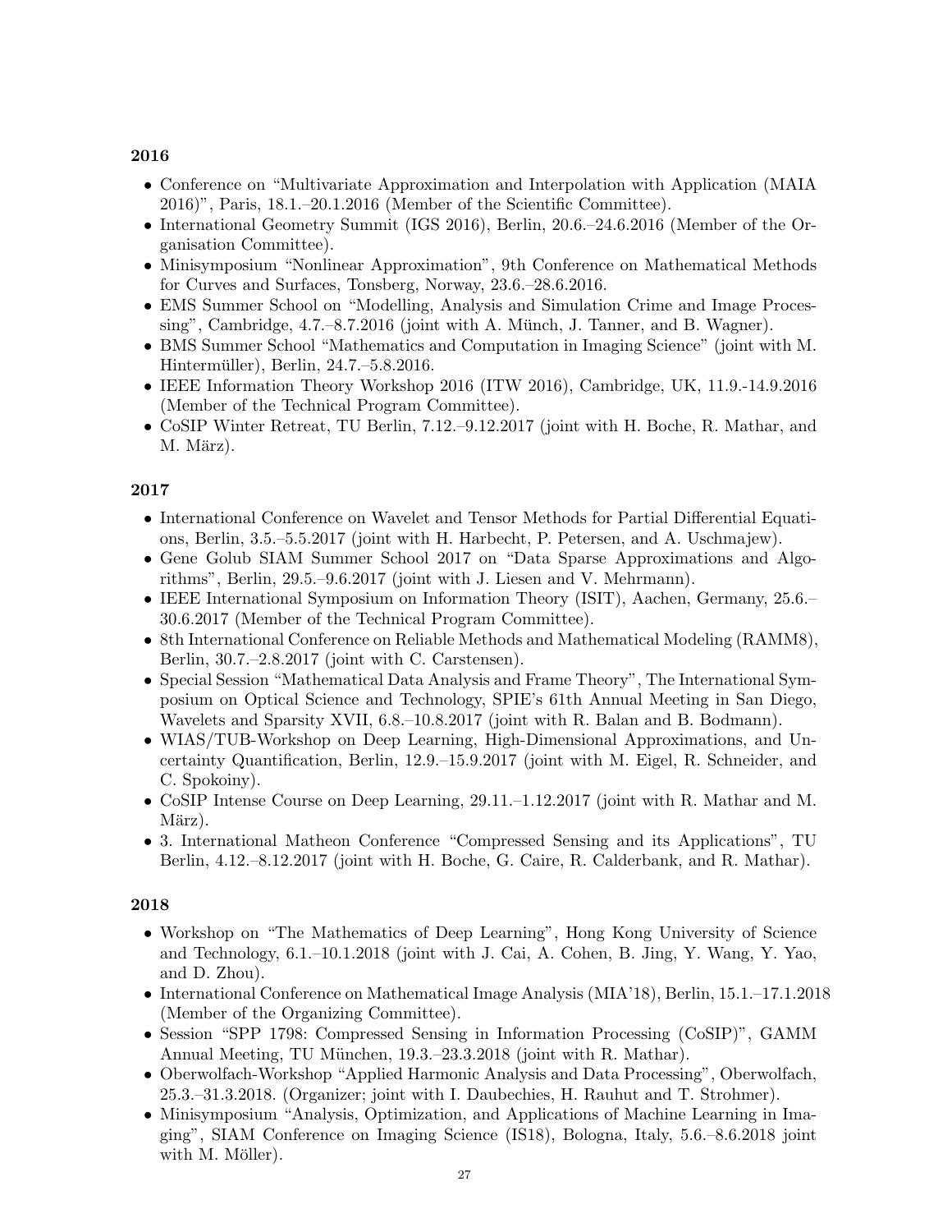### 2016

- Conference on "Multivariate Approximation and Interpolation with Application (MAIA 2016)", Paris, 18.1.–20.1.2016 (Member of the Scientific Committee).
- International Geometry Summit (IGS 2016), Berlin, 20.6.–24.6.2016 (Member of the Organisation Committee).
- Minisymposium "Nonlinear Approximation", 9th Conference on Mathematical Methods for Curves and Surfaces, Tonsberg, Norway, 23.6.–28.6.2016.
- EMS Summer School on "Modelling, Analysis and Simulation Crime and Image Processing", Cambridge, 4.7.–8.7.2016 (joint with A. Münch, J. Tanner, and B. Wagner).
- BMS Summer School "Mathematics and Computation in Imaging Science" (joint with M. Hintermüller), Berlin, 24.7.–5.8.2016.
- IEEE Information Theory Workshop 2016 (ITW 2016), Cambridge, UK, 11.9.-14.9.2016 (Member of the Technical Program Committee).
- CoSIP Winter Retreat, TU Berlin, 7.12.–9.12.2017 (joint with H. Boche, R. Mathar, and M. März).

### 2017

- International Conference on Wavelet and Tensor Methods for Partial Differential Equations, Berlin, 3.5.–5.5.2017 (joint with H. Harbecht, P. Petersen, and A. Uschmajew).
- Gene Golub SIAM Summer School 2017 on "Data Sparse Approximations and Algorithms", Berlin, 29.5.–9.6.2017 (joint with J. Liesen and V. Mehrmann).
- IEEE International Symposium on Information Theory (ISIT), Aachen, Germany, 25.6.–30.6.2017 (Member of the Technical Program Committee).
- 8th International Conference on Reliable Methods and Mathematical Modeling (RAMM8), Berlin, 30.7.–2.8.2017 (joint with C. Carstensen).
- Special Session "Mathematical Data Analysis and Frame Theory", The International Symposium on Optical Science and Technology, SPIE's 61th Annual Meeting in San Diego, Wavelets and Sparsity XVII, 6.8.–10.8.2017 (joint with R. Balan and B. Bodmann).
- WIAS/TUB-Workshop on Deep Learning, High-Dimensional Approximations, and Uncertainty Quantification, Berlin, 12.9.–15.9.2017 (joint with M. Eigel, R. Schneider, and C. Spokoiny).
- CoSIP Intense Course on Deep Learning, 29.11.–1.12.2017 (joint with R. Mathar and M. März).
- 3. International Matheon Conference "Compressed Sensing and its Applications", TU Berlin, 4.12.–8.12.2017 (joint with H. Boche, G. Caire, R. Calderbank, and R. Mathar).

### 2018

- Workshop on "The Mathematics of Deep Learning", Hong Kong University of Science and Technology, 6.1.–10.1.2018 (joint with J. Cai, A. Cohen, B. Jing, Y. Wang, Y. Yao, and D. Zhou).
- International Conference on Mathematical Image Analysis (MIA'18), Berlin, 15.1.–17.1.2018 (Member of the Organizing Committee).
- Session "SPP 1798: Compressed Sensing in Information Processing (CoSIP)", GAMM Annual Meeting, TU München, 19.3.–23.3.2018 (joint with R. Mathar).
- Oberwolfach-Workshop "Applied Harmonic Analysis and Data Processing", Oberwolfach, 25.3.–31.3.2018. (Organizer; joint with I. Daubechies, H. Rauhut and T. Strohmer).
- Minisymposium "Analysis, Optimization, and Applications of Machine Learning in Imaging", SIAM Conference on Imaging Science (IS18), Bologna, Italy, 5.6.–8.6.2018 joint with M. Möller).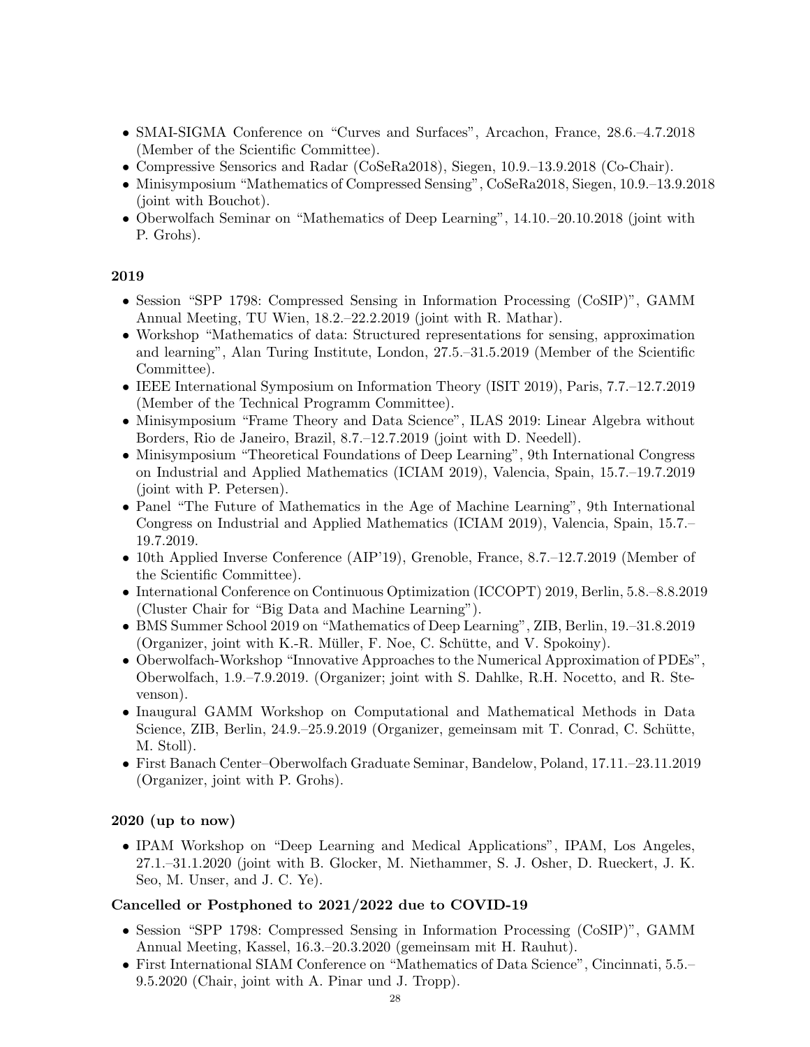- SMAI-SIGMA Conference on "Curves and Surfaces", Arcachon, France, 28.6.–4.7.2018 (Member of the Scientific Committee).
- Compressive Sensorics and Radar (CoSeRa2018), Siegen, 10.9.–13.9.2018 (Co-Chair).
- Minisymposium "Mathematics of Compressed Sensing", CoSeRa2018, Siegen, 10.9.–13.9.2018 (joint with Bouchot).
- Oberwolfach Seminar on "Mathematics of Deep Learning", 14.10.–20.10.2018 (joint with P. Grohs).

**2019**

- Session "SPP 1798: Compressed Sensing in Information Processing (CoSIP)", GAMM Annual Meeting, TU Wien, 18.2.–22.2.2019 (joint with R. Mathar).
- Workshop "Mathematics of data: Structured representations for sensing, approximation and learning", Alan Turing Institute, London, 27.5.–31.5.2019 (Member of the Scientific Committee).
- IEEE International Symposium on Information Theory (ISIT 2019), Paris, 7.7.–12.7.2019 (Member of the Technical Programm Committee).
- Minisymposium "Frame Theory and Data Science", ILAS 2019: Linear Algebra without Borders, Rio de Janeiro, Brazil, 8.7.–12.7.2019 (joint with D. Needell).
- Minisymposium "Theoretical Foundations of Deep Learning", 9th International Congress on Industrial and Applied Mathematics (ICIAM 2019), Valencia, Spain, 15.7.–19.7.2019 (joint with P. Petersen).
- Panel "The Future of Mathematics in the Age of Machine Learning", 9th International Congress on Industrial and Applied Mathematics (ICIAM 2019), Valencia, Spain, 15.7.–19.7.2019.
- 10th Applied Inverse Conference (AIP'19), Grenoble, France, 8.7.–12.7.2019 (Member of the Scientific Committee).
- International Conference on Continuous Optimization (ICCOPT) 2019, Berlin, 5.8.–8.8.2019 (Cluster Chair for "Big Data and Machine Learning").
- BMS Summer School 2019 on "Mathematics of Deep Learning", ZIB, Berlin, 19.–31.8.2019 (Organizer, joint with K.-R. Müller, F. Noe, C. Schütte, and V. Spokoiny).
- Oberwolfach-Workshop "Innovative Approaches to the Numerical Approximation of PDEs", Oberwolfach, 1.9.–7.9.2019. (Organizer; joint with S. Dahlke, R.H. Nocetto, and R. Stevenson).
- Inaugural GAMM Workshop on Computational and Mathematical Methods in Data Science, ZIB, Berlin, 24.9.–25.9.2019 (Organizer, gemeinsam mit T. Conrad, C. Schütte, M. Stoll).
- First Banach Center–Oberwolfach Graduate Seminar, Bandelow, Poland, 17.11.–23.11.2019 (Organizer, joint with P. Grohs).

**2020 (up to now)**

- IPAM Workshop on "Deep Learning and Medical Applications", IPAM, Los Angeles, 27.1.–31.1.2020 (joint with B. Glocker, M. Niethammer, S. J. Osher, D. Rueckert, J. K. Seo, M. Unser, and J. C. Ye).

**Cancelled or Postphoned to 2021/2022 due to COVID-19**

- Session "SPP 1798: Compressed Sensing in Information Processing (CoSIP)", GAMM Annual Meeting, Kassel, 16.3.–20.3.2020 (gemeinsam mit H. Rauhut).
- First International SIAM Conference on "Mathematics of Data Science", Cincinnati, 5.5.–9.5.2020 (Chair, joint with A. Pinar und J. Tropp).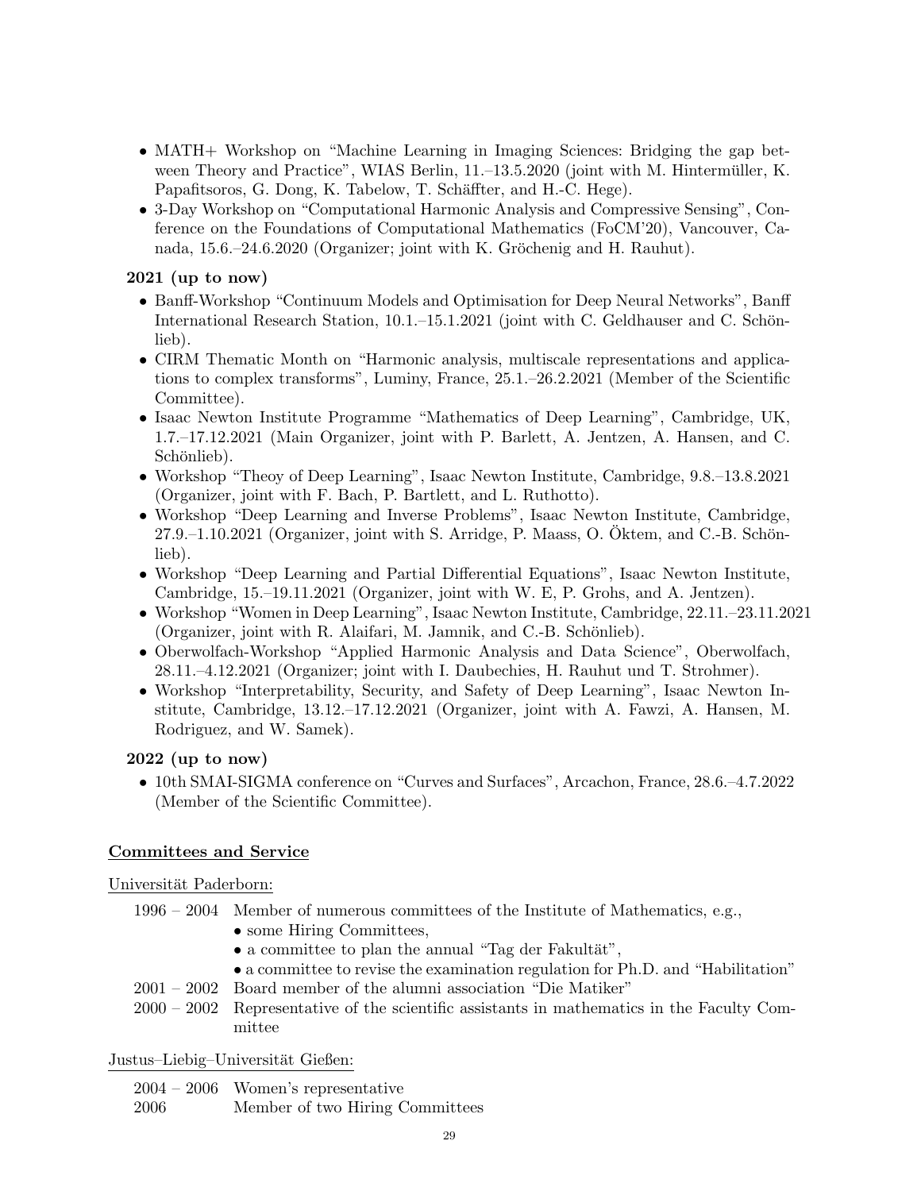- MATH+ Workshop on "Machine Learning in Imaging Sciences: Bridging the gap between Theory and Practice", WIAS Berlin, 11.–13.5.2020 (joint with M. Hintermüller, K. Papafitsoros, G. Dong, K. Tabelow, T. Schäffter, and H.-C. Hege).
- 3-Day Workshop on "Computational Harmonic Analysis and Compressive Sensing", Conference on the Foundations of Computational Mathematics (FoCM'20), Vancouver, Canada, 15.6.–24.6.2020 (Organizer; joint with K. Gröchenig and H. Rauhut).

**2021 (up to now)**

- Banff-Workshop "Continuum Models and Optimisation for Deep Neural Networks", Banff International Research Station, 10.1.–15.1.2021 (joint with C. Geldhauser and C. Schönlieb).
- CIRM Thematic Month on "Harmonic analysis, multiscale representations and applications to complex transforms", Luminy, France, 25.1.–26.2.2021 (Member of the Scientific Committee).
- Isaac Newton Institute Programme "Mathematics of Deep Learning", Cambridge, UK, 1.7.–17.12.2021 (Main Organizer, joint with P. Barlett, A. Jentzen, A. Hansen, and C. Schönlieb).
- Workshop "Theoy of Deep Learning", Isaac Newton Institute, Cambridge, 9.8.–13.8.2021 (Organizer, joint with F. Bach, P. Bartlett, and L. Ruthotto).
- Workshop "Deep Learning and Inverse Problems", Isaac Newton Institute, Cambridge, 27.9.–1.10.2021 (Organizer, joint with S. Arridge, P. Maass, O. Öktem, and C.-B. Schönlieb).
- Workshop "Deep Learning and Partial Differential Equations", Isaac Newton Institute, Cambridge, 15.–19.11.2021 (Organizer, joint with W. E, P. Grohs, and A. Jentzen).
- Workshop "Women in Deep Learning", Isaac Newton Institute, Cambridge, 22.11.–23.11.2021 (Organizer, joint with R. Alaifari, M. Jamnik, and C.-B. Schönlieb).
- Oberwolfach-Workshop "Applied Harmonic Analysis and Data Science", Oberwolfach, 28.11.–4.12.2021 (Organizer; joint with I. Daubechies, H. Rauhut und T. Strohmer).
- Workshop "Interpretability, Security, and Safety of Deep Learning", Isaac Newton Institute, Cambridge, 13.12.–17.12.2021 (Organizer, joint with A. Fawzi, A. Hansen, M. Rodriguez, and W. Samek).

**2022 (up to now)**

- 10th SMAI-SIGMA conference on "Curves and Surfaces", Arcachon, France, 28.6.–4.7.2022 (Member of the Scientific Committee).

## Committees and Service

Universität Paderborn:

| | |
|---|---|
| 1996 – 2004 | Member of numerous committees of the Institute of Mathematics, e.g.,<br>• some Hiring Committees,<br>• a committee to plan the annual "Tag der Fakultät",<br>• a committee to revise the examination regulation for Ph.D. and "Habilitation" |
| 2001 – 2002 | Board member of the alumni association "Die Matiker" |
| 2000 – 2002 | Representative of the scientific assistants in mathematics in the Faculty Committee |

Justus–Liebig–Universität Gießen:

| | |
|---|---|
| 2004 – 2006 | Women's representative |
| 2006 | Member of two Hiring Committees |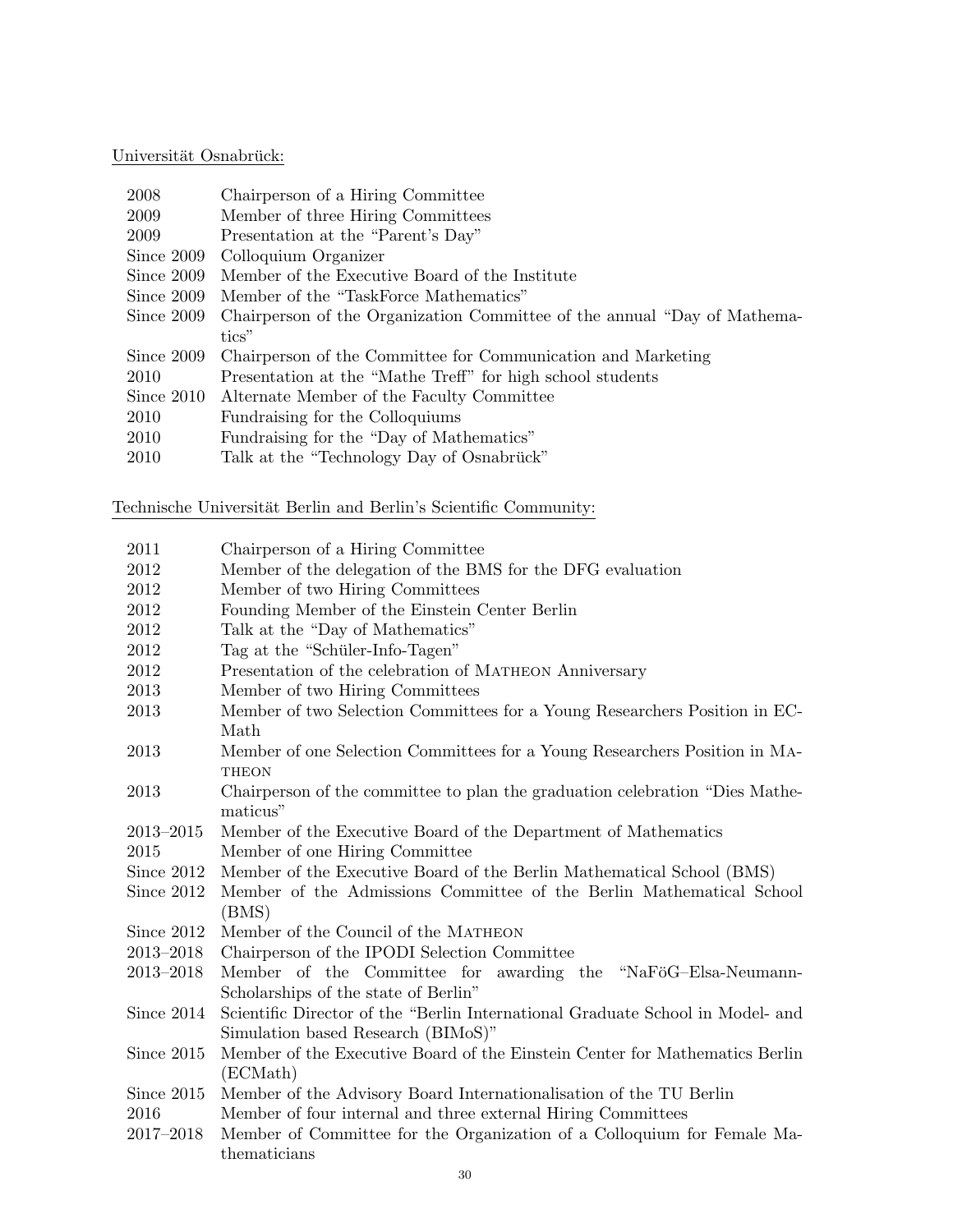Universität Osnabrück:

| | |
|---|---|
| 2008 | Chairperson of a Hiring Committee |
| 2009 | Member of three Hiring Committees |
| 2009 | Presentation at the "Parent's Day" |
| Since 2009 | Colloquium Organizer |
| Since 2009 | Member of the Executive Board of the Institute |
| Since 2009 | Member of the "TaskForce Mathematics" |
| Since 2009 | Chairperson of the Organization Committee of the annual "Day of Mathematics" |
| Since 2009 | Chairperson of the Committee for Communication and Marketing |
| 2010 | Presentation at the "Mathe Treff" for high school students |
| Since 2010 | Alternate Member of the Faculty Committee |
| 2010 | Fundraising for the Colloquiums |
| 2010 | Fundraising for the "Day of Mathematics" |
| 2010 | Talk at the "Technology Day of Osnabrück" |

Technische Universität Berlin and Berlin's Scientific Community:

| | |
|---|---|
| 2011 | Chairperson of a Hiring Committee |
| 2012 | Member of the delegation of the BMS for the DFG evaluation |
| 2012 | Member of two Hiring Committees |
| 2012 | Founding Member of the Einstein Center Berlin |
| 2012 | Talk at the "Day of Mathematics" |
| 2012 | Tag at the "Schüler-Info-Tagen" |
| 2012 | Presentation of the celebration of MATHEON Anniversary |
| 2013 | Member of two Hiring Committees |
| 2013 | Member of two Selection Committees for a Young Researchers Position in EC-Math |
| 2013 | Member of one Selection Committees for a Young Researchers Position in MATHEON |
| 2013 | Chairperson of the committee to plan the graduation celebration "Dies Mathematicus" |
| 2013–2015 | Member of the Executive Board of the Department of Mathematics |
| 2015 | Member of one Hiring Committee |
| Since 2012 | Member of the Executive Board of the Berlin Mathematical School (BMS) |
| Since 2012 | Member of the Admissions Committee of the Berlin Mathematical School (BMS) |
| Since 2012 | Member of the Council of the MATHEON |
| 2013–2018 | Chairperson of the IPODI Selection Committee |
| 2013–2018 | Member of the Committee for awarding the "NaFöG–Elsa-Neumann-Scholarships of the state of Berlin" |
| Since 2014 | Scientific Director of the "Berlin International Graduate School in Model- and Simulation based Research (BIMoS)" |
| Since 2015 | Member of the Executive Board of the Einstein Center for Mathematics Berlin (ECMath) |
| Since 2015 | Member of the Advisory Board Internationalisation of the TU Berlin |
| 2016 | Member of four internal and three external Hiring Committees |
| 2017–2018 | Member of Committee for the Organization of a Colloquium for Female Mathematicians |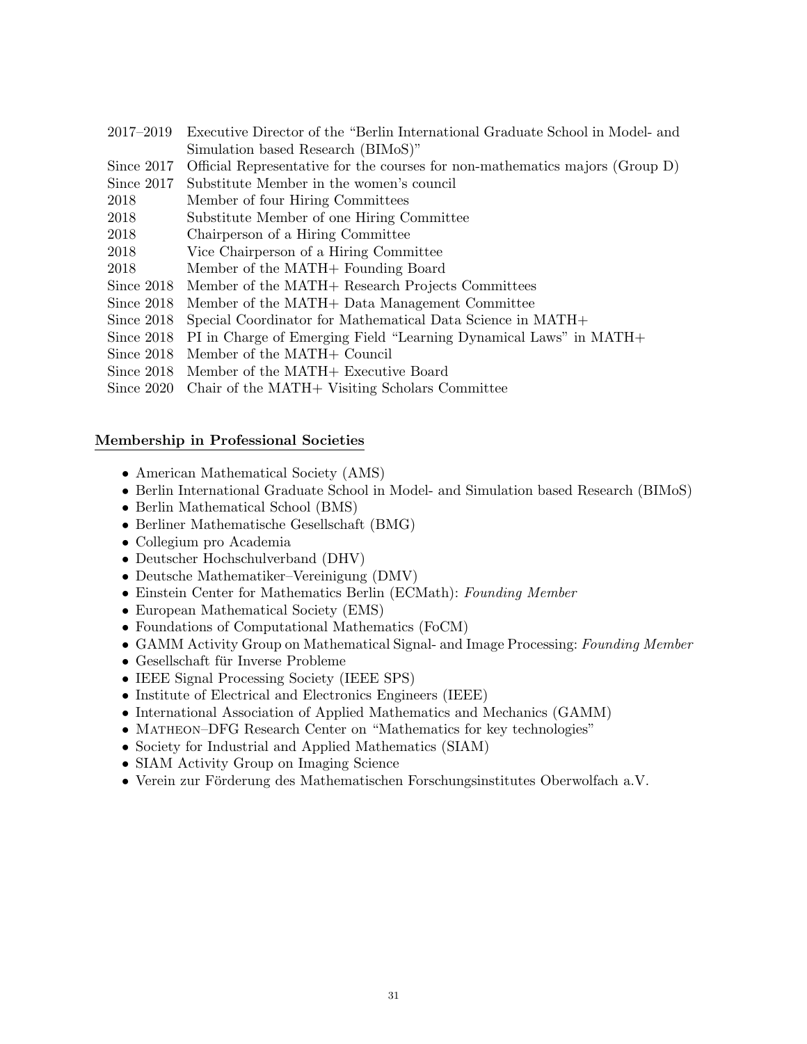| | |
|---|---|
| 2017–2019 | Executive Director of the "Berlin International Graduate School in Model- and Simulation based Research (BIMoS)" |
| Since 2017 | Official Representative for the courses for non-mathematics majors (Group D) |
| Since 2017 | Substitute Member in the women's council |
| 2018 | Member of four Hiring Committees |
| 2018 | Substitute Member of one Hiring Committee |
| 2018 | Chairperson of a Hiring Committee |
| 2018 | Vice Chairperson of a Hiring Committee |
| 2018 | Member of the MATH+ Founding Board |
| Since 2018 | Member of the MATH+ Research Projects Committees |
| Since 2018 | Member of the MATH+ Data Management Committee |
| Since 2018 | Special Coordinator for Mathematical Data Science in MATH+ |
| Since 2018 | PI in Charge of Emerging Field "Learning Dynamical Laws" in MATH+ |
| Since 2018 | Member of the MATH+ Council |
| Since 2018 | Member of the MATH+ Executive Board |
| Since 2020 | Chair of the MATH+ Visiting Scholars Committee |

## Membership in Professional Societies

- American Mathematical Society (AMS)
- Berlin International Graduate School in Model- and Simulation based Research (BIMoS)
- Berlin Mathematical School (BMS)
- Berliner Mathematische Gesellschaft (BMG)
- Collegium pro Academia
- Deutscher Hochschulverband (DHV)
- Deutsche Mathematiker–Vereinigung (DMV)
- Einstein Center for Mathematics Berlin (ECMath): *Founding Member*
- European Mathematical Society (EMS)
- Foundations of Computational Mathematics (FoCM)
- GAMM Activity Group on Mathematical Signal- and Image Processing: *Founding Member*
- Gesellschaft für Inverse Probleme
- IEEE Signal Processing Society (IEEE SPS)
- Institute of Electrical and Electronics Engineers (IEEE)
- International Association of Applied Mathematics and Mechanics (GAMM)
- Matheon–DFG Research Center on "Mathematics for key technologies"
- Society for Industrial and Applied Mathematics (SIAM)
- SIAM Activity Group on Imaging Science
- Verein zur Förderung des Mathematischen Forschungsinstitutes Oberwolfach a.V.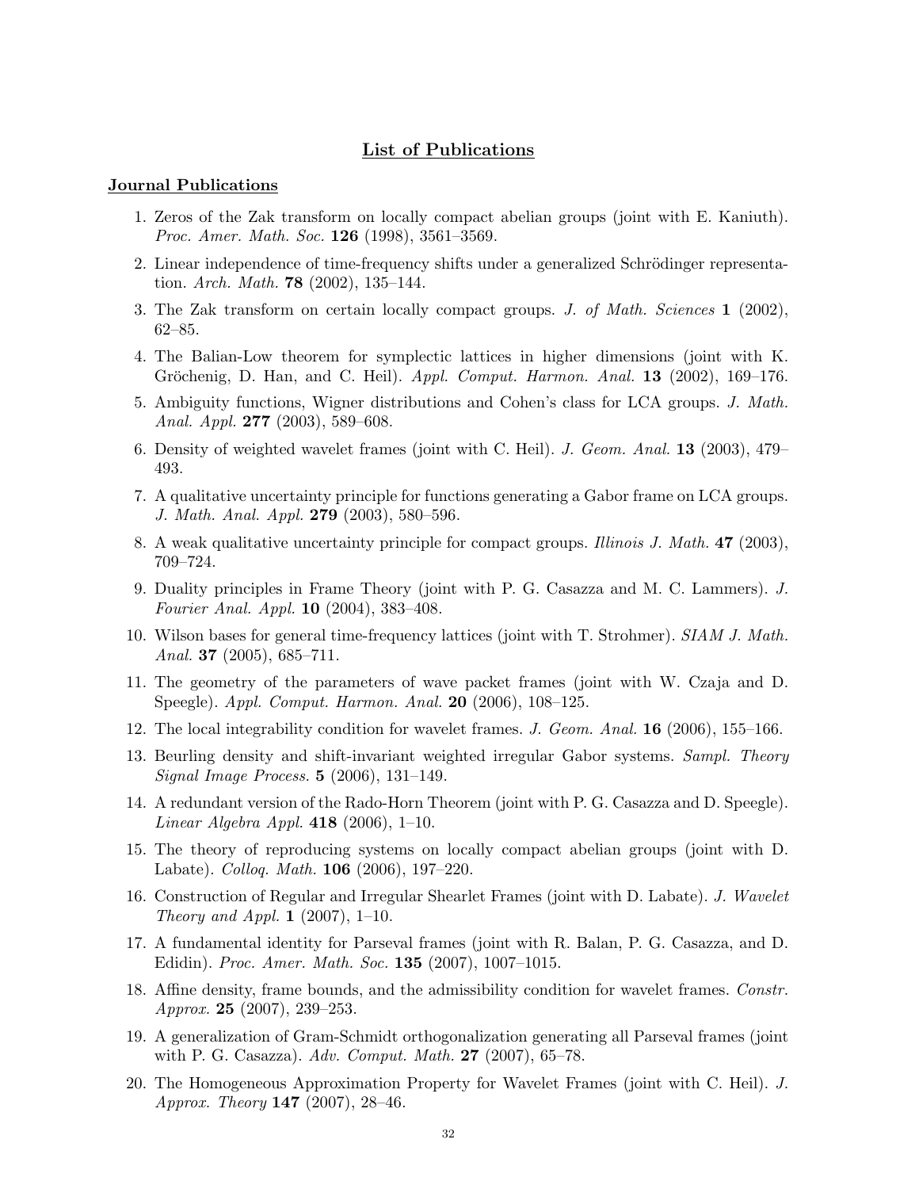## List of Publications

### Journal Publications

1. Zeros of the Zak transform on locally compact abelian groups (joint with E. Kaniuth). *Proc. Amer. Math. Soc.* **126** (1998), 3561–3569.
2. Linear independence of time-frequency shifts under a generalized Schrödinger representation. *Arch. Math.* **78** (2002), 135–144.
3. The Zak transform on certain locally compact groups. *J. of Math. Sciences* **1** (2002), 62–85.
4. The Balian-Low theorem for symplectic lattices in higher dimensions (joint with K. Gröchenig, D. Han, and C. Heil). *Appl. Comput. Harmon. Anal.* **13** (2002), 169–176.
5. Ambiguity functions, Wigner distributions and Cohen's class for LCA groups. *J. Math. Anal. Appl.* **277** (2003), 589–608.
6. Density of weighted wavelet frames (joint with C. Heil). *J. Geom. Anal.* **13** (2003), 479–493.
7. A qualitative uncertainty principle for functions generating a Gabor frame on LCA groups. *J. Math. Anal. Appl.* **279** (2003), 580–596.
8. A weak qualitative uncertainty principle for compact groups. *Illinois J. Math.* **47** (2003), 709–724.
9. Duality principles in Frame Theory (joint with P. G. Casazza and M. C. Lammers). *J. Fourier Anal. Appl.* **10** (2004), 383–408.
10. Wilson bases for general time-frequency lattices (joint with T. Strohmer). *SIAM J. Math. Anal.* **37** (2005), 685–711.
11. The geometry of the parameters of wave packet frames (joint with W. Czaja and D. Speegle). *Appl. Comput. Harmon. Anal.* **20** (2006), 108–125.
12. The local integrability condition for wavelet frames. *J. Geom. Anal.* **16** (2006), 155–166.
13. Beurling density and shift-invariant weighted irregular Gabor systems. *Sampl. Theory Signal Image Process.* **5** (2006), 131–149.
14. A redundant version of the Rado-Horn Theorem (joint with P. G. Casazza and D. Speegle). *Linear Algebra Appl.* **418** (2006), 1–10.
15. The theory of reproducing systems on locally compact abelian groups (joint with D. Labate). *Colloq. Math.* **106** (2006), 197–220.
16. Construction of Regular and Irregular Shearlet Frames (joint with D. Labate). *J. Wavelet Theory and Appl.* **1** (2007), 1–10.
17. A fundamental identity for Parseval frames (joint with R. Balan, P. G. Casazza, and D. Edidin). *Proc. Amer. Math. Soc.* **135** (2007), 1007–1015.
18. Affine density, frame bounds, and the admissibility condition for wavelet frames. *Constr. Approx.* **25** (2007), 239–253.
19. A generalization of Gram-Schmidt orthogonalization generating all Parseval frames (joint with P. G. Casazza). *Adv. Comput. Math.* **27** (2007), 65–78.
20. The Homogeneous Approximation Property for Wavelet Frames (joint with C. Heil). *J. Approx. Theory* **147** (2007), 28–46.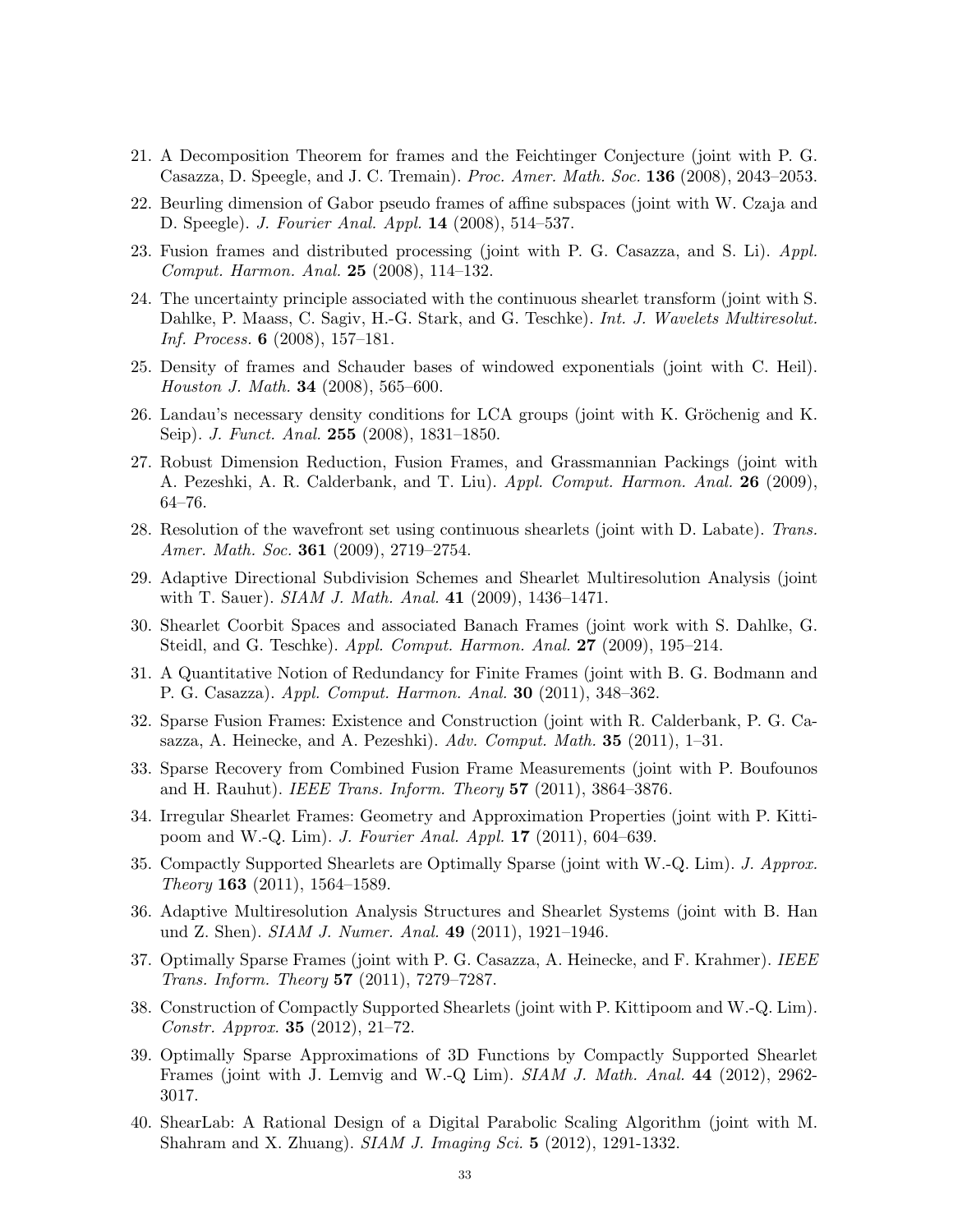21. A Decomposition Theorem for frames and the Feichtinger Conjecture (joint with P. G. Casazza, D. Speegle, and J. C. Tremain). *Proc. Amer. Math. Soc.* **136** (2008), 2043–2053.
22. Beurling dimension of Gabor pseudo frames of affine subspaces (joint with W. Czaja and D. Speegle). *J. Fourier Anal. Appl.* **14** (2008), 514–537.
23. Fusion frames and distributed processing (joint with P. G. Casazza, and S. Li). *Appl. Comput. Harmon. Anal.* **25** (2008), 114–132.
24. The uncertainty principle associated with the continuous shearlet transform (joint with S. Dahlke, P. Maass, C. Sagiv, H.-G. Stark, and G. Teschke). *Int. J. Wavelets Multiresolut. Inf. Process.* **6** (2008), 157–181.
25. Density of frames and Schauder bases of windowed exponentials (joint with C. Heil). *Houston J. Math.* **34** (2008), 565–600.
26. Landau's necessary density conditions for LCA groups (joint with K. Gröchenig and K. Seip). *J. Funct. Anal.* **255** (2008), 1831–1850.
27. Robust Dimension Reduction, Fusion Frames, and Grassmannian Packings (joint with A. Pezeshki, A. R. Calderbank, and T. Liu). *Appl. Comput. Harmon. Anal.* **26** (2009), 64–76.
28. Resolution of the wavefront set using continuous shearlets (joint with D. Labate). *Trans. Amer. Math. Soc.* **361** (2009), 2719–2754.
29. Adaptive Directional Subdivision Schemes and Shearlet Multiresolution Analysis (joint with T. Sauer). *SIAM J. Math. Anal.* **41** (2009), 1436–1471.
30. Shearlet Coorbit Spaces and associated Banach Frames (joint work with S. Dahlke, G. Steidl, and G. Teschke). *Appl. Comput. Harmon. Anal.* **27** (2009), 195–214.
31. A Quantitative Notion of Redundancy for Finite Frames (joint with B. G. Bodmann and P. G. Casazza). *Appl. Comput. Harmon. Anal.* **30** (2011), 348–362.
32. Sparse Fusion Frames: Existence and Construction (joint with R. Calderbank, P. G. Casazza, A. Heinecke, and A. Pezeshki). *Adv. Comput. Math.* **35** (2011), 1–31.
33. Sparse Recovery from Combined Fusion Frame Measurements (joint with P. Boufounos and H. Rauhut). *IEEE Trans. Inform. Theory* **57** (2011), 3864–3876.
34. Irregular Shearlet Frames: Geometry and Approximation Properties (joint with P. Kittipoom and W.-Q. Lim). *J. Fourier Anal. Appl.* **17** (2011), 604–639.
35. Compactly Supported Shearlets are Optimally Sparse (joint with W.-Q. Lim). *J. Approx. Theory* **163** (2011), 1564–1589.
36. Adaptive Multiresolution Analysis Structures and Shearlet Systems (joint with B. Han und Z. Shen). *SIAM J. Numer. Anal.* **49** (2011), 1921–1946.
37. Optimally Sparse Frames (joint with P. G. Casazza, A. Heinecke, and F. Krahmer). *IEEE Trans. Inform. Theory* **57** (2011), 7279–7287.
38. Construction of Compactly Supported Shearlets (joint with P. Kittipoom and W.-Q. Lim). *Constr. Approx.* **35** (2012), 21–72.
39. Optimally Sparse Approximations of 3D Functions by Compactly Supported Shearlet Frames (joint with J. Lemvig and W.-Q Lim). *SIAM J. Math. Anal.* **44** (2012), 2962-3017.
40. ShearLab: A Rational Design of a Digital Parabolic Scaling Algorithm (joint with M. Shahram and X. Zhuang). *SIAM J. Imaging Sci.* **5** (2012), 1291-1332.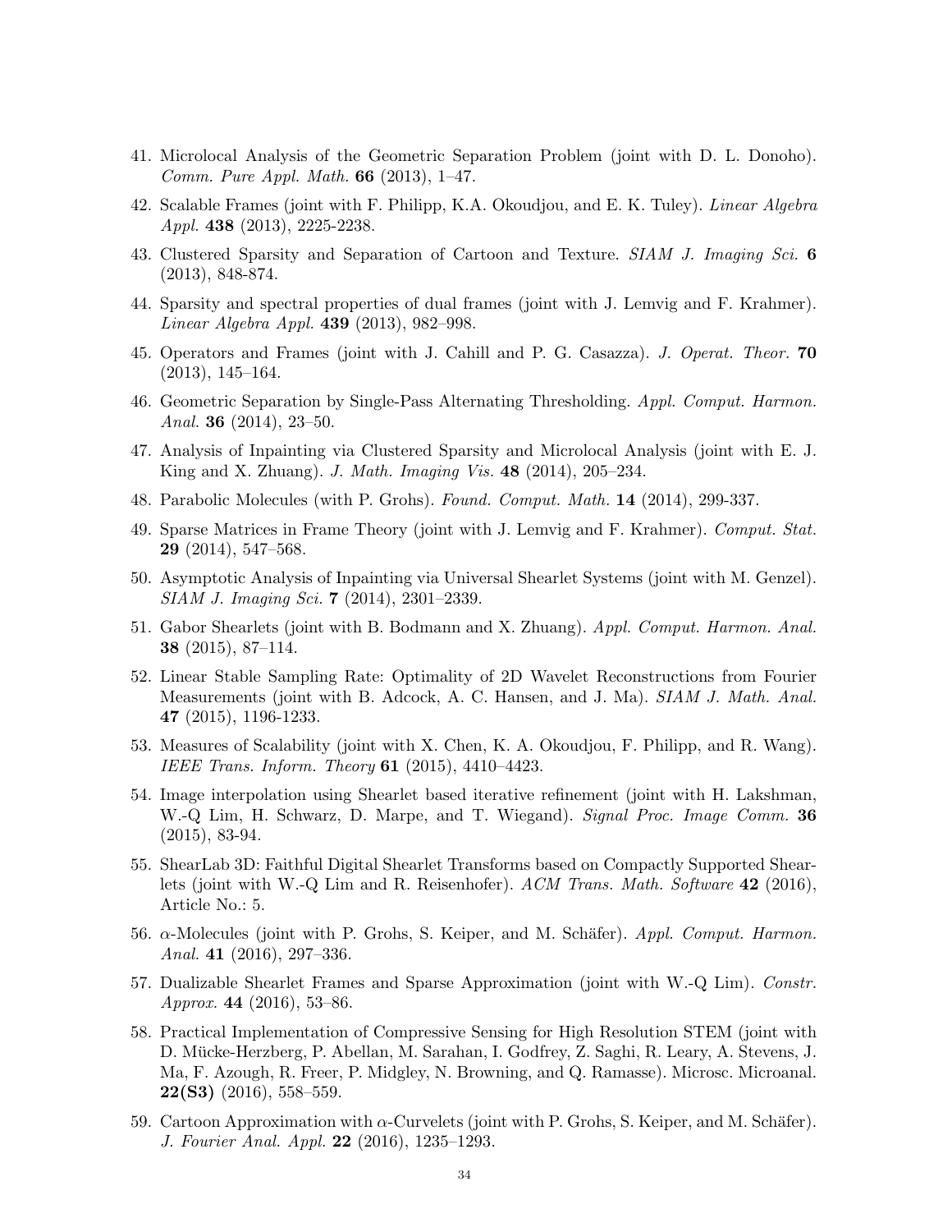41. Microlocal Analysis of the Geometric Separation Problem (joint with D. L. Donoho). *Comm. Pure Appl. Math.* **66** (2013), 1–47.
42. Scalable Frames (joint with F. Philipp, K.A. Okoudjou, and E. K. Tuley). *Linear Algebra Appl.* **438** (2013), 2225-2238.
43. Clustered Sparsity and Separation of Cartoon and Texture. *SIAM J. Imaging Sci.* **6** (2013), 848-874.
44. Sparsity and spectral properties of dual frames (joint with J. Lemvig and F. Krahmer). *Linear Algebra Appl.* **439** (2013), 982–998.
45. Operators and Frames (joint with J. Cahill and P. G. Casazza). *J. Operat. Theor.* **70** (2013), 145–164.
46. Geometric Separation by Single-Pass Alternating Thresholding. *Appl. Comput. Harmon. Anal.* **36** (2014), 23–50.
47. Analysis of Inpainting via Clustered Sparsity and Microlocal Analysis (joint with E. J. King and X. Zhuang). *J. Math. Imaging Vis.* **48** (2014), 205–234.
48. Parabolic Molecules (with P. Grohs). *Found. Comput. Math.* **14** (2014), 299-337.
49. Sparse Matrices in Frame Theory (joint with J. Lemvig and F. Krahmer). *Comput. Stat.* **29** (2014), 547–568.
50. Asymptotic Analysis of Inpainting via Universal Shearlet Systems (joint with M. Genzel). *SIAM J. Imaging Sci.* **7** (2014), 2301–2339.
51. Gabor Shearlets (joint with B. Bodmann and X. Zhuang). *Appl. Comput. Harmon. Anal.* **38** (2015), 87–114.
52. Linear Stable Sampling Rate: Optimality of 2D Wavelet Reconstructions from Fourier Measurements (joint with B. Adcock, A. C. Hansen, and J. Ma). *SIAM J. Math. Anal.* **47** (2015), 1196-1233.
53. Measures of Scalability (joint with X. Chen, K. A. Okoudjou, F. Philipp, and R. Wang). *IEEE Trans. Inform. Theory* **61** (2015), 4410–4423.
54. Image interpolation using Shearlet based iterative refinement (joint with H. Lakshman, W.-Q Lim, H. Schwarz, D. Marpe, and T. Wiegand). *Signal Proc. Image Comm.* **36** (2015), 83-94.
55. ShearLab 3D: Faithful Digital Shearlet Transforms based on Compactly Supported Shearlets (joint with W.-Q Lim and R. Reisenhofer). *ACM Trans. Math. Software* **42** (2016), Article No.: 5.
56. $\alpha$-Molecules (joint with P. Grohs, S. Keiper, and M. Schäfer). *Appl. Comput. Harmon. Anal.* **41** (2016), 297–336.
57. Dualizable Shearlet Frames and Sparse Approximation (joint with W.-Q Lim). *Constr. Approx.* **44** (2016), 53–86.
58. Practical Implementation of Compressive Sensing for High Resolution STEM (joint with D. Mücke-Herzberg, P. Abellan, M. Sarahan, I. Godfrey, Z. Saghi, R. Leary, A. Stevens, J. Ma, F. Azough, R. Freer, P. Midgley, N. Browning, and Q. Ramasse). Microsc. Microanal. **22(S3)** (2016), 558–559.
59. Cartoon Approximation with $\alpha$-Curvelets (joint with P. Grohs, S. Keiper, and M. Schäfer). *J. Fourier Anal. Appl.* **22** (2016), 1235–1293.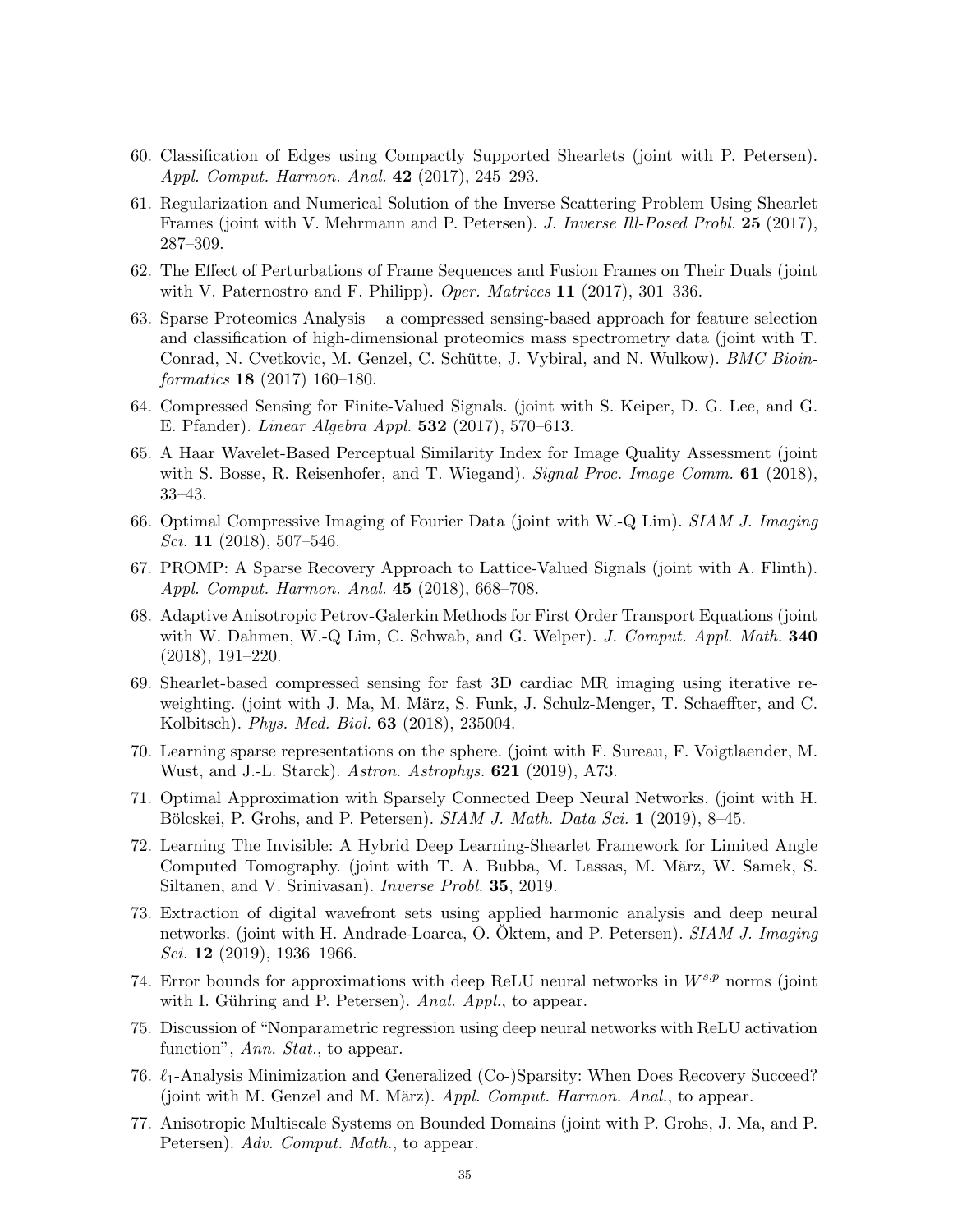60. Classification of Edges using Compactly Supported Shearlets (joint with P. Petersen). *Appl. Comput. Harmon. Anal.* **42** (2017), 245–293.
61. Regularization and Numerical Solution of the Inverse Scattering Problem Using Shearlet Frames (joint with V. Mehrmann and P. Petersen). *J. Inverse Ill-Posed Probl.* **25** (2017), 287–309.
62. The Effect of Perturbations of Frame Sequences and Fusion Frames on Their Duals (joint with V. Paternostro and F. Philipp). *Oper. Matrices* **11** (2017), 301–336.
63. Sparse Proteomics Analysis – a compressed sensing-based approach for feature selection and classification of high-dimensional proteomics mass spectrometry data (joint with T. Conrad, N. Cvetkovic, M. Genzel, C. Schütte, J. Vybiral, and N. Wulkow). *BMC Bioinformatics* **18** (2017) 160–180.
64. Compressed Sensing for Finite-Valued Signals. (joint with S. Keiper, D. G. Lee, and G. E. Pfander). *Linear Algebra Appl.* **532** (2017), 570–613.
65. A Haar Wavelet-Based Perceptual Similarity Index for Image Quality Assessment (joint with S. Bosse, R. Reisenhofer, and T. Wiegand). *Signal Proc. Image Comm.* **61** (2018), 33–43.
66. Optimal Compressive Imaging of Fourier Data (joint with W.-Q Lim). *SIAM J. Imaging Sci.* **11** (2018), 507–546.
67. PROMP: A Sparse Recovery Approach to Lattice-Valued Signals (joint with A. Flinth). *Appl. Comput. Harmon. Anal.* **45** (2018), 668–708.
68. Adaptive Anisotropic Petrov-Galerkin Methods for First Order Transport Equations (joint with W. Dahmen, W.-Q Lim, C. Schwab, and G. Welper). *J. Comput. Appl. Math.* **340** (2018), 191–220.
69. Shearlet-based compressed sensing for fast 3D cardiac MR imaging using iterative reweighting. (joint with J. Ma, M. März, S. Funk, J. Schulz-Menger, T. Schaeffter, and C. Kolbitsch). *Phys. Med. Biol.* **63** (2018), 235004.
70. Learning sparse representations on the sphere. (joint with F. Sureau, F. Voigtlaender, M. Wust, and J.-L. Starck). *Astron. Astrophys.* **621** (2019), A73.
71. Optimal Approximation with Sparsely Connected Deep Neural Networks. (joint with H. Bölcskei, P. Grohs, and P. Petersen). *SIAM J. Math. Data Sci.* **1** (2019), 8–45.
72. Learning The Invisible: A Hybrid Deep Learning-Shearlet Framework for Limited Angle Computed Tomography. (joint with T. A. Bubba, M. Lassas, M. März, W. Samek, S. Siltanen, and V. Srinivasan). *Inverse Probl.* **35**, 2019.
73. Extraction of digital wavefront sets using applied harmonic analysis and deep neural networks. (joint with H. Andrade-Loarca, O. Öktem, and P. Petersen). *SIAM J. Imaging Sci.* **12** (2019), 1936–1966.
74. Error bounds for approximations with deep ReLU neural networks in $W^{s,p}$ norms (joint with I. Gühring and P. Petersen). *Anal. Appl.*, to appear.
75. Discussion of "Nonparametric regression using deep neural networks with ReLU activation function", *Ann. Stat.*, to appear.
76. $\ell_1$-Analysis Minimization and Generalized (Co-)Sparsity: When Does Recovery Succeed? (joint with M. Genzel and M. März). *Appl. Comput. Harmon. Anal.*, to appear.
77. Anisotropic Multiscale Systems on Bounded Domains (joint with P. Grohs, J. Ma, and P. Petersen). *Adv. Comput. Math.*, to appear.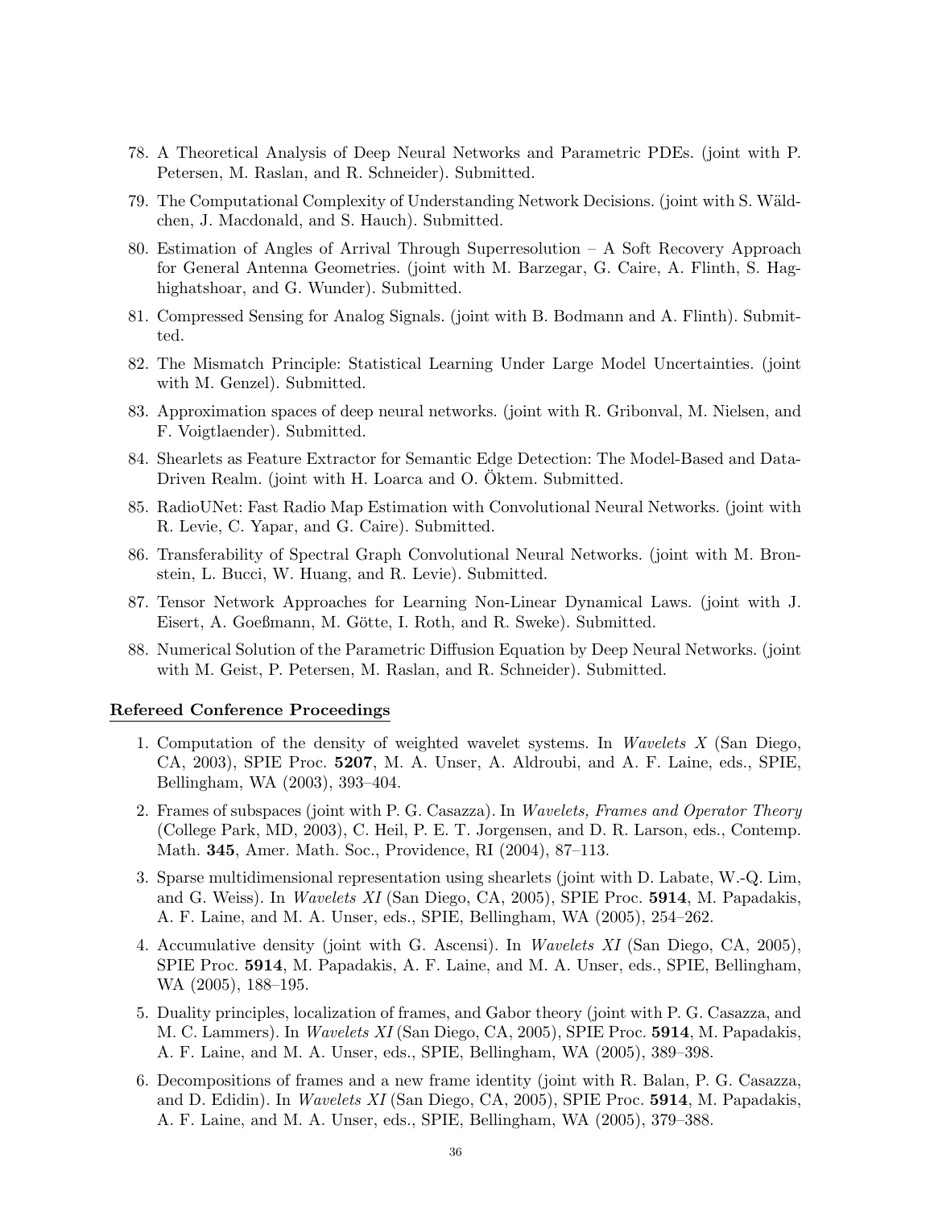78. A Theoretical Analysis of Deep Neural Networks and Parametric PDEs. (joint with P. Petersen, M. Raslan, and R. Schneider). Submitted.

79. The Computational Complexity of Understanding Network Decisions. (joint with S. Wäldchen, J. Macdonald, and S. Hauch). Submitted.

80. Estimation of Angles of Arrival Through Superresolution – A Soft Recovery Approach for General Antenna Geometries. (joint with M. Barzegar, G. Caire, A. Flinth, S. Haghighatshoar, and G. Wunder). Submitted.

81. Compressed Sensing for Analog Signals. (joint with B. Bodmann and A. Flinth). Submitted.

82. The Mismatch Principle: Statistical Learning Under Large Model Uncertainties. (joint with M. Genzel). Submitted.

83. Approximation spaces of deep neural networks. (joint with R. Gribonval, M. Nielsen, and F. Voigtlaender). Submitted.

84. Shearlets as Feature Extractor for Semantic Edge Detection: The Model-Based and Data-Driven Realm. (joint with H. Loarca and O. Öktem. Submitted.

85. RadioUNet: Fast Radio Map Estimation with Convolutional Neural Networks. (joint with R. Levie, C. Yapar, and G. Caire). Submitted.

86. Transferability of Spectral Graph Convolutional Neural Networks. (joint with M. Bronstein, L. Bucci, W. Huang, and R. Levie). Submitted.

87. Tensor Network Approaches for Learning Non-Linear Dynamical Laws. (joint with J. Eisert, A. Goeßmann, M. Götte, I. Roth, and R. Sweke). Submitted.

88. Numerical Solution of the Parametric Diffusion Equation by Deep Neural Networks. (joint with M. Geist, P. Petersen, M. Raslan, and R. Schneider). Submitted.

## Refereed Conference Proceedings

1. Computation of the density of weighted wavelet systems. In *Wavelets X* (San Diego, CA, 2003), SPIE Proc. **5207**, M. A. Unser, A. Aldroubi, and A. F. Laine, eds., SPIE, Bellingham, WA (2003), 393–404.

2. Frames of subspaces (joint with P. G. Casazza). In *Wavelets, Frames and Operator Theory* (College Park, MD, 2003), C. Heil, P. E. T. Jorgensen, and D. R. Larson, eds., Contemp. Math. **345**, Amer. Math. Soc., Providence, RI (2004), 87–113.

3. Sparse multidimensional representation using shearlets (joint with D. Labate, W.-Q. Lim, and G. Weiss). In *Wavelets XI* (San Diego, CA, 2005), SPIE Proc. **5914**, M. Papadakis, A. F. Laine, and M. A. Unser, eds., SPIE, Bellingham, WA (2005), 254–262.

4. Accumulative density (joint with G. Ascensi). In *Wavelets XI* (San Diego, CA, 2005), SPIE Proc. **5914**, M. Papadakis, A. F. Laine, and M. A. Unser, eds., SPIE, Bellingham, WA (2005), 188–195.

5. Duality principles, localization of frames, and Gabor theory (joint with P. G. Casazza, and M. C. Lammers). In *Wavelets XI* (San Diego, CA, 2005), SPIE Proc. **5914**, M. Papadakis, A. F. Laine, and M. A. Unser, eds., SPIE, Bellingham, WA (2005), 389–398.

6. Decompositions of frames and a new frame identity (joint with R. Balan, P. G. Casazza, and D. Edidin). In *Wavelets XI* (San Diego, CA, 2005), SPIE Proc. **5914**, M. Papadakis, A. F. Laine, and M. A. Unser, eds., SPIE, Bellingham, WA (2005), 379–388.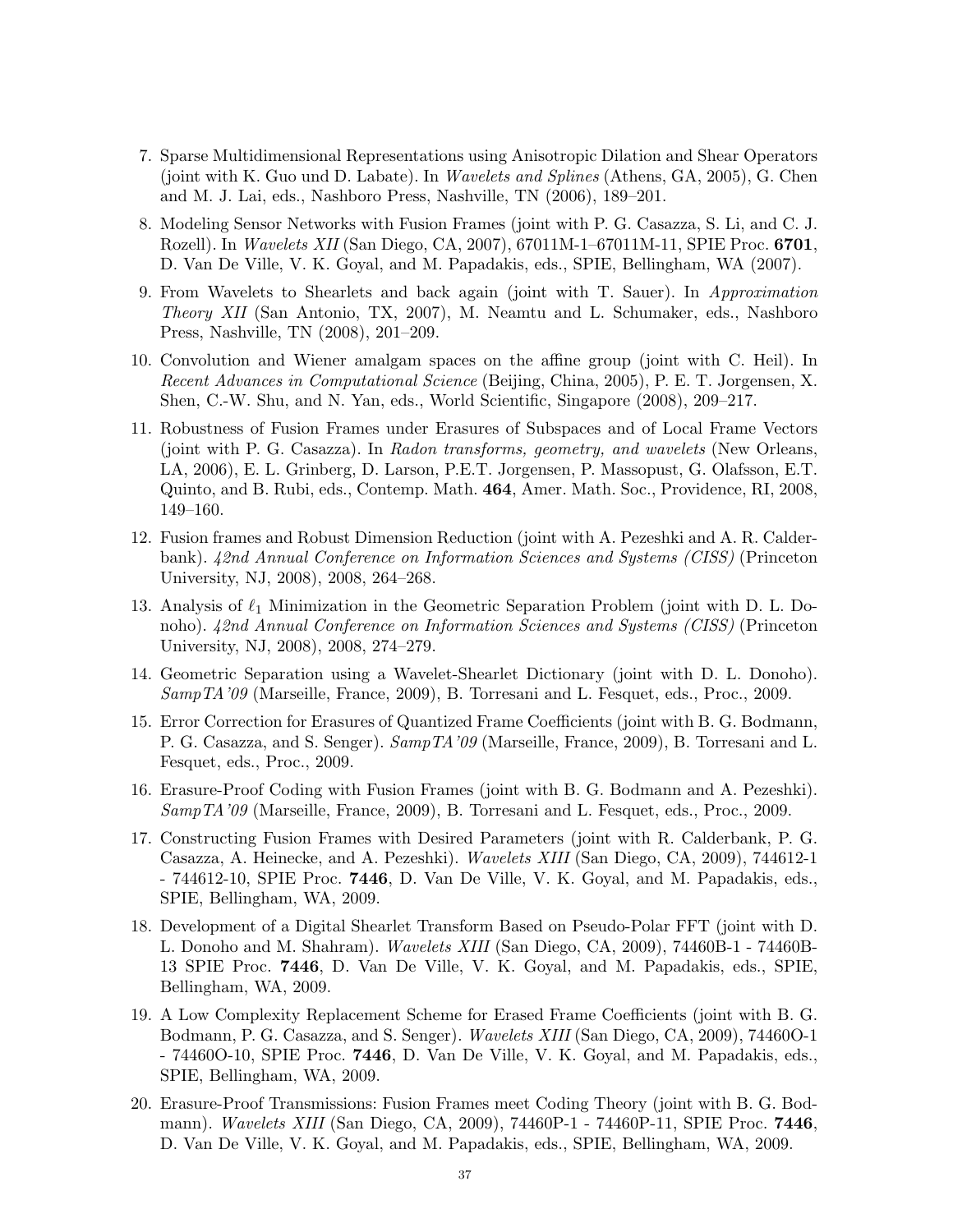7. Sparse Multidimensional Representations using Anisotropic Dilation and Shear Operators (joint with K. Guo und D. Labate). In *Wavelets and Splines* (Athens, GA, 2005), G. Chen and M. J. Lai, eds., Nashboro Press, Nashville, TN (2006), 189–201.

8. Modeling Sensor Networks with Fusion Frames (joint with P. G. Casazza, S. Li, and C. J. Rozell). In *Wavelets XII* (San Diego, CA, 2007), 67011M-1–67011M-11, SPIE Proc. **6701**, D. Van De Ville, V. K. Goyal, and M. Papadakis, eds., SPIE, Bellingham, WA (2007).

9. From Wavelets to Shearlets and back again (joint with T. Sauer). In *Approximation Theory XII* (San Antonio, TX, 2007), M. Neamtu and L. Schumaker, eds., Nashboro Press, Nashville, TN (2008), 201–209.

10. Convolution and Wiener amalgam spaces on the affine group (joint with C. Heil). In *Recent Advances in Computational Science* (Beijing, China, 2005), P. E. T. Jorgensen, X. Shen, C.-W. Shu, and N. Yan, eds., World Scientific, Singapore (2008), 209–217.

11. Robustness of Fusion Frames under Erasures of Subspaces and of Local Frame Vectors (joint with P. G. Casazza). In *Radon transforms, geometry, and wavelets* (New Orleans, LA, 2006), E. L. Grinberg, D. Larson, P.E.T. Jorgensen, P. Massopust, G. Olafsson, E.T. Quinto, and B. Rubi, eds., Contemp. Math. **464**, Amer. Math. Soc., Providence, RI, 2008, 149–160.

12. Fusion frames and Robust Dimension Reduction (joint with A. Pezeshki and A. R. Calderbank). *42nd Annual Conference on Information Sciences and Systems (CISS)* (Princeton University, NJ, 2008), 2008, 264–268.

13. Analysis of $\ell_1$ Minimization in the Geometric Separation Problem (joint with D. L. Donoho). *42nd Annual Conference on Information Sciences and Systems (CISS)* (Princeton University, NJ, 2008), 2008, 274–279.

14. Geometric Separation using a Wavelet-Shearlet Dictionary (joint with D. L. Donoho). *SampTA'09* (Marseille, France, 2009), B. Torresani and L. Fesquet, eds., Proc., 2009.

15. Error Correction for Erasures of Quantized Frame Coefficients (joint with B. G. Bodmann, P. G. Casazza, and S. Senger). *SampTA'09* (Marseille, France, 2009), B. Torresani and L. Fesquet, eds., Proc., 2009.

16. Erasure-Proof Coding with Fusion Frames (joint with B. G. Bodmann and A. Pezeshki). *SampTA'09* (Marseille, France, 2009), B. Torresani and L. Fesquet, eds., Proc., 2009.

17. Constructing Fusion Frames with Desired Parameters (joint with R. Calderbank, P. G. Casazza, A. Heinecke, and A. Pezeshki). *Wavelets XIII* (San Diego, CA, 2009), 744612-1 - 744612-10, SPIE Proc. **7446**, D. Van De Ville, V. K. Goyal, and M. Papadakis, eds., SPIE, Bellingham, WA, 2009.

18. Development of a Digital Shearlet Transform Based on Pseudo-Polar FFT (joint with D. L. Donoho and M. Shahram). *Wavelets XIII* (San Diego, CA, 2009), 74460B-1 - 74460B-13 SPIE Proc. **7446**, D. Van De Ville, V. K. Goyal, and M. Papadakis, eds., SPIE, Bellingham, WA, 2009.

19. A Low Complexity Replacement Scheme for Erased Frame Coefficients (joint with B. G. Bodmann, P. G. Casazza, and S. Senger). *Wavelets XIII* (San Diego, CA, 2009), 74460O-1 - 74460O-10, SPIE Proc. **7446**, D. Van De Ville, V. K. Goyal, and M. Papadakis, eds., SPIE, Bellingham, WA, 2009.

20. Erasure-Proof Transmissions: Fusion Frames meet Coding Theory (joint with B. G. Bodmann). *Wavelets XIII* (San Diego, CA, 2009), 74460P-1 - 74460P-11, SPIE Proc. **7446**, D. Van De Ville, V. K. Goyal, and M. Papadakis, eds., SPIE, Bellingham, WA, 2009.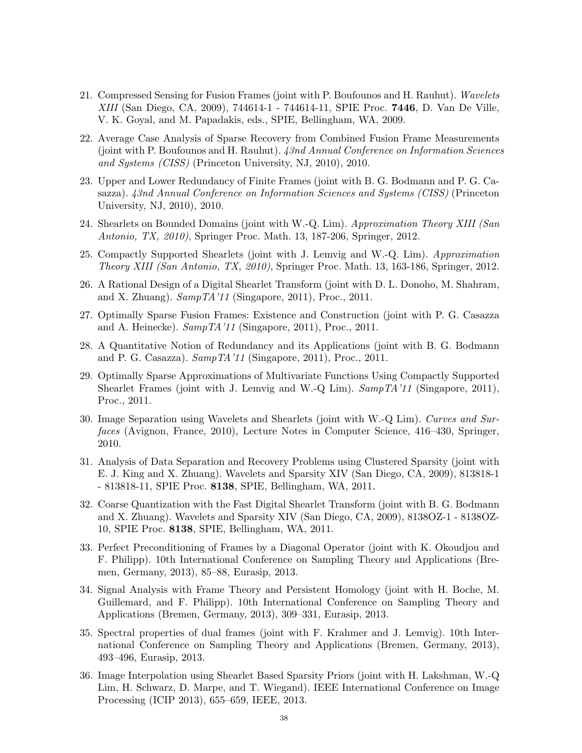21. Compressed Sensing for Fusion Frames (joint with P. Boufounos and H. Rauhut). *Wavelets XIII* (San Diego, CA, 2009), 744614-1 - 744614-11, SPIE Proc. **7446**, D. Van De Ville, V. K. Goyal, and M. Papadakis, eds., SPIE, Bellingham, WA, 2009.

22. Average Case Analysis of Sparse Recovery from Combined Fusion Frame Measurements (joint with P. Boufounos and H. Rauhut). *43nd Annual Conference on Information Sciences and Systems (CISS)* (Princeton University, NJ, 2010), 2010.

23. Upper and Lower Redundancy of Finite Frames (joint with B. G. Bodmann and P. G. Casazza). *43nd Annual Conference on Information Sciences and Systems (CISS)* (Princeton University, NJ, 2010), 2010.

24. Shearlets on Bounded Domains (joint with W.-Q. Lim). *Approximation Theory XIII (San Antonio, TX, 2010)*, Springer Proc. Math. 13, 187-206, Springer, 2012.

25. Compactly Supported Shearlets (joint with J. Lemvig and W.-Q. Lim). *Approximation Theory XIII (San Antonio, TX, 2010)*, Springer Proc. Math. 13, 163-186, Springer, 2012.

26. A Rational Design of a Digital Shearlet Transform (joint with D. L. Donoho, M. Shahram, and X. Zhuang). *SampTA'11* (Singapore, 2011), Proc., 2011.

27. Optimally Sparse Fusion Frames: Existence and Construction (joint with P. G. Casazza and A. Heinecke). *SampTA'11* (Singapore, 2011), Proc., 2011.

28. A Quantitative Notion of Redundancy and its Applications (joint with B. G. Bodmann and P. G. Casazza). *SampTA'11* (Singapore, 2011), Proc., 2011.

29. Optimally Sparse Approximations of Multivariate Functions Using Compactly Supported Shearlet Frames (joint with J. Lemvig and W.-Q Lim). *SampTA'11* (Singapore, 2011), Proc., 2011.

30. Image Separation using Wavelets and Shearlets (joint with W.-Q Lim). *Curves and Surfaces* (Avignon, France, 2010), Lecture Notes in Computer Science, 416–430, Springer, 2010.

31. Analysis of Data Separation and Recovery Problems using Clustered Sparsity (joint with E. J. King and X. Zhuang). Wavelets and Sparsity XIV (San Diego, CA, 2009), 813818-1 - 813818-11, SPIE Proc. **8138**, SPIE, Bellingham, WA, 2011.

32. Coarse Quantization with the Fast Digital Shearlet Transform (joint with B. G. Bodmann and X. Zhuang). Wavelets and Sparsity XIV (San Diego, CA, 2009), 8138OZ-1 - 8138OZ-10, SPIE Proc. **8138**, SPIE, Bellingham, WA, 2011.

33. Perfect Preconditioning of Frames by a Diagonal Operator (joint with K. Okoudjou and F. Philipp). 10th International Conference on Sampling Theory and Applications (Bremen, Germany, 2013), 85–88, Eurasip, 2013.

34. Signal Analysis with Frame Theory and Persistent Homology (joint with H. Boche, M. Guillemard, and F. Philipp). 10th International Conference on Sampling Theory and Applications (Bremen, Germany, 2013), 309–331, Eurasip, 2013.

35. Spectral properties of dual frames (joint with F. Krahmer and J. Lemvig). 10th International Conference on Sampling Theory and Applications (Bremen, Germany, 2013), 493–496, Eurasip, 2013.

36. Image Interpolation using Shearlet Based Sparsity Priors (joint with H. Lakshman, W.-Q Lim, H. Schwarz, D. Marpe, and T. Wiegand). IEEE International Conference on Image Processing (ICIP 2013), 655–659, IEEE, 2013.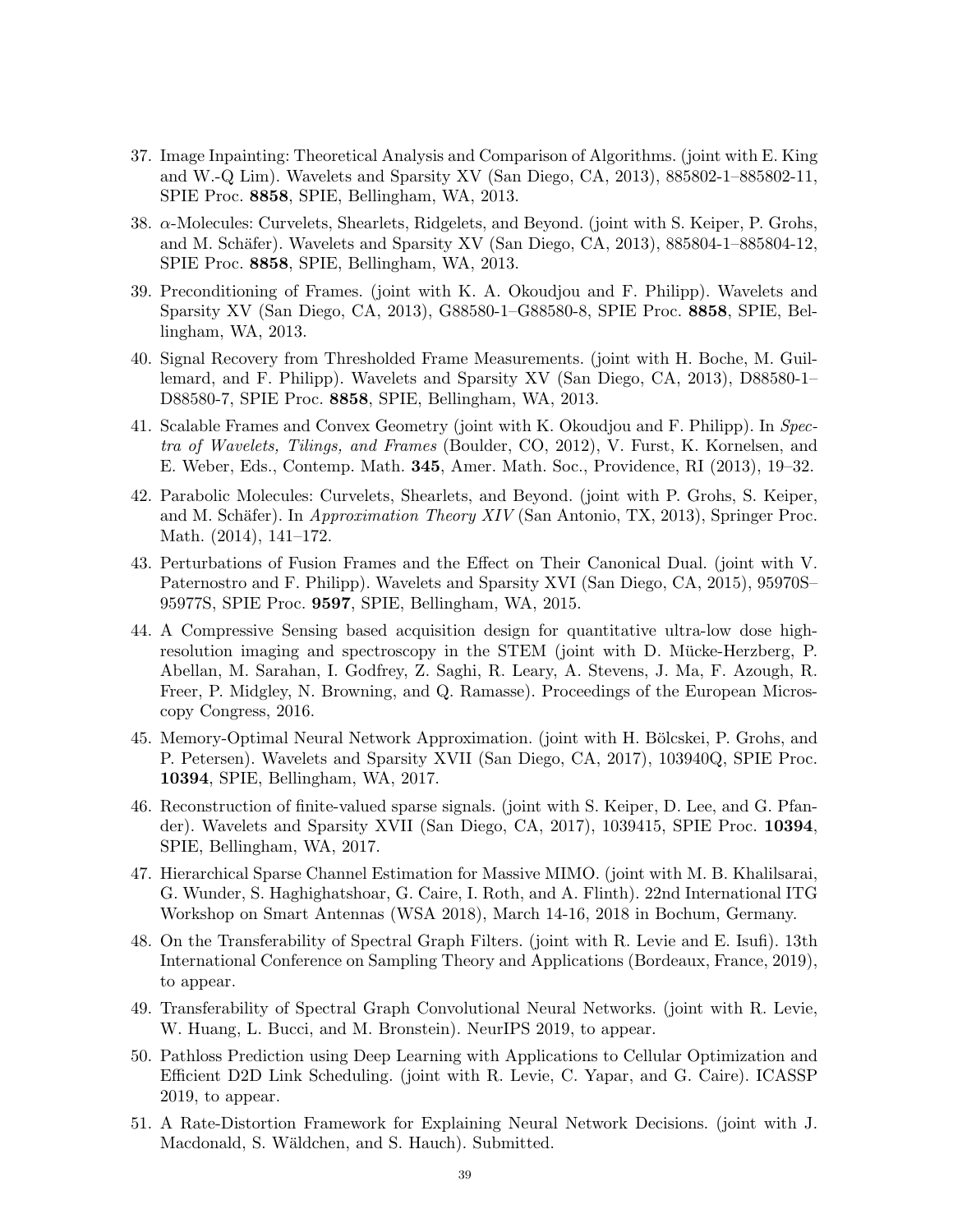37. Image Inpainting: Theoretical Analysis and Comparison of Algorithms. (joint with E. King and W.-Q Lim). Wavelets and Sparsity XV (San Diego, CA, 2013), 885802-1–885802-11, SPIE Proc. **8858**, SPIE, Bellingham, WA, 2013.

38. $\alpha$-Molecules: Curvelets, Shearlets, Ridgelets, and Beyond. (joint with S. Keiper, P. Grohs, and M. Schäfer). Wavelets and Sparsity XV (San Diego, CA, 2013), 885804-1–885804-12, SPIE Proc. **8858**, SPIE, Bellingham, WA, 2013.

39. Preconditioning of Frames. (joint with K. A. Okoudjou and F. Philipp). Wavelets and Sparsity XV (San Diego, CA, 2013), G88580-1–G88580-8, SPIE Proc. **8858**, SPIE, Bellingham, WA, 2013.

40. Signal Recovery from Thresholded Frame Measurements. (joint with H. Boche, M. Guillemard, and F. Philipp). Wavelets and Sparsity XV (San Diego, CA, 2013), D88580-1–D88580-7, SPIE Proc. **8858**, SPIE, Bellingham, WA, 2013.

41. Scalable Frames and Convex Geometry (joint with K. Okoudjou and F. Philipp). In *Spectra of Wavelets, Tilings, and Frames* (Boulder, CO, 2012), V. Furst, K. Kornelsen, and E. Weber, Eds., Contemp. Math. **345**, Amer. Math. Soc., Providence, RI (2013), 19–32.

42. Parabolic Molecules: Curvelets, Shearlets, and Beyond. (joint with P. Grohs, S. Keiper, and M. Schäfer). In *Approximation Theory XIV* (San Antonio, TX, 2013), Springer Proc. Math. (2014), 141–172.

43. Perturbations of Fusion Frames and the Effect on Their Canonical Dual. (joint with V. Paternostro and F. Philipp). Wavelets and Sparsity XVI (San Diego, CA, 2015), 95970S–95977S, SPIE Proc. **9597**, SPIE, Bellingham, WA, 2015.

44. A Compressive Sensing based acquisition design for quantitative ultra-low dose high-resolution imaging and spectroscopy in the STEM (joint with D. Mücke-Herzberg, P. Abellan, M. Sarahan, I. Godfrey, Z. Saghi, R. Leary, A. Stevens, J. Ma, F. Azough, R. Freer, P. Midgley, N. Browning, and Q. Ramasse). Proceedings of the European Microscopy Congress, 2016.

45. Memory-Optimal Neural Network Approximation. (joint with H. Bölcskei, P. Grohs, and P. Petersen). Wavelets and Sparsity XVII (San Diego, CA, 2017), 103940Q, SPIE Proc. **10394**, SPIE, Bellingham, WA, 2017.

46. Reconstruction of finite-valued sparse signals. (joint with S. Keiper, D. Lee, and G. Pfander). Wavelets and Sparsity XVII (San Diego, CA, 2017), 1039415, SPIE Proc. **10394**, SPIE, Bellingham, WA, 2017.

47. Hierarchical Sparse Channel Estimation for Massive MIMO. (joint with M. B. Khalilsarai, G. Wunder, S. Haghighatshoar, G. Caire, I. Roth, and A. Flinth). 22nd International ITG Workshop on Smart Antennas (WSA 2018), March 14-16, 2018 in Bochum, Germany.

48. On the Transferability of Spectral Graph Filters. (joint with R. Levie and E. Isufi). 13th International Conference on Sampling Theory and Applications (Bordeaux, France, 2019), to appear.

49. Transferability of Spectral Graph Convolutional Neural Networks. (joint with R. Levie, W. Huang, L. Bucci, and M. Bronstein). NeurIPS 2019, to appear.

50. Pathloss Prediction using Deep Learning with Applications to Cellular Optimization and Efficient D2D Link Scheduling. (joint with R. Levie, C. Yapar, and G. Caire). ICASSP 2019, to appear.

51. A Rate-Distortion Framework for Explaining Neural Network Decisions. (joint with J. Macdonald, S. Wäldchen, and S. Hauch). Submitted.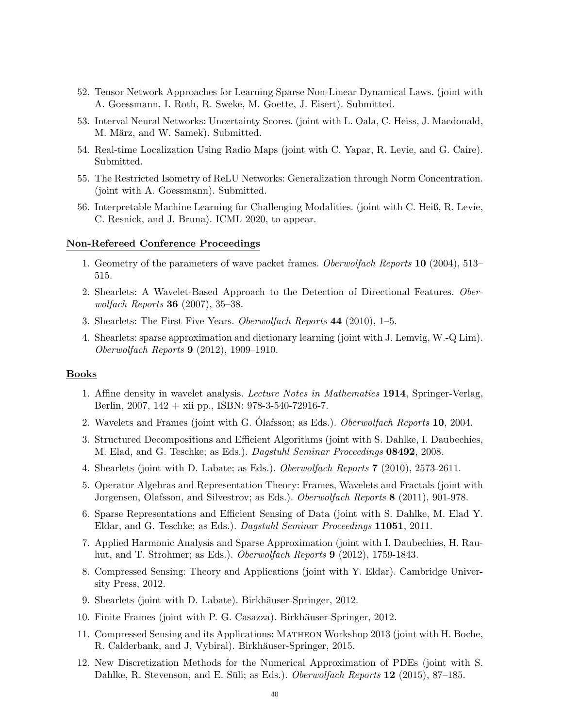52. Tensor Network Approaches for Learning Sparse Non-Linear Dynamical Laws. (joint with A. Goessmann, I. Roth, R. Sweke, M. Goette, J. Eisert). Submitted.
53. Interval Neural Networks: Uncertainty Scores. (joint with L. Oala, C. Heiss, J. Macdonald, M. März, and W. Samek). Submitted.
54. Real-time Localization Using Radio Maps (joint with C. Yapar, R. Levie, and G. Caire). Submitted.
55. The Restricted Isometry of ReLU Networks: Generalization through Norm Concentration. (joint with A. Goessmann). Submitted.
56. Interpretable Machine Learning for Challenging Modalities. (joint with C. Heiß, R. Levie, C. Resnick, and J. Bruna). ICML 2020, to appear.

## Non-Refereed Conference Proceedings

1. Geometry of the parameters of wave packet frames. *Oberwolfach Reports* **10** (2004), 513–515.
2. Shearlets: A Wavelet-Based Approach to the Detection of Directional Features. *Oberwolfach Reports* **36** (2007), 35–38.
3. Shearlets: The First Five Years. *Oberwolfach Reports* **44** (2010), 1–5.
4. Shearlets: sparse approximation and dictionary learning (joint with J. Lemvig, W.-Q Lim). *Oberwolfach Reports* **9** (2012), 1909–1910.

## Books

1. Affine density in wavelet analysis. *Lecture Notes in Mathematics* **1914**, Springer-Verlag, Berlin, 2007, 142 + xii pp., ISBN: 978-3-540-72916-7.
2. Wavelets and Frames (joint with G. Ólafsson; as Eds.). *Oberwolfach Reports* **10**, 2004.
3. Structured Decompositions and Efficient Algorithms (joint with S. Dahlke, I. Daubechies, M. Elad, and G. Teschke; as Eds.). *Dagstuhl Seminar Proceedings* **08492**, 2008.
4. Shearlets (joint with D. Labate; as Eds.). *Oberwolfach Reports* **7** (2010), 2573-2611.
5. Operator Algebras and Representation Theory: Frames, Wavelets and Fractals (joint with Jorgensen, Olafsson, and Silvestrov; as Eds.). *Oberwolfach Reports* **8** (2011), 901-978.
6. Sparse Representations and Efficient Sensing of Data (joint with S. Dahlke, M. Elad Y. Eldar, and G. Teschke; as Eds.). *Dagstuhl Seminar Proceedings* **11051**, 2011.
7. Applied Harmonic Analysis and Sparse Approximation (joint with I. Daubechies, H. Rauhut, and T. Strohmer; as Eds.). *Oberwolfach Reports* **9** (2012), 1759-1843.
8. Compressed Sensing: Theory and Applications (joint with Y. Eldar). Cambridge University Press, 2012.
9. Shearlets (joint with D. Labate). Birkhäuser-Springer, 2012.
10. Finite Frames (joint with P. G. Casazza). Birkhäuser-Springer, 2012.
11. Compressed Sensing and its Applications: Matheon Workshop 2013 (joint with H. Boche, R. Calderbank, and J, Vybiral). Birkhäuser-Springer, 2015.
12. New Discretization Methods for the Numerical Approximation of PDEs (joint with S. Dahlke, R. Stevenson, and E. Süli; as Eds.). *Oberwolfach Reports* **12** (2015), 87–185.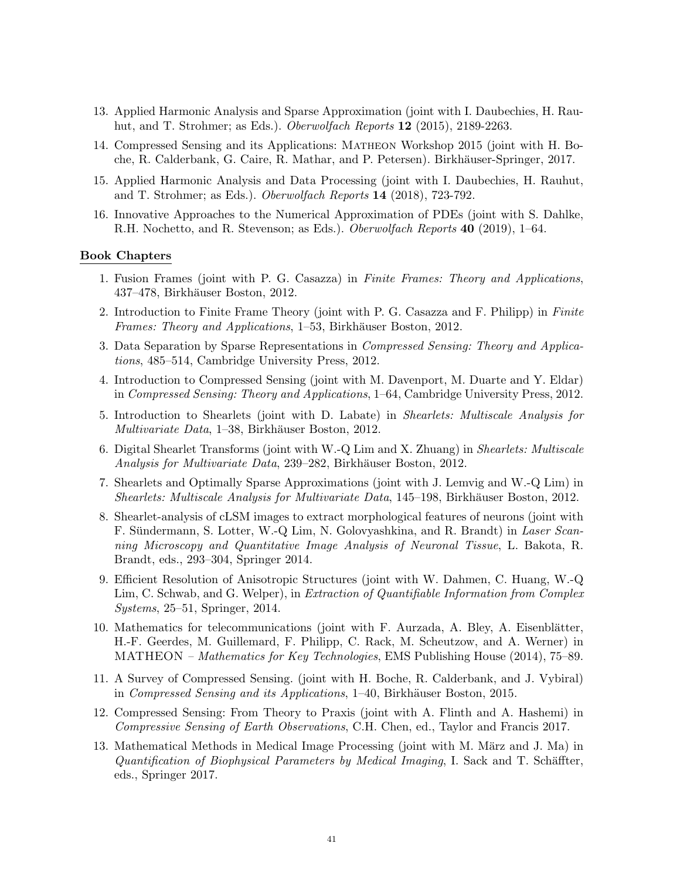13. Applied Harmonic Analysis and Sparse Approximation (joint with I. Daubechies, H. Rauhut, and T. Strohmer; as Eds.). *Oberwolfach Reports* **12** (2015), 2189-2263.

14. Compressed Sensing and its Applications: Matheon Workshop 2015 (joint with H. Boche, R. Calderbank, G. Caire, R. Mathar, and P. Petersen). Birkhäuser-Springer, 2017.

15. Applied Harmonic Analysis and Data Processing (joint with I. Daubechies, H. Rauhut, and T. Strohmer; as Eds.). *Oberwolfach Reports* **14** (2018), 723-792.

16. Innovative Approaches to the Numerical Approximation of PDEs (joint with S. Dahlke, R.H. Nochetto, and R. Stevenson; as Eds.). *Oberwolfach Reports* **40** (2019), 1–64.

## Book Chapters

1. Fusion Frames (joint with P. G. Casazza) in *Finite Frames: Theory and Applications*, 437–478, Birkhäuser Boston, 2012.

2. Introduction to Finite Frame Theory (joint with P. G. Casazza and F. Philipp) in *Finite Frames: Theory and Applications*, 1–53, Birkhäuser Boston, 2012.

3. Data Separation by Sparse Representations in *Compressed Sensing: Theory and Applications*, 485–514, Cambridge University Press, 2012.

4. Introduction to Compressed Sensing (joint with M. Davenport, M. Duarte and Y. Eldar) in *Compressed Sensing: Theory and Applications*, 1–64, Cambridge University Press, 2012.

5. Introduction to Shearlets (joint with D. Labate) in *Shearlets: Multiscale Analysis for Multivariate Data*, 1–38, Birkhäuser Boston, 2012.

6. Digital Shearlet Transforms (joint with W.-Q Lim and X. Zhuang) in *Shearlets: Multiscale Analysis for Multivariate Data*, 239–282, Birkhäuser Boston, 2012.

7. Shearlets and Optimally Sparse Approximations (joint with J. Lemvig and W.-Q Lim) in *Shearlets: Multiscale Analysis for Multivariate Data*, 145–198, Birkhäuser Boston, 2012.

8. Shearlet-analysis of cLSM images to extract morphological features of neurons (joint with F. Sündermann, S. Lotter, W.-Q Lim, N. Golovyashkina, and R. Brandt) in *Laser Scanning Microscopy and Quantitative Image Analysis of Neuronal Tissue*, L. Bakota, R. Brandt, eds., 293–304, Springer 2014.

9. Efficient Resolution of Anisotropic Structures (joint with W. Dahmen, C. Huang, W.-Q Lim, C. Schwab, and G. Welper), in *Extraction of Quantifiable Information from Complex Systems*, 25–51, Springer, 2014.

10. Mathematics for telecommunications (joint with F. Aurzada, A. Bley, A. Eisenblätter, H.-F. Geerdes, M. Guillemard, F. Philipp, C. Rack, M. Scheutzow, and A. Werner) in MATHEON – *Mathematics for Key Technologies*, EMS Publishing House (2014), 75–89.

11. A Survey of Compressed Sensing. (joint with H. Boche, R. Calderbank, and J. Vybiral) in *Compressed Sensing and its Applications*, 1–40, Birkhäuser Boston, 2015.

12. Compressed Sensing: From Theory to Praxis (joint with A. Flinth and A. Hashemi) in *Compressive Sensing of Earth Observations*, C.H. Chen, ed., Taylor and Francis 2017.

13. Mathematical Methods in Medical Image Processing (joint with M. März and J. Ma) in *Quantification of Biophysical Parameters by Medical Imaging*, I. Sack and T. Schäffter, eds., Springer 2017.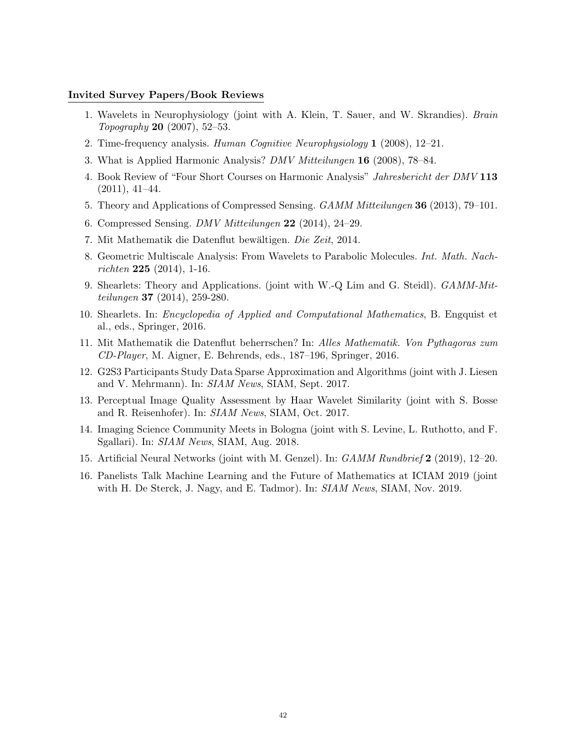**Invited Survey Papers/Book Reviews**

1. Wavelets in Neurophysiology (joint with A. Klein, T. Sauer, and W. Skrandies). *Brain Topography* **20** (2007), 52–53.
2. Time-frequency analysis. *Human Cognitive Neurophysiology* **1** (2008), 12–21.
3. What is Applied Harmonic Analysis? *DMV Mitteilungen* **16** (2008), 78–84.
4. Book Review of "Four Short Courses on Harmonic Analysis" *Jahresbericht der DMV* **113** (2011), 41–44.
5. Theory and Applications of Compressed Sensing. *GAMM Mitteilungen* **36** (2013), 79–101.
6. Compressed Sensing. *DMV Mitteilungen* **22** (2014), 24–29.
7. Mit Mathematik die Datenflut bewältigen. *Die Zeit*, 2014.
8. Geometric Multiscale Analysis: From Wavelets to Parabolic Molecules. *Int. Math. Nachrichten* **225** (2014), 1-16.
9. Shearlets: Theory and Applications. (joint with W.-Q Lim and G. Steidl). *GAMM-Mitteilungen* **37** (2014), 259-280.
10. Shearlets. In: *Encyclopedia of Applied and Computational Mathematics*, B. Engquist et al., eds., Springer, 2016.
11. Mit Mathematik die Datenflut beherrschen? In: *Alles Mathematik. Von Pythagoras zum CD-Player*, M. Aigner, E. Behrends, eds., 187–196, Springer, 2016.
12. G2S3 Participants Study Data Sparse Approximation and Algorithms (joint with J. Liesen and V. Mehrmann). In: *SIAM News*, SIAM, Sept. 2017.
13. Perceptual Image Quality Assessment by Haar Wavelet Similarity (joint with S. Bosse and R. Reisenhofer). In: *SIAM News*, SIAM, Oct. 2017.
14. Imaging Science Community Meets in Bologna (joint with S. Levine, L. Ruthotto, and F. Sgallari). In: *SIAM News*, SIAM, Aug. 2018.
15. Artificial Neural Networks (joint with M. Genzel). In: *GAMM Rundbrief* **2** (2019), 12–20.
16. Panelists Talk Machine Learning and the Future of Mathematics at ICIAM 2019 (joint with H. De Sterck, J. Nagy, and E. Tadmor). In: *SIAM News*, SIAM, Nov. 2019.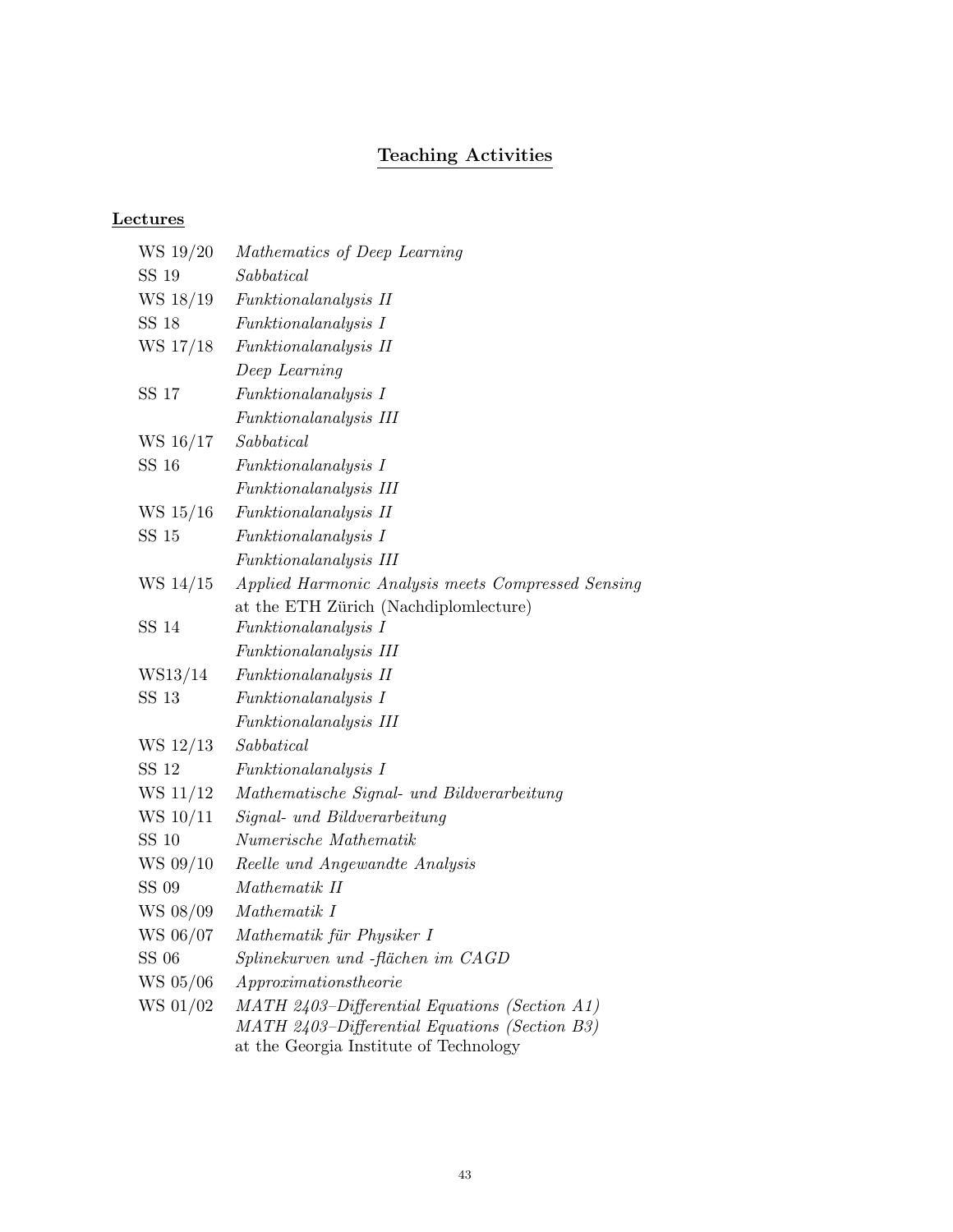# Teaching Activities

## Lectures

| | |
|---|---|
| WS 19/20 | *Mathematics of Deep Learning* |
| SS 19 | *Sabbatical* |
| WS 18/19 | *Funktionalanalysis II* |
| SS 18 | *Funktionalanalysis I* |
| WS 17/18 | *Funktionalanalysis II* |
| | *Deep Learning* |
| SS 17 | *Funktionalanalysis I* |
| | *Funktionalanalysis III* |
| WS 16/17 | *Sabbatical* |
| SS 16 | *Funktionalanalysis I* |
| | *Funktionalanalysis III* |
| WS 15/16 | *Funktionalanalysis II* |
| SS 15 | *Funktionalanalysis I* |
| | *Funktionalanalysis III* |
| WS 14/15 | *Applied Harmonic Analysis meets Compressed Sensing* at the ETH Zürich (Nachdiplomlecture) |
| SS 14 | *Funktionalanalysis I* |
| | *Funktionalanalysis III* |
| WS13/14 | *Funktionalanalysis II* |
| SS 13 | *Funktionalanalysis I* |
| | *Funktionalanalysis III* |
| WS 12/13 | *Sabbatical* |
| SS 12 | *Funktionalanalysis I* |
| WS 11/12 | *Mathematische Signal- und Bildverarbeitung* |
| WS 10/11 | *Signal- und Bildverarbeitung* |
| SS 10 | *Numerische Mathematik* |
| WS 09/10 | *Reelle und Angewandte Analysis* |
| SS 09 | *Mathematik II* |
| WS 08/09 | *Mathematik I* |
| WS 06/07 | *Mathematik für Physiker I* |
| SS 06 | *Splinekurven und -flächen im CAGD* |
| WS 05/06 | *Approximationstheorie* |
| WS 01/02 | *MATH 2403–Differential Equations (Section A1)* |
| | *MATH 2403–Differential Equations (Section B3)* at the Georgia Institute of Technology |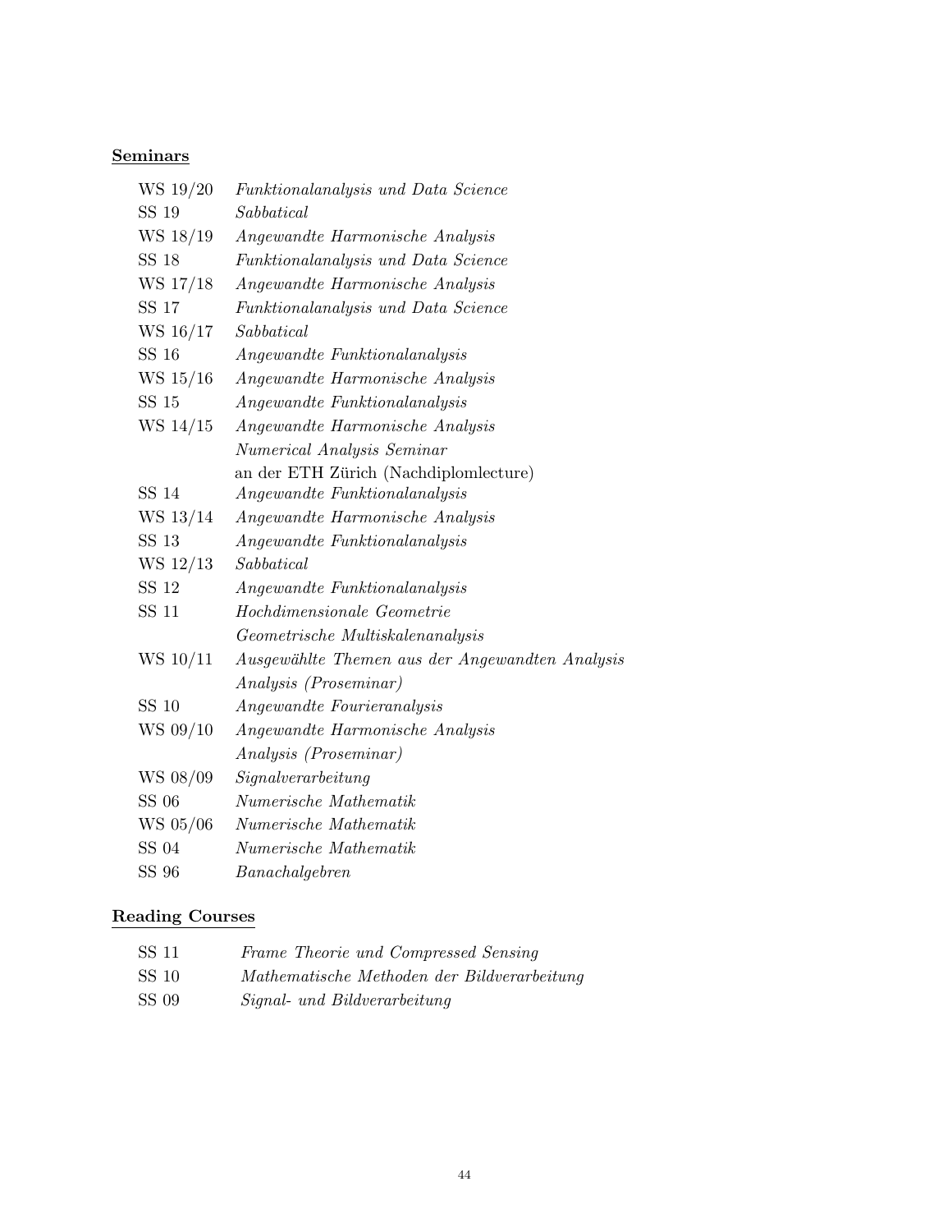**Seminars**

| | |
|---|---|
| WS 19/20 | *Funktionalanalysis und Data Science* |
| SS 19 | *Sabbatical* |
| WS 18/19 | *Angewandte Harmonische Analysis* |
| SS 18 | *Funktionalanalysis und Data Science* |
| WS 17/18 | *Angewandte Harmonische Analysis* |
| SS 17 | *Funktionalanalysis und Data Science* |
| WS 16/17 | *Sabbatical* |
| SS 16 | *Angewandte Funktionalanalysis* |
| WS 15/16 | *Angewandte Harmonische Analysis* |
| SS 15 | *Angewandte Funktionalanalysis* |
| WS 14/15 | *Angewandte Harmonische Analysis* |
| | *Numerical Analysis Seminar* |
| | an der ETH Zürich (Nachdiplomlecture) |
| SS 14 | *Angewandte Funktionalanalysis* |
| WS 13/14 | *Angewandte Harmonische Analysis* |
| SS 13 | *Angewandte Funktionalanalysis* |
| WS 12/13 | *Sabbatical* |
| SS 12 | *Angewandte Funktionalanalysis* |
| SS 11 | *Hochdimensionale Geometrie* |
| | *Geometrische Multiskalenanalysis* |
| WS 10/11 | *Ausgewählte Themen aus der Angewandten Analysis* |
| | *Analysis (Proseminar)* |
| SS 10 | *Angewandte Fourieranalysis* |
| WS 09/10 | *Angewandte Harmonische Analysis* |
| | *Analysis (Proseminar)* |
| WS 08/09 | *Signalverarbeitung* |
| SS 06 | *Numerische Mathematik* |
| WS 05/06 | *Numerische Mathematik* |
| SS 04 | *Numerische Mathematik* |
| SS 96 | *Banachalgebren* |

**Reading Courses**

| | |
|---|---|
| SS 11 | *Frame Theorie und Compressed Sensing* |
| SS 10 | *Mathematische Methoden der Bildverarbeitung* |
| SS 09 | *Signal- und Bildverarbeitung* |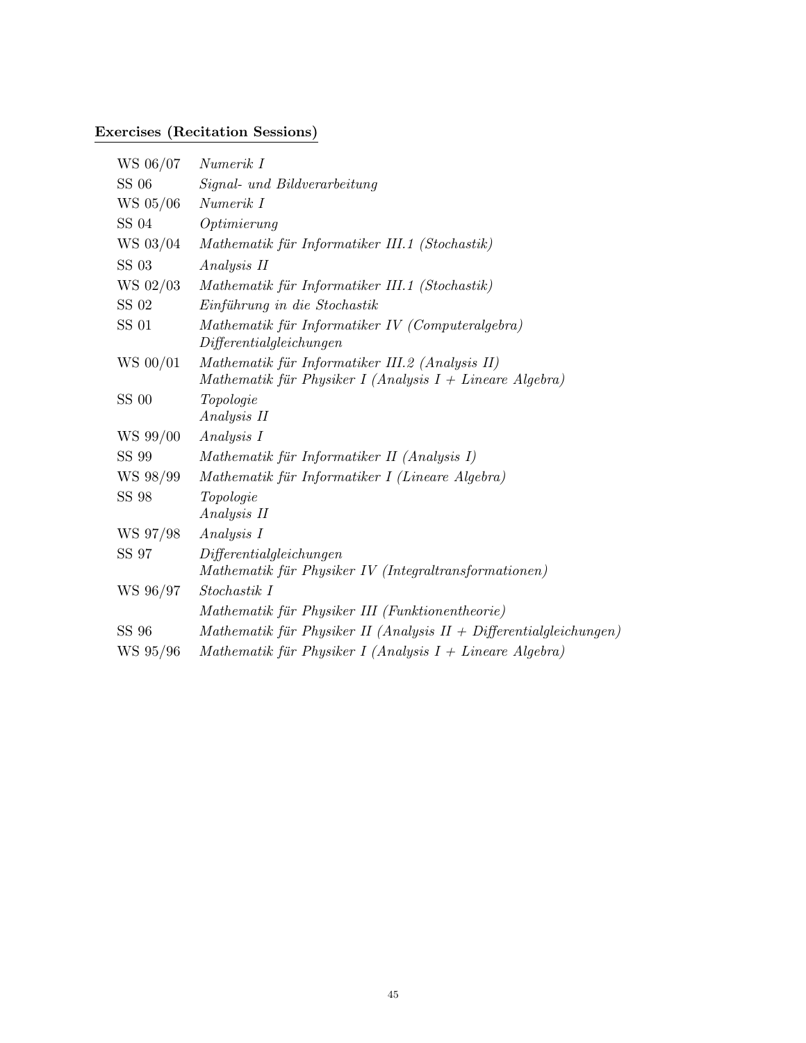**Exercises (Recitation Sessions)**

| | |
|---|---|
| WS 06/07 | *Numerik I* |
| SS 06 | *Signal- und Bildverarbeitung* |
| WS 05/06 | *Numerik I* |
| SS 04 | *Optimierung* |
| WS 03/04 | *Mathematik für Informatiker III.1 (Stochastik)* |
| SS 03 | *Analysis II* |
| WS 02/03 | *Mathematik für Informatiker III.1 (Stochastik)* |
| SS 02 | *Einführung in die Stochastik* |
| SS 01 | *Mathematik für Informatiker IV (Computeralgebra)* |
| | *Differentialgleichungen* |
| WS 00/01 | *Mathematik für Informatiker III.2 (Analysis II)* |
| | *Mathematik für Physiker I (Analysis I + Lineare Algebra)* |
| SS 00 | *Topologie* |
| | *Analysis II* |
| WS 99/00 | *Analysis I* |
| SS 99 | *Mathematik für Informatiker II (Analysis I)* |
| WS 98/99 | *Mathematik für Informatiker I (Lineare Algebra)* |
| SS 98 | *Topologie* |
| | *Analysis II* |
| WS 97/98 | *Analysis I* |
| SS 97 | *Differentialgleichungen* |
| | *Mathematik für Physiker IV (Integraltransformationen)* |
| WS 96/97 | *Stochastik I* |
| | *Mathematik für Physiker III (Funktionentheorie)* |
| SS 96 | *Mathematik für Physiker II (Analysis II + Differentialgleichungen)* |
| WS 95/96 | *Mathematik für Physiker I (Analysis I + Lineare Algebra)* |